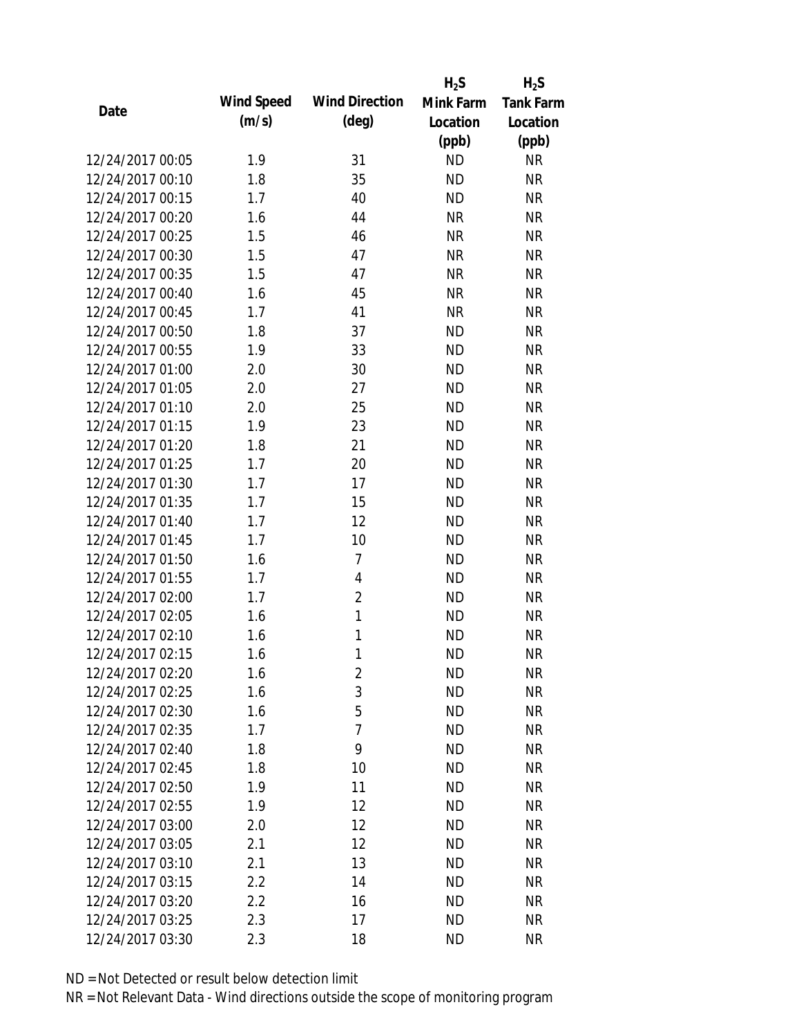| Date | Wind Speed (m/s) | Wind Direction (deg) | $H_2S$ Mink Farm Location (ppb) | $H_2S$ Tank Farm Location (ppb) |
|---|---|---|---|---|
| 12/24/2017 00:05 | 1.9 | 31 | ND | NR |
| 12/24/2017 00:10 | 1.8 | 35 | ND | NR |
| 12/24/2017 00:15 | 1.7 | 40 | ND | NR |
| 12/24/2017 00:20 | 1.6 | 44 | NR | NR |
| 12/24/2017 00:25 | 1.5 | 46 | NR | NR |
| 12/24/2017 00:30 | 1.5 | 47 | NR | NR |
| 12/24/2017 00:35 | 1.5 | 47 | NR | NR |
| 12/24/2017 00:40 | 1.6 | 45 | NR | NR |
| 12/24/2017 00:45 | 1.7 | 41 | NR | NR |
| 12/24/2017 00:50 | 1.8 | 37 | ND | NR |
| 12/24/2017 00:55 | 1.9 | 33 | ND | NR |
| 12/24/2017 01:00 | 2.0 | 30 | ND | NR |
| 12/24/2017 01:05 | 2.0 | 27 | ND | NR |
| 12/24/2017 01:10 | 2.0 | 25 | ND | NR |
| 12/24/2017 01:15 | 1.9 | 23 | ND | NR |
| 12/24/2017 01:20 | 1.8 | 21 | ND | NR |
| 12/24/2017 01:25 | 1.7 | 20 | ND | NR |
| 12/24/2017 01:30 | 1.7 | 17 | ND | NR |
| 12/24/2017 01:35 | 1.7 | 15 | ND | NR |
| 12/24/2017 01:40 | 1.7 | 12 | ND | NR |
| 12/24/2017 01:45 | 1.7 | 10 | ND | NR |
| 12/24/2017 01:50 | 1.6 | 7 | ND | NR |
| 12/24/2017 01:55 | 1.7 | 4 | ND | NR |
| 12/24/2017 02:00 | 1.7 | 2 | ND | NR |
| 12/24/2017 02:05 | 1.6 | 1 | ND | NR |
| 12/24/2017 02:10 | 1.6 | 1 | ND | NR |
| 12/24/2017 02:15 | 1.6 | 1 | ND | NR |
| 12/24/2017 02:20 | 1.6 | 2 | ND | NR |
| 12/24/2017 02:25 | 1.6 | 3 | ND | NR |
| 12/24/2017 02:30 | 1.6 | 5 | ND | NR |
| 12/24/2017 02:35 | 1.7 | 7 | ND | NR |
| 12/24/2017 02:40 | 1.8 | 9 | ND | NR |
| 12/24/2017 02:45 | 1.8 | 10 | ND | NR |
| 12/24/2017 02:50 | 1.9 | 11 | ND | NR |
| 12/24/2017 02:55 | 1.9 | 12 | ND | NR |
| 12/24/2017 03:00 | 2.0 | 12 | ND | NR |
| 12/24/2017 03:05 | 2.1 | 12 | ND | NR |
| 12/24/2017 03:10 | 2.1 | 13 | ND | NR |
| 12/24/2017 03:15 | 2.2 | 14 | ND | NR |
| 12/24/2017 03:20 | 2.2 | 16 | ND | NR |
| 12/24/2017 03:25 | 2.3 | 17 | ND | NR |
| 12/24/2017 03:30 | 2.3 | 18 | ND | NR |

ND = Not Detected or result below detection limit

NR = Not Relevant Data - Wind directions outside the scope of monitoring program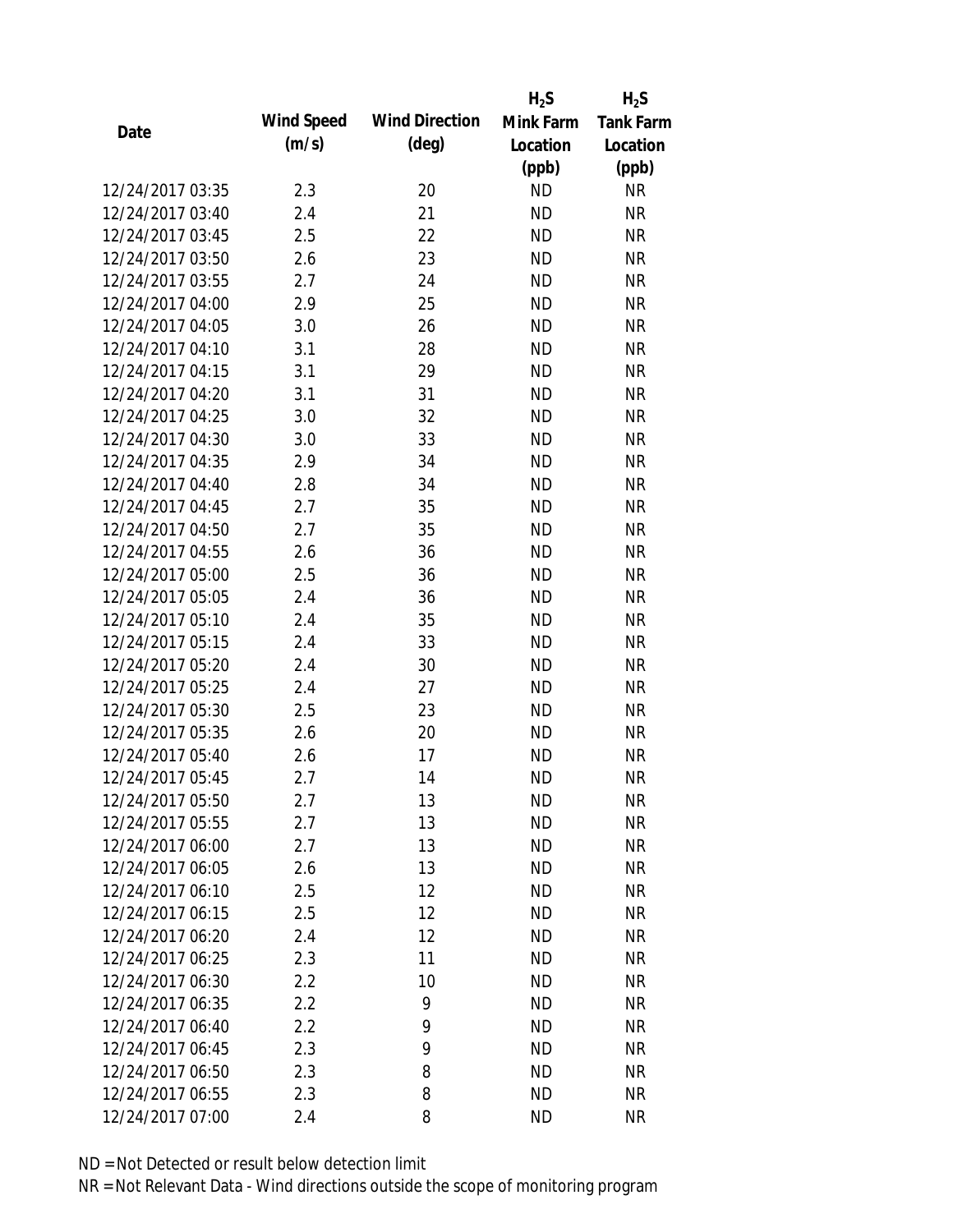| Date | Wind Speed (m/s) | Wind Direction (deg) | $H_2S$ Mink Farm Location (ppb) | $H_2S$ Tank Farm Location (ppb) |
|---|---|---|---|---|
| 12/24/2017 03:35 | 2.3 | 20 | ND | NR |
| 12/24/2017 03:40 | 2.4 | 21 | ND | NR |
| 12/24/2017 03:45 | 2.5 | 22 | ND | NR |
| 12/24/2017 03:50 | 2.6 | 23 | ND | NR |
| 12/24/2017 03:55 | 2.7 | 24 | ND | NR |
| 12/24/2017 04:00 | 2.9 | 25 | ND | NR |
| 12/24/2017 04:05 | 3.0 | 26 | ND | NR |
| 12/24/2017 04:10 | 3.1 | 28 | ND | NR |
| 12/24/2017 04:15 | 3.1 | 29 | ND | NR |
| 12/24/2017 04:20 | 3.1 | 31 | ND | NR |
| 12/24/2017 04:25 | 3.0 | 32 | ND | NR |
| 12/24/2017 04:30 | 3.0 | 33 | ND | NR |
| 12/24/2017 04:35 | 2.9 | 34 | ND | NR |
| 12/24/2017 04:40 | 2.8 | 34 | ND | NR |
| 12/24/2017 04:45 | 2.7 | 35 | ND | NR |
| 12/24/2017 04:50 | 2.7 | 35 | ND | NR |
| 12/24/2017 04:55 | 2.6 | 36 | ND | NR |
| 12/24/2017 05:00 | 2.5 | 36 | ND | NR |
| 12/24/2017 05:05 | 2.4 | 36 | ND | NR |
| 12/24/2017 05:10 | 2.4 | 35 | ND | NR |
| 12/24/2017 05:15 | 2.4 | 33 | ND | NR |
| 12/24/2017 05:20 | 2.4 | 30 | ND | NR |
| 12/24/2017 05:25 | 2.4 | 27 | ND | NR |
| 12/24/2017 05:30 | 2.5 | 23 | ND | NR |
| 12/24/2017 05:35 | 2.6 | 20 | ND | NR |
| 12/24/2017 05:40 | 2.6 | 17 | ND | NR |
| 12/24/2017 05:45 | 2.7 | 14 | ND | NR |
| 12/24/2017 05:50 | 2.7 | 13 | ND | NR |
| 12/24/2017 05:55 | 2.7 | 13 | ND | NR |
| 12/24/2017 06:00 | 2.7 | 13 | ND | NR |
| 12/24/2017 06:05 | 2.6 | 13 | ND | NR |
| 12/24/2017 06:10 | 2.5 | 12 | ND | NR |
| 12/24/2017 06:15 | 2.5 | 12 | ND | NR |
| 12/24/2017 06:20 | 2.4 | 12 | ND | NR |
| 12/24/2017 06:25 | 2.3 | 11 | ND | NR |
| 12/24/2017 06:30 | 2.2 | 10 | ND | NR |
| 12/24/2017 06:35 | 2.2 | 9 | ND | NR |
| 12/24/2017 06:40 | 2.2 | 9 | ND | NR |
| 12/24/2017 06:45 | 2.3 | 9 | ND | NR |
| 12/24/2017 06:50 | 2.3 | 8 | ND | NR |
| 12/24/2017 06:55 | 2.3 | 8 | ND | NR |
| 12/24/2017 07:00 | 2.4 | 8 | ND | NR |

ND = Not Detected or result below detection limit

NR = Not Relevant Data - Wind directions outside the scope of monitoring program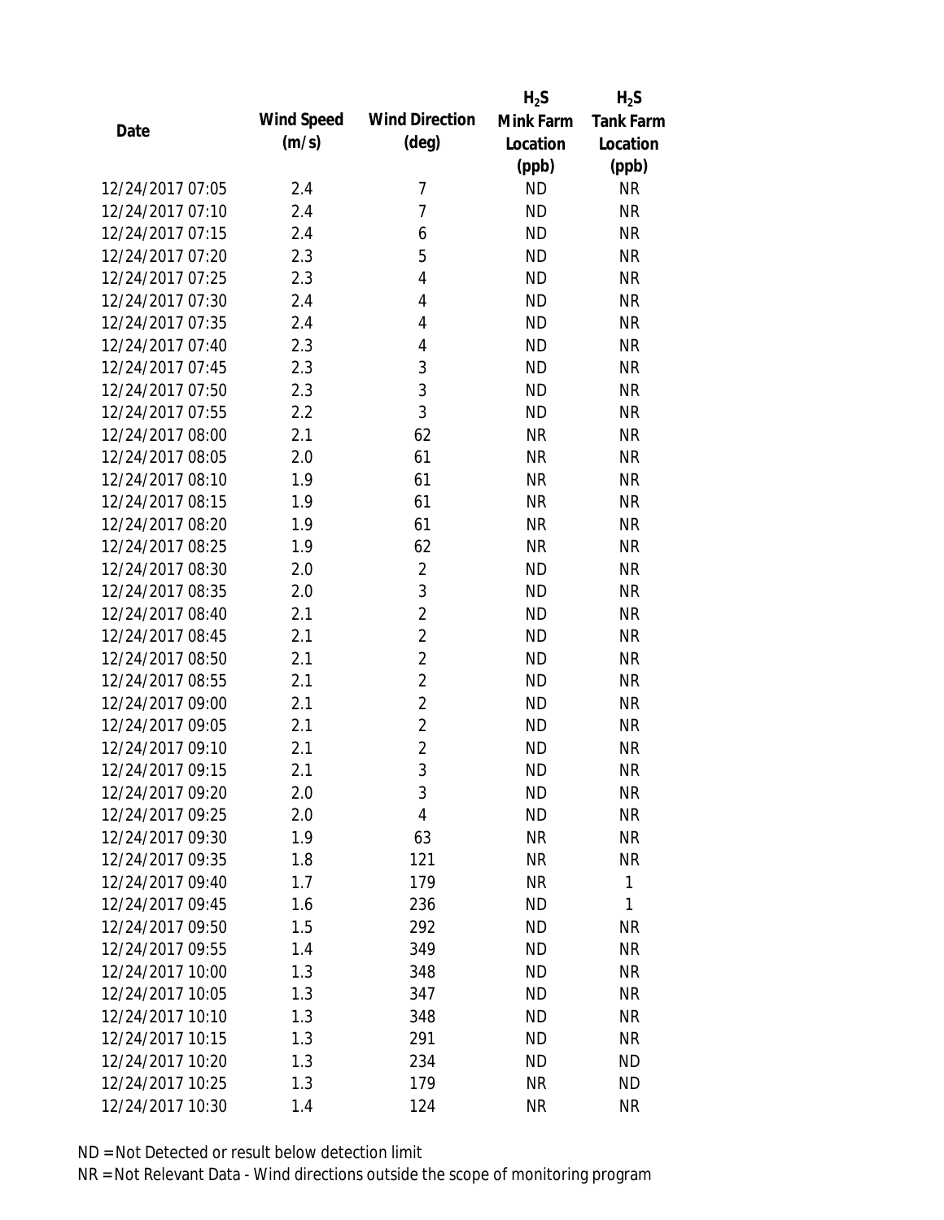| Date | Wind Speed (m/s) | Wind Direction (deg) | $H_2S$ Mink Farm Location (ppb) | $H_2S$ Tank Farm Location (ppb) |
|---|---|---|---|---|
| 12/24/2017 07:05 | 2.4 | 7 | ND | NR |
| 12/24/2017 07:10 | 2.4 | 7 | ND | NR |
| 12/24/2017 07:15 | 2.4 | 6 | ND | NR |
| 12/24/2017 07:20 | 2.3 | 5 | ND | NR |
| 12/24/2017 07:25 | 2.3 | 4 | ND | NR |
| 12/24/2017 07:30 | 2.4 | 4 | ND | NR |
| 12/24/2017 07:35 | 2.4 | 4 | ND | NR |
| 12/24/2017 07:40 | 2.3 | 4 | ND | NR |
| 12/24/2017 07:45 | 2.3 | 3 | ND | NR |
| 12/24/2017 07:50 | 2.3 | 3 | ND | NR |
| 12/24/2017 07:55 | 2.2 | 3 | ND | NR |
| 12/24/2017 08:00 | 2.1 | 62 | NR | NR |
| 12/24/2017 08:05 | 2.0 | 61 | NR | NR |
| 12/24/2017 08:10 | 1.9 | 61 | NR | NR |
| 12/24/2017 08:15 | 1.9 | 61 | NR | NR |
| 12/24/2017 08:20 | 1.9 | 61 | NR | NR |
| 12/24/2017 08:25 | 1.9 | 62 | NR | NR |
| 12/24/2017 08:30 | 2.0 | 2 | ND | NR |
| 12/24/2017 08:35 | 2.0 | 3 | ND | NR |
| 12/24/2017 08:40 | 2.1 | 2 | ND | NR |
| 12/24/2017 08:45 | 2.1 | 2 | ND | NR |
| 12/24/2017 08:50 | 2.1 | 2 | ND | NR |
| 12/24/2017 08:55 | 2.1 | 2 | ND | NR |
| 12/24/2017 09:00 | 2.1 | 2 | ND | NR |
| 12/24/2017 09:05 | 2.1 | 2 | ND | NR |
| 12/24/2017 09:10 | 2.1 | 2 | ND | NR |
| 12/24/2017 09:15 | 2.1 | 3 | ND | NR |
| 12/24/2017 09:20 | 2.0 | 3 | ND | NR |
| 12/24/2017 09:25 | 2.0 | 4 | ND | NR |
| 12/24/2017 09:30 | 1.9 | 63 | NR | NR |
| 12/24/2017 09:35 | 1.8 | 121 | NR | NR |
| 12/24/2017 09:40 | 1.7 | 179 | NR | 1 |
| 12/24/2017 09:45 | 1.6 | 236 | ND | 1 |
| 12/24/2017 09:50 | 1.5 | 292 | ND | NR |
| 12/24/2017 09:55 | 1.4 | 349 | ND | NR |
| 12/24/2017 10:00 | 1.3 | 348 | ND | NR |
| 12/24/2017 10:05 | 1.3 | 347 | ND | NR |
| 12/24/2017 10:10 | 1.3 | 348 | ND | NR |
| 12/24/2017 10:15 | 1.3 | 291 | ND | NR |
| 12/24/2017 10:20 | 1.3 | 234 | ND | ND |
| 12/24/2017 10:25 | 1.3 | 179 | NR | ND |
| 12/24/2017 10:30 | 1.4 | 124 | NR | NR |

ND = Not Detected or result below detection limit

NR = Not Relevant Data - Wind directions outside the scope of monitoring program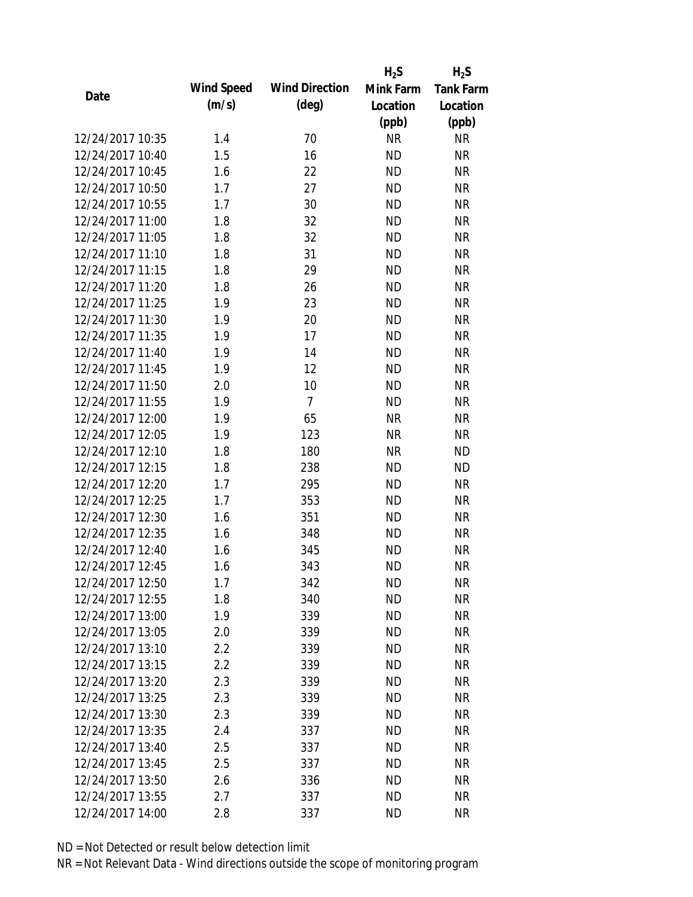| Date | Wind Speed (m/s) | Wind Direction (deg) | $H_2S$ Mink Farm Location (ppb) | $H_2S$ Tank Farm Location (ppb) |
| --- | --- | --- | --- | --- |
| 12/24/2017 10:35 | 1.4 | 70 | NR | NR |
| 12/24/2017 10:40 | 1.5 | 16 | ND | NR |
| 12/24/2017 10:45 | 1.6 | 22 | ND | NR |
| 12/24/2017 10:50 | 1.7 | 27 | ND | NR |
| 12/24/2017 10:55 | 1.7 | 30 | ND | NR |
| 12/24/2017 11:00 | 1.8 | 32 | ND | NR |
| 12/24/2017 11:05 | 1.8 | 32 | ND | NR |
| 12/24/2017 11:10 | 1.8 | 31 | ND | NR |
| 12/24/2017 11:15 | 1.8 | 29 | ND | NR |
| 12/24/2017 11:20 | 1.8 | 26 | ND | NR |
| 12/24/2017 11:25 | 1.9 | 23 | ND | NR |
| 12/24/2017 11:30 | 1.9 | 20 | ND | NR |
| 12/24/2017 11:35 | 1.9 | 17 | ND | NR |
| 12/24/2017 11:40 | 1.9 | 14 | ND | NR |
| 12/24/2017 11:45 | 1.9 | 12 | ND | NR |
| 12/24/2017 11:50 | 2.0 | 10 | ND | NR |
| 12/24/2017 11:55 | 1.9 | 7 | ND | NR |
| 12/24/2017 12:00 | 1.9 | 65 | NR | NR |
| 12/24/2017 12:05 | 1.9 | 123 | NR | NR |
| 12/24/2017 12:10 | 1.8 | 180 | NR | ND |
| 12/24/2017 12:15 | 1.8 | 238 | ND | ND |
| 12/24/2017 12:20 | 1.7 | 295 | ND | NR |
| 12/24/2017 12:25 | 1.7 | 353 | ND | NR |
| 12/24/2017 12:30 | 1.6 | 351 | ND | NR |
| 12/24/2017 12:35 | 1.6 | 348 | ND | NR |
| 12/24/2017 12:40 | 1.6 | 345 | ND | NR |
| 12/24/2017 12:45 | 1.6 | 343 | ND | NR |
| 12/24/2017 12:50 | 1.7 | 342 | ND | NR |
| 12/24/2017 12:55 | 1.8 | 340 | ND | NR |
| 12/24/2017 13:00 | 1.9 | 339 | ND | NR |
| 12/24/2017 13:05 | 2.0 | 339 | ND | NR |
| 12/24/2017 13:10 | 2.2 | 339 | ND | NR |
| 12/24/2017 13:15 | 2.2 | 339 | ND | NR |
| 12/24/2017 13:20 | 2.3 | 339 | ND | NR |
| 12/24/2017 13:25 | 2.3 | 339 | ND | NR |
| 12/24/2017 13:30 | 2.3 | 339 | ND | NR |
| 12/24/2017 13:35 | 2.4 | 337 | ND | NR |
| 12/24/2017 13:40 | 2.5 | 337 | ND | NR |
| 12/24/2017 13:45 | 2.5 | 337 | ND | NR |
| 12/24/2017 13:50 | 2.6 | 336 | ND | NR |
| 12/24/2017 13:55 | 2.7 | 337 | ND | NR |
| 12/24/2017 14:00 | 2.8 | 337 | ND | NR |

ND = Not Detected or result below detection limit

NR = Not Relevant Data - Wind directions outside the scope of monitoring program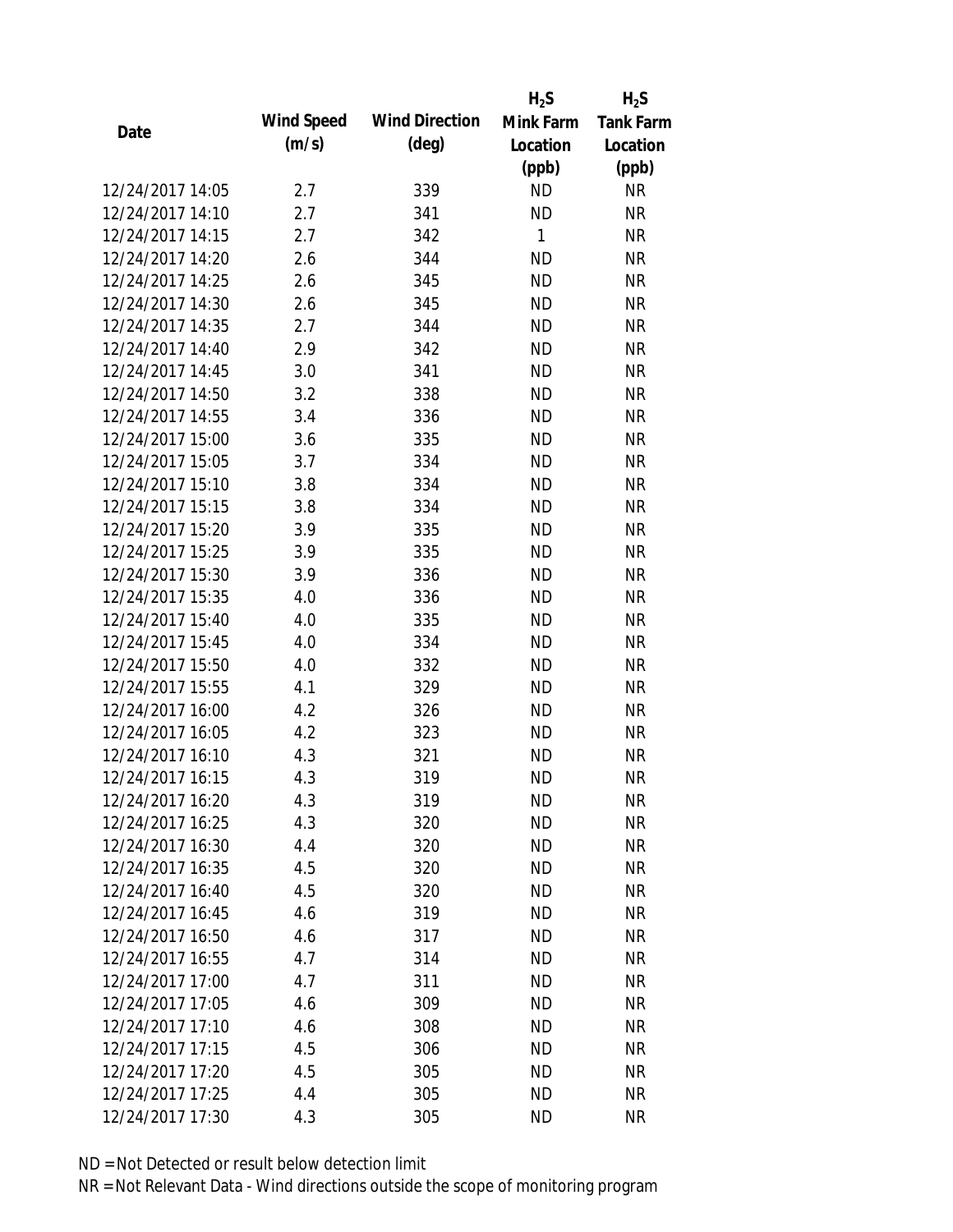| Date | Wind Speed (m/s) | Wind Direction (deg) | $H_2S$ Mink Farm Location (ppb) | $H_2S$ Tank Farm Location (ppb) |
|---|---|---|---|---|
| 12/24/2017 14:05 | 2.7 | 339 | ND | NR |
| 12/24/2017 14:10 | 2.7 | 341 | ND | NR |
| 12/24/2017 14:15 | 2.7 | 342 | 1 | NR |
| 12/24/2017 14:20 | 2.6 | 344 | ND | NR |
| 12/24/2017 14:25 | 2.6 | 345 | ND | NR |
| 12/24/2017 14:30 | 2.6 | 345 | ND | NR |
| 12/24/2017 14:35 | 2.7 | 344 | ND | NR |
| 12/24/2017 14:40 | 2.9 | 342 | ND | NR |
| 12/24/2017 14:45 | 3.0 | 341 | ND | NR |
| 12/24/2017 14:50 | 3.2 | 338 | ND | NR |
| 12/24/2017 14:55 | 3.4 | 336 | ND | NR |
| 12/24/2017 15:00 | 3.6 | 335 | ND | NR |
| 12/24/2017 15:05 | 3.7 | 334 | ND | NR |
| 12/24/2017 15:10 | 3.8 | 334 | ND | NR |
| 12/24/2017 15:15 | 3.8 | 334 | ND | NR |
| 12/24/2017 15:20 | 3.9 | 335 | ND | NR |
| 12/24/2017 15:25 | 3.9 | 335 | ND | NR |
| 12/24/2017 15:30 | 3.9 | 336 | ND | NR |
| 12/24/2017 15:35 | 4.0 | 336 | ND | NR |
| 12/24/2017 15:40 | 4.0 | 335 | ND | NR |
| 12/24/2017 15:45 | 4.0 | 334 | ND | NR |
| 12/24/2017 15:50 | 4.0 | 332 | ND | NR |
| 12/24/2017 15:55 | 4.1 | 329 | ND | NR |
| 12/24/2017 16:00 | 4.2 | 326 | ND | NR |
| 12/24/2017 16:05 | 4.2 | 323 | ND | NR |
| 12/24/2017 16:10 | 4.3 | 321 | ND | NR |
| 12/24/2017 16:15 | 4.3 | 319 | ND | NR |
| 12/24/2017 16:20 | 4.3 | 319 | ND | NR |
| 12/24/2017 16:25 | 4.3 | 320 | ND | NR |
| 12/24/2017 16:30 | 4.4 | 320 | ND | NR |
| 12/24/2017 16:35 | 4.5 | 320 | ND | NR |
| 12/24/2017 16:40 | 4.5 | 320 | ND | NR |
| 12/24/2017 16:45 | 4.6 | 319 | ND | NR |
| 12/24/2017 16:50 | 4.6 | 317 | ND | NR |
| 12/24/2017 16:55 | 4.7 | 314 | ND | NR |
| 12/24/2017 17:00 | 4.7 | 311 | ND | NR |
| 12/24/2017 17:05 | 4.6 | 309 | ND | NR |
| 12/24/2017 17:10 | 4.6 | 308 | ND | NR |
| 12/24/2017 17:15 | 4.5 | 306 | ND | NR |
| 12/24/2017 17:20 | 4.5 | 305 | ND | NR |
| 12/24/2017 17:25 | 4.4 | 305 | ND | NR |
| 12/24/2017 17:30 | 4.3 | 305 | ND | NR |

ND = Not Detected or result below detection limit

NR = Not Relevant Data - Wind directions outside the scope of monitoring program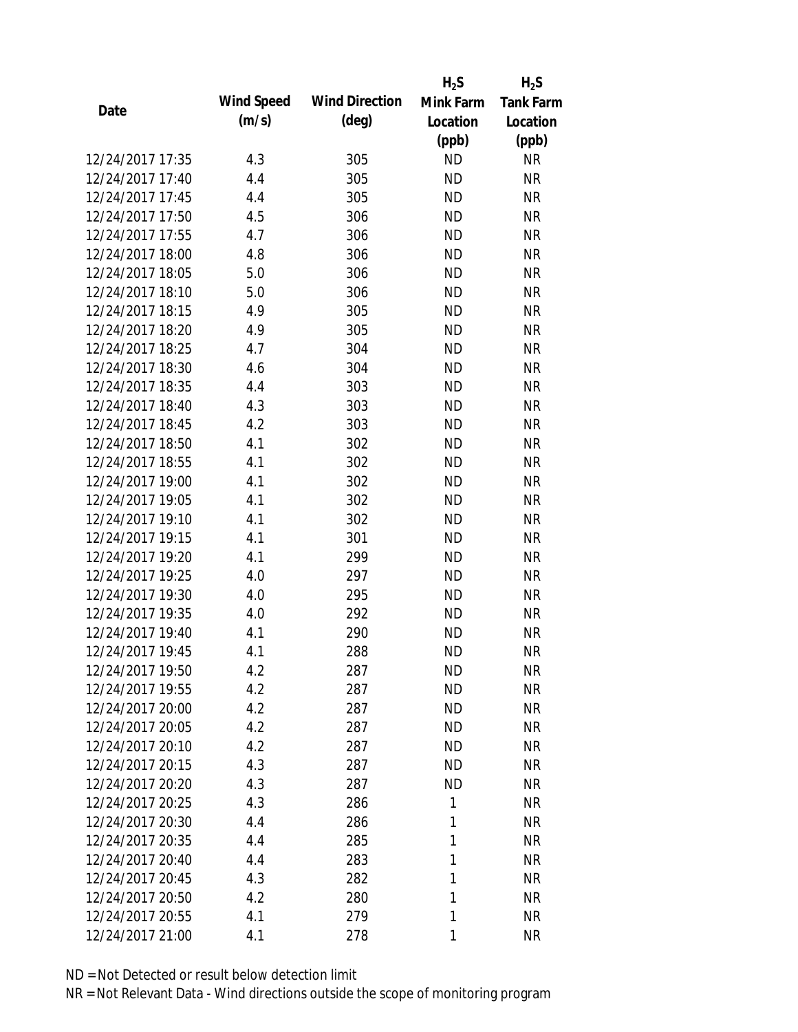| Date | Wind Speed (m/s) | Wind Direction (deg) | $H_2S$ Mink Farm Location (ppb) | $H_2S$ Tank Farm Location (ppb) |
|---|---|---|---|---|
| 12/24/2017 17:35 | 4.3 | 305 | ND | NR |
| 12/24/2017 17:40 | 4.4 | 305 | ND | NR |
| 12/24/2017 17:45 | 4.4 | 305 | ND | NR |
| 12/24/2017 17:50 | 4.5 | 306 | ND | NR |
| 12/24/2017 17:55 | 4.7 | 306 | ND | NR |
| 12/24/2017 18:00 | 4.8 | 306 | ND | NR |
| 12/24/2017 18:05 | 5.0 | 306 | ND | NR |
| 12/24/2017 18:10 | 5.0 | 306 | ND | NR |
| 12/24/2017 18:15 | 4.9 | 305 | ND | NR |
| 12/24/2017 18:20 | 4.9 | 305 | ND | NR |
| 12/24/2017 18:25 | 4.7 | 304 | ND | NR |
| 12/24/2017 18:30 | 4.6 | 304 | ND | NR |
| 12/24/2017 18:35 | 4.4 | 303 | ND | NR |
| 12/24/2017 18:40 | 4.3 | 303 | ND | NR |
| 12/24/2017 18:45 | 4.2 | 303 | ND | NR |
| 12/24/2017 18:50 | 4.1 | 302 | ND | NR |
| 12/24/2017 18:55 | 4.1 | 302 | ND | NR |
| 12/24/2017 19:00 | 4.1 | 302 | ND | NR |
| 12/24/2017 19:05 | 4.1 | 302 | ND | NR |
| 12/24/2017 19:10 | 4.1 | 302 | ND | NR |
| 12/24/2017 19:15 | 4.1 | 301 | ND | NR |
| 12/24/2017 19:20 | 4.1 | 299 | ND | NR |
| 12/24/2017 19:25 | 4.0 | 297 | ND | NR |
| 12/24/2017 19:30 | 4.0 | 295 | ND | NR |
| 12/24/2017 19:35 | 4.0 | 292 | ND | NR |
| 12/24/2017 19:40 | 4.1 | 290 | ND | NR |
| 12/24/2017 19:45 | 4.1 | 288 | ND | NR |
| 12/24/2017 19:50 | 4.2 | 287 | ND | NR |
| 12/24/2017 19:55 | 4.2 | 287 | ND | NR |
| 12/24/2017 20:00 | 4.2 | 287 | ND | NR |
| 12/24/2017 20:05 | 4.2 | 287 | ND | NR |
| 12/24/2017 20:10 | 4.2 | 287 | ND | NR |
| 12/24/2017 20:15 | 4.3 | 287 | ND | NR |
| 12/24/2017 20:20 | 4.3 | 287 | ND | NR |
| 12/24/2017 20:25 | 4.3 | 286 | 1 | NR |
| 12/24/2017 20:30 | 4.4 | 286 | 1 | NR |
| 12/24/2017 20:35 | 4.4 | 285 | 1 | NR |
| 12/24/2017 20:40 | 4.4 | 283 | 1 | NR |
| 12/24/2017 20:45 | 4.3 | 282 | 1 | NR |
| 12/24/2017 20:50 | 4.2 | 280 | 1 | NR |
| 12/24/2017 20:55 | 4.1 | 279 | 1 | NR |
| 12/24/2017 21:00 | 4.1 | 278 | 1 | NR |

ND = Not Detected or result below detection limit

NR = Not Relevant Data - Wind directions outside the scope of monitoring program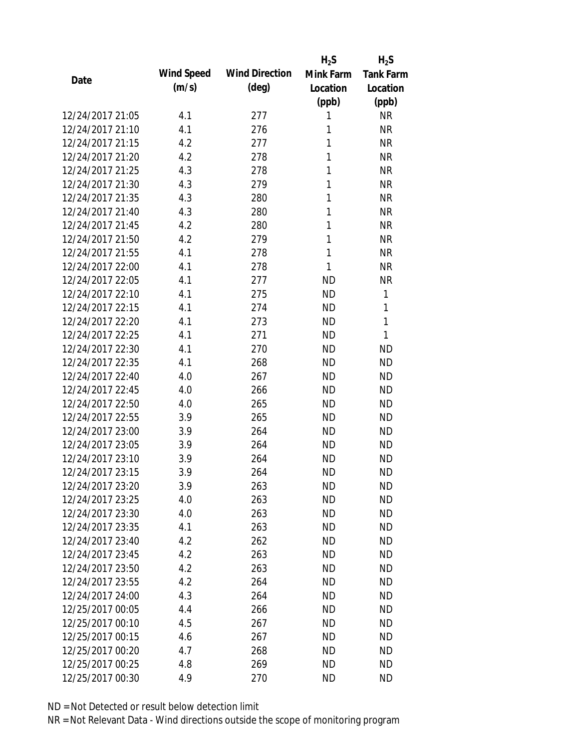| Date | Wind Speed (m/s) | Wind Direction (deg) | $H_2S$ Mink Farm Location (ppb) | $H_2S$ Tank Farm Location (ppb) |
|---|---|---|---|---|
| 12/24/2017 21:05 | 4.1 | 277 | 1 | NR |
| 12/24/2017 21:10 | 4.1 | 276 | 1 | NR |
| 12/24/2017 21:15 | 4.2 | 277 | 1 | NR |
| 12/24/2017 21:20 | 4.2 | 278 | 1 | NR |
| 12/24/2017 21:25 | 4.3 | 278 | 1 | NR |
| 12/24/2017 21:30 | 4.3 | 279 | 1 | NR |
| 12/24/2017 21:35 | 4.3 | 280 | 1 | NR |
| 12/24/2017 21:40 | 4.3 | 280 | 1 | NR |
| 12/24/2017 21:45 | 4.2 | 280 | 1 | NR |
| 12/24/2017 21:50 | 4.2 | 279 | 1 | NR |
| 12/24/2017 21:55 | 4.1 | 278 | 1 | NR |
| 12/24/2017 22:00 | 4.1 | 278 | 1 | NR |
| 12/24/2017 22:05 | 4.1 | 277 | ND | NR |
| 12/24/2017 22:10 | 4.1 | 275 | ND | 1 |
| 12/24/2017 22:15 | 4.1 | 274 | ND | 1 |
| 12/24/2017 22:20 | 4.1 | 273 | ND | 1 |
| 12/24/2017 22:25 | 4.1 | 271 | ND | 1 |
| 12/24/2017 22:30 | 4.1 | 270 | ND | ND |
| 12/24/2017 22:35 | 4.1 | 268 | ND | ND |
| 12/24/2017 22:40 | 4.0 | 267 | ND | ND |
| 12/24/2017 22:45 | 4.0 | 266 | ND | ND |
| 12/24/2017 22:50 | 4.0 | 265 | ND | ND |
| 12/24/2017 22:55 | 3.9 | 265 | ND | ND |
| 12/24/2017 23:00 | 3.9 | 264 | ND | ND |
| 12/24/2017 23:05 | 3.9 | 264 | ND | ND |
| 12/24/2017 23:10 | 3.9 | 264 | ND | ND |
| 12/24/2017 23:15 | 3.9 | 264 | ND | ND |
| 12/24/2017 23:20 | 3.9 | 263 | ND | ND |
| 12/24/2017 23:25 | 4.0 | 263 | ND | ND |
| 12/24/2017 23:30 | 4.0 | 263 | ND | ND |
| 12/24/2017 23:35 | 4.1 | 263 | ND | ND |
| 12/24/2017 23:40 | 4.2 | 262 | ND | ND |
| 12/24/2017 23:45 | 4.2 | 263 | ND | ND |
| 12/24/2017 23:50 | 4.2 | 263 | ND | ND |
| 12/24/2017 23:55 | 4.2 | 264 | ND | ND |
| 12/24/2017 24:00 | 4.3 | 264 | ND | ND |
| 12/25/2017 00:05 | 4.4 | 266 | ND | ND |
| 12/25/2017 00:10 | 4.5 | 267 | ND | ND |
| 12/25/2017 00:15 | 4.6 | 267 | ND | ND |
| 12/25/2017 00:20 | 4.7 | 268 | ND | ND |
| 12/25/2017 00:25 | 4.8 | 269 | ND | ND |
| 12/25/2017 00:30 | 4.9 | 270 | ND | ND |

ND = Not Detected or result below detection limit

NR = Not Relevant Data - Wind directions outside the scope of monitoring program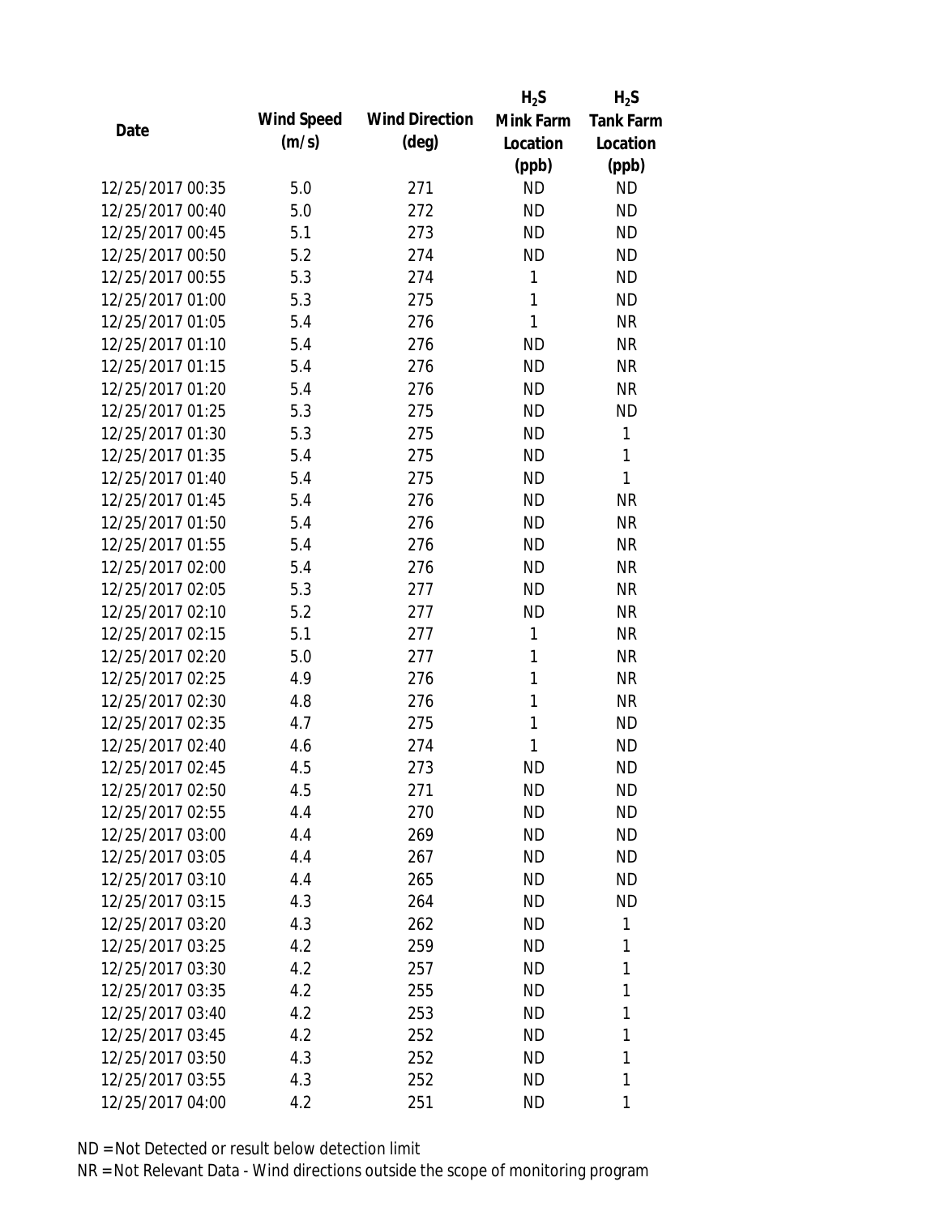| Date | Wind Speed (m/s) | Wind Direction (deg) | $H_2S$ Mink Farm Location (ppb) | $H_2S$ Tank Farm Location (ppb) |
|---|---|---|---|---|
| 12/25/2017 00:35 | 5.0 | 271 | ND | ND |
| 12/25/2017 00:40 | 5.0 | 272 | ND | ND |
| 12/25/2017 00:45 | 5.1 | 273 | ND | ND |
| 12/25/2017 00:50 | 5.2 | 274 | ND | ND |
| 12/25/2017 00:55 | 5.3 | 274 | 1 | ND |
| 12/25/2017 01:00 | 5.3 | 275 | 1 | ND |
| 12/25/2017 01:05 | 5.4 | 276 | 1 | NR |
| 12/25/2017 01:10 | 5.4 | 276 | ND | NR |
| 12/25/2017 01:15 | 5.4 | 276 | ND | NR |
| 12/25/2017 01:20 | 5.4 | 276 | ND | NR |
| 12/25/2017 01:25 | 5.3 | 275 | ND | ND |
| 12/25/2017 01:30 | 5.3 | 275 | ND | 1 |
| 12/25/2017 01:35 | 5.4 | 275 | ND | 1 |
| 12/25/2017 01:40 | 5.4 | 275 | ND | 1 |
| 12/25/2017 01:45 | 5.4 | 276 | ND | NR |
| 12/25/2017 01:50 | 5.4 | 276 | ND | NR |
| 12/25/2017 01:55 | 5.4 | 276 | ND | NR |
| 12/25/2017 02:00 | 5.4 | 276 | ND | NR |
| 12/25/2017 02:05 | 5.3 | 277 | ND | NR |
| 12/25/2017 02:10 | 5.2 | 277 | ND | NR |
| 12/25/2017 02:15 | 5.1 | 277 | 1 | NR |
| 12/25/2017 02:20 | 5.0 | 277 | 1 | NR |
| 12/25/2017 02:25 | 4.9 | 276 | 1 | NR |
| 12/25/2017 02:30 | 4.8 | 276 | 1 | NR |
| 12/25/2017 02:35 | 4.7 | 275 | 1 | ND |
| 12/25/2017 02:40 | 4.6 | 274 | 1 | ND |
| 12/25/2017 02:45 | 4.5 | 273 | ND | ND |
| 12/25/2017 02:50 | 4.5 | 271 | ND | ND |
| 12/25/2017 02:55 | 4.4 | 270 | ND | ND |
| 12/25/2017 03:00 | 4.4 | 269 | ND | ND |
| 12/25/2017 03:05 | 4.4 | 267 | ND | ND |
| 12/25/2017 03:10 | 4.4 | 265 | ND | ND |
| 12/25/2017 03:15 | 4.3 | 264 | ND | ND |
| 12/25/2017 03:20 | 4.3 | 262 | ND | 1 |
| 12/25/2017 03:25 | 4.2 | 259 | ND | 1 |
| 12/25/2017 03:30 | 4.2 | 257 | ND | 1 |
| 12/25/2017 03:35 | 4.2 | 255 | ND | 1 |
| 12/25/2017 03:40 | 4.2 | 253 | ND | 1 |
| 12/25/2017 03:45 | 4.2 | 252 | ND | 1 |
| 12/25/2017 03:50 | 4.3 | 252 | ND | 1 |
| 12/25/2017 03:55 | 4.3 | 252 | ND | 1 |
| 12/25/2017 04:00 | 4.2 | 251 | ND | 1 |

ND = Not Detected or result below detection limit

NR = Not Relevant Data - Wind directions outside the scope of monitoring program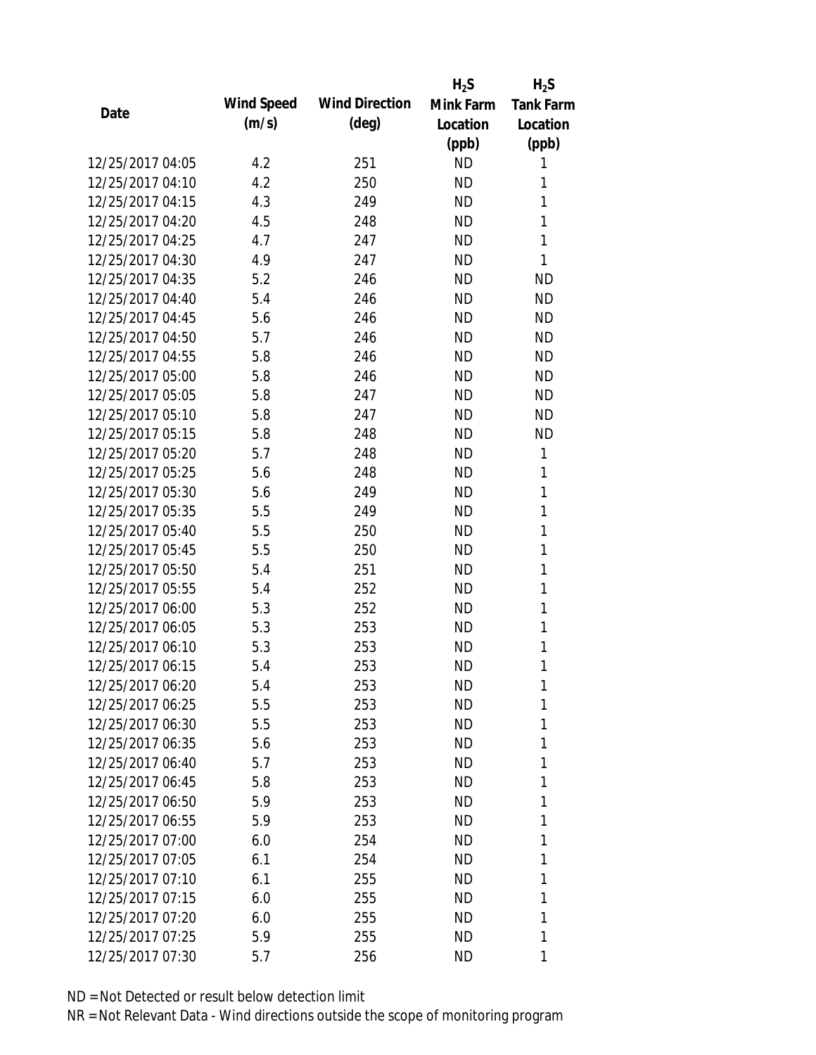| Date | Wind Speed (m/s) | Wind Direction (deg) | $H_2S$ Mink Farm Location (ppb) | $H_2S$ Tank Farm Location (ppb) |
|---|---|---|---|---|
| 12/25/2017 04:05 | 4.2 | 251 | ND | 1 |
| 12/25/2017 04:10 | 4.2 | 250 | ND | 1 |
| 12/25/2017 04:15 | 4.3 | 249 | ND | 1 |
| 12/25/2017 04:20 | 4.5 | 248 | ND | 1 |
| 12/25/2017 04:25 | 4.7 | 247 | ND | 1 |
| 12/25/2017 04:30 | 4.9 | 247 | ND | 1 |
| 12/25/2017 04:35 | 5.2 | 246 | ND | ND |
| 12/25/2017 04:40 | 5.4 | 246 | ND | ND |
| 12/25/2017 04:45 | 5.6 | 246 | ND | ND |
| 12/25/2017 04:50 | 5.7 | 246 | ND | ND |
| 12/25/2017 04:55 | 5.8 | 246 | ND | ND |
| 12/25/2017 05:00 | 5.8 | 246 | ND | ND |
| 12/25/2017 05:05 | 5.8 | 247 | ND | ND |
| 12/25/2017 05:10 | 5.8 | 247 | ND | ND |
| 12/25/2017 05:15 | 5.8 | 248 | ND | ND |
| 12/25/2017 05:20 | 5.7 | 248 | ND | 1 |
| 12/25/2017 05:25 | 5.6 | 248 | ND | 1 |
| 12/25/2017 05:30 | 5.6 | 249 | ND | 1 |
| 12/25/2017 05:35 | 5.5 | 249 | ND | 1 |
| 12/25/2017 05:40 | 5.5 | 250 | ND | 1 |
| 12/25/2017 05:45 | 5.5 | 250 | ND | 1 |
| 12/25/2017 05:50 | 5.4 | 251 | ND | 1 |
| 12/25/2017 05:55 | 5.4 | 252 | ND | 1 |
| 12/25/2017 06:00 | 5.3 | 252 | ND | 1 |
| 12/25/2017 06:05 | 5.3 | 253 | ND | 1 |
| 12/25/2017 06:10 | 5.3 | 253 | ND | 1 |
| 12/25/2017 06:15 | 5.4 | 253 | ND | 1 |
| 12/25/2017 06:20 | 5.4 | 253 | ND | 1 |
| 12/25/2017 06:25 | 5.5 | 253 | ND | 1 |
| 12/25/2017 06:30 | 5.5 | 253 | ND | 1 |
| 12/25/2017 06:35 | 5.6 | 253 | ND | 1 |
| 12/25/2017 06:40 | 5.7 | 253 | ND | 1 |
| 12/25/2017 06:45 | 5.8 | 253 | ND | 1 |
| 12/25/2017 06:50 | 5.9 | 253 | ND | 1 |
| 12/25/2017 06:55 | 5.9 | 253 | ND | 1 |
| 12/25/2017 07:00 | 6.0 | 254 | ND | 1 |
| 12/25/2017 07:05 | 6.1 | 254 | ND | 1 |
| 12/25/2017 07:10 | 6.1 | 255 | ND | 1 |
| 12/25/2017 07:15 | 6.0 | 255 | ND | 1 |
| 12/25/2017 07:20 | 6.0 | 255 | ND | 1 |
| 12/25/2017 07:25 | 5.9 | 255 | ND | 1 |
| 12/25/2017 07:30 | 5.7 | 256 | ND | 1 |

ND = Not Detected or result below detection limit

NR = Not Relevant Data - Wind directions outside the scope of monitoring program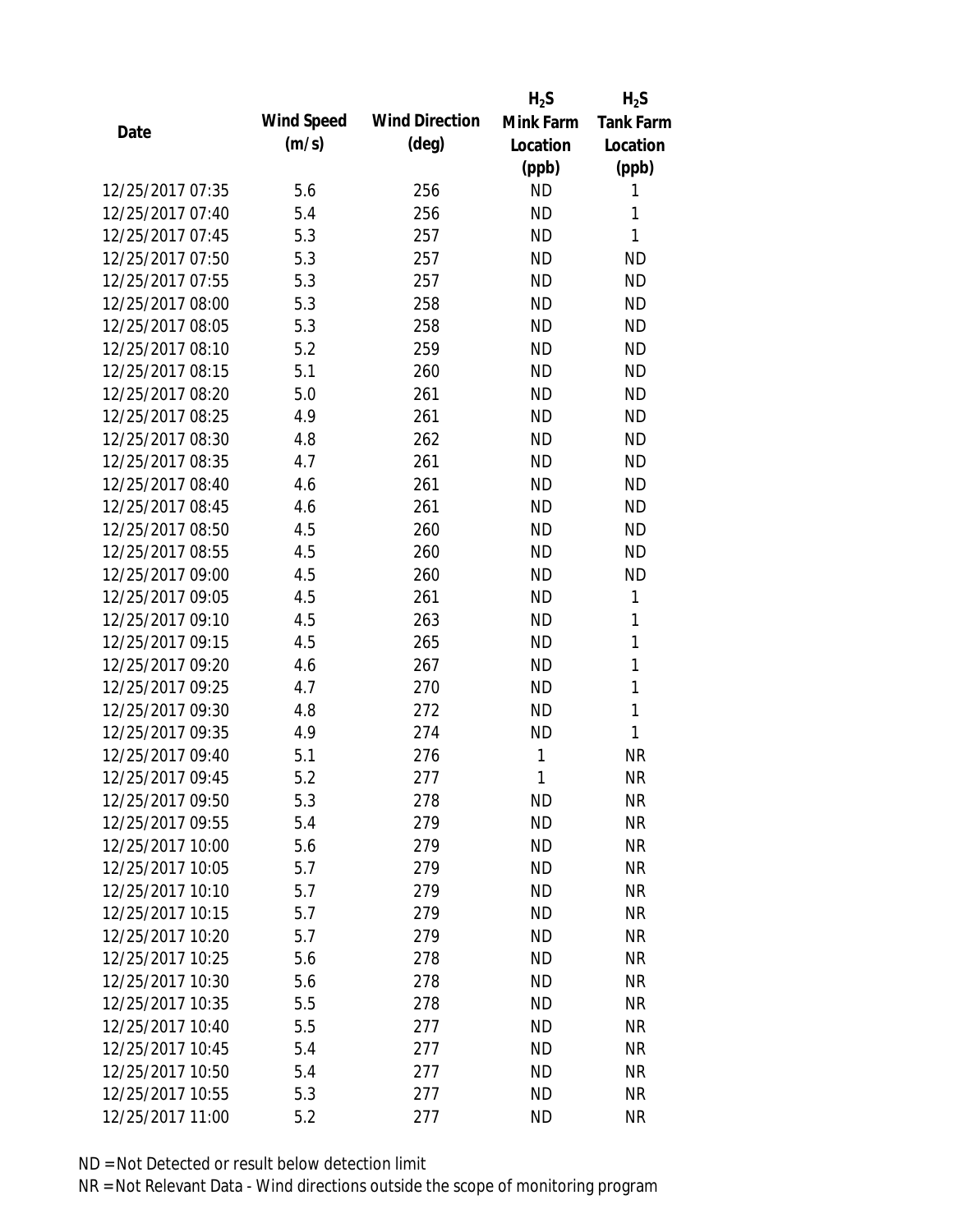| Date | Wind Speed (m/s) | Wind Direction (deg) | $H_2S$ Mink Farm Location (ppb) | $H_2S$ Tank Farm Location (ppb) |
|---|---|---|---|---|
| 12/25/2017 07:35 | 5.6 | 256 | ND | 1 |
| 12/25/2017 07:40 | 5.4 | 256 | ND | 1 |
| 12/25/2017 07:45 | 5.3 | 257 | ND | 1 |
| 12/25/2017 07:50 | 5.3 | 257 | ND | ND |
| 12/25/2017 07:55 | 5.3 | 257 | ND | ND |
| 12/25/2017 08:00 | 5.3 | 258 | ND | ND |
| 12/25/2017 08:05 | 5.3 | 258 | ND | ND |
| 12/25/2017 08:10 | 5.2 | 259 | ND | ND |
| 12/25/2017 08:15 | 5.1 | 260 | ND | ND |
| 12/25/2017 08:20 | 5.0 | 261 | ND | ND |
| 12/25/2017 08:25 | 4.9 | 261 | ND | ND |
| 12/25/2017 08:30 | 4.8 | 262 | ND | ND |
| 12/25/2017 08:35 | 4.7 | 261 | ND | ND |
| 12/25/2017 08:40 | 4.6 | 261 | ND | ND |
| 12/25/2017 08:45 | 4.6 | 261 | ND | ND |
| 12/25/2017 08:50 | 4.5 | 260 | ND | ND |
| 12/25/2017 08:55 | 4.5 | 260 | ND | ND |
| 12/25/2017 09:00 | 4.5 | 260 | ND | ND |
| 12/25/2017 09:05 | 4.5 | 261 | ND | 1 |
| 12/25/2017 09:10 | 4.5 | 263 | ND | 1 |
| 12/25/2017 09:15 | 4.5 | 265 | ND | 1 |
| 12/25/2017 09:20 | 4.6 | 267 | ND | 1 |
| 12/25/2017 09:25 | 4.7 | 270 | ND | 1 |
| 12/25/2017 09:30 | 4.8 | 272 | ND | 1 |
| 12/25/2017 09:35 | 4.9 | 274 | ND | 1 |
| 12/25/2017 09:40 | 5.1 | 276 | 1 | NR |
| 12/25/2017 09:45 | 5.2 | 277 | 1 | NR |
| 12/25/2017 09:50 | 5.3 | 278 | ND | NR |
| 12/25/2017 09:55 | 5.4 | 279 | ND | NR |
| 12/25/2017 10:00 | 5.6 | 279 | ND | NR |
| 12/25/2017 10:05 | 5.7 | 279 | ND | NR |
| 12/25/2017 10:10 | 5.7 | 279 | ND | NR |
| 12/25/2017 10:15 | 5.7 | 279 | ND | NR |
| 12/25/2017 10:20 | 5.7 | 279 | ND | NR |
| 12/25/2017 10:25 | 5.6 | 278 | ND | NR |
| 12/25/2017 10:30 | 5.6 | 278 | ND | NR |
| 12/25/2017 10:35 | 5.5 | 278 | ND | NR |
| 12/25/2017 10:40 | 5.5 | 277 | ND | NR |
| 12/25/2017 10:45 | 5.4 | 277 | ND | NR |
| 12/25/2017 10:50 | 5.4 | 277 | ND | NR |
| 12/25/2017 10:55 | 5.3 | 277 | ND | NR |
| 12/25/2017 11:00 | 5.2 | 277 | ND | NR |

ND = Not Detected or result below detection limit

NR = Not Relevant Data - Wind directions outside the scope of monitoring program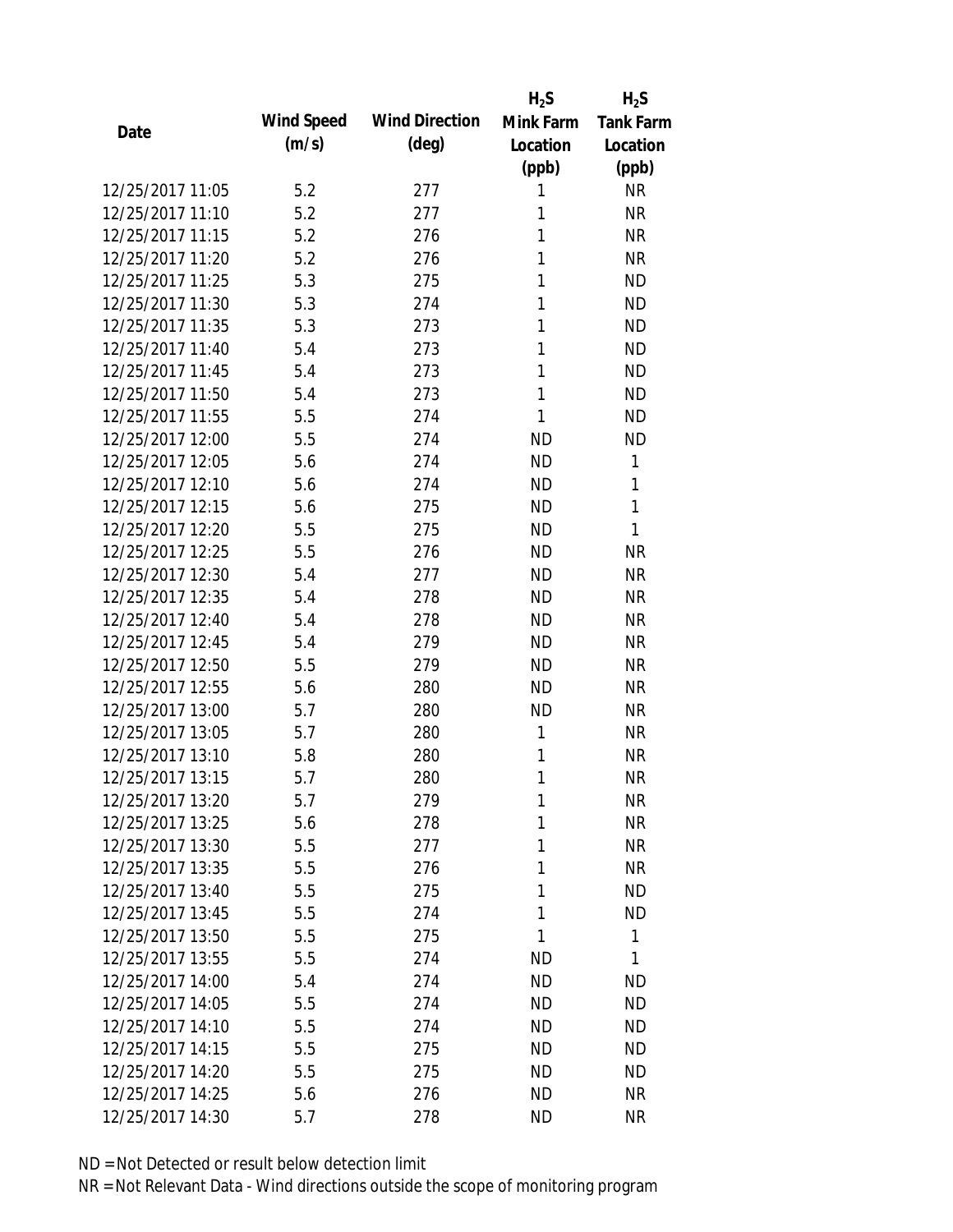| Date | Wind Speed (m/s) | Wind Direction (deg) | $H_2S$ Mink Farm Location (ppb) | $H_2S$ Tank Farm Location (ppb) |
|---|---|---|---|---|
| 12/25/2017 11:05 | 5.2 | 277 | 1 | NR |
| 12/25/2017 11:10 | 5.2 | 277 | 1 | NR |
| 12/25/2017 11:15 | 5.2 | 276 | 1 | NR |
| 12/25/2017 11:20 | 5.2 | 276 | 1 | NR |
| 12/25/2017 11:25 | 5.3 | 275 | 1 | ND |
| 12/25/2017 11:30 | 5.3 | 274 | 1 | ND |
| 12/25/2017 11:35 | 5.3 | 273 | 1 | ND |
| 12/25/2017 11:40 | 5.4 | 273 | 1 | ND |
| 12/25/2017 11:45 | 5.4 | 273 | 1 | ND |
| 12/25/2017 11:50 | 5.4 | 273 | 1 | ND |
| 12/25/2017 11:55 | 5.5 | 274 | 1 | ND |
| 12/25/2017 12:00 | 5.5 | 274 | ND | ND |
| 12/25/2017 12:05 | 5.6 | 274 | ND | 1 |
| 12/25/2017 12:10 | 5.6 | 274 | ND | 1 |
| 12/25/2017 12:15 | 5.6 | 275 | ND | 1 |
| 12/25/2017 12:20 | 5.5 | 275 | ND | 1 |
| 12/25/2017 12:25 | 5.5 | 276 | ND | NR |
| 12/25/2017 12:30 | 5.4 | 277 | ND | NR |
| 12/25/2017 12:35 | 5.4 | 278 | ND | NR |
| 12/25/2017 12:40 | 5.4 | 278 | ND | NR |
| 12/25/2017 12:45 | 5.4 | 279 | ND | NR |
| 12/25/2017 12:50 | 5.5 | 279 | ND | NR |
| 12/25/2017 12:55 | 5.6 | 280 | ND | NR |
| 12/25/2017 13:00 | 5.7 | 280 | ND | NR |
| 12/25/2017 13:05 | 5.7 | 280 | 1 | NR |
| 12/25/2017 13:10 | 5.8 | 280 | 1 | NR |
| 12/25/2017 13:15 | 5.7 | 280 | 1 | NR |
| 12/25/2017 13:20 | 5.7 | 279 | 1 | NR |
| 12/25/2017 13:25 | 5.6 | 278 | 1 | NR |
| 12/25/2017 13:30 | 5.5 | 277 | 1 | NR |
| 12/25/2017 13:35 | 5.5 | 276 | 1 | NR |
| 12/25/2017 13:40 | 5.5 | 275 | 1 | ND |
| 12/25/2017 13:45 | 5.5 | 274 | 1 | ND |
| 12/25/2017 13:50 | 5.5 | 275 | 1 | 1 |
| 12/25/2017 13:55 | 5.5 | 274 | ND | 1 |
| 12/25/2017 14:00 | 5.4 | 274 | ND | ND |
| 12/25/2017 14:05 | 5.5 | 274 | ND | ND |
| 12/25/2017 14:10 | 5.5 | 274 | ND | ND |
| 12/25/2017 14:15 | 5.5 | 275 | ND | ND |
| 12/25/2017 14:20 | 5.5 | 275 | ND | ND |
| 12/25/2017 14:25 | 5.6 | 276 | ND | NR |
| 12/25/2017 14:30 | 5.7 | 278 | ND | NR |

ND = Not Detected or result below detection limit

NR = Not Relevant Data - Wind directions outside the scope of monitoring program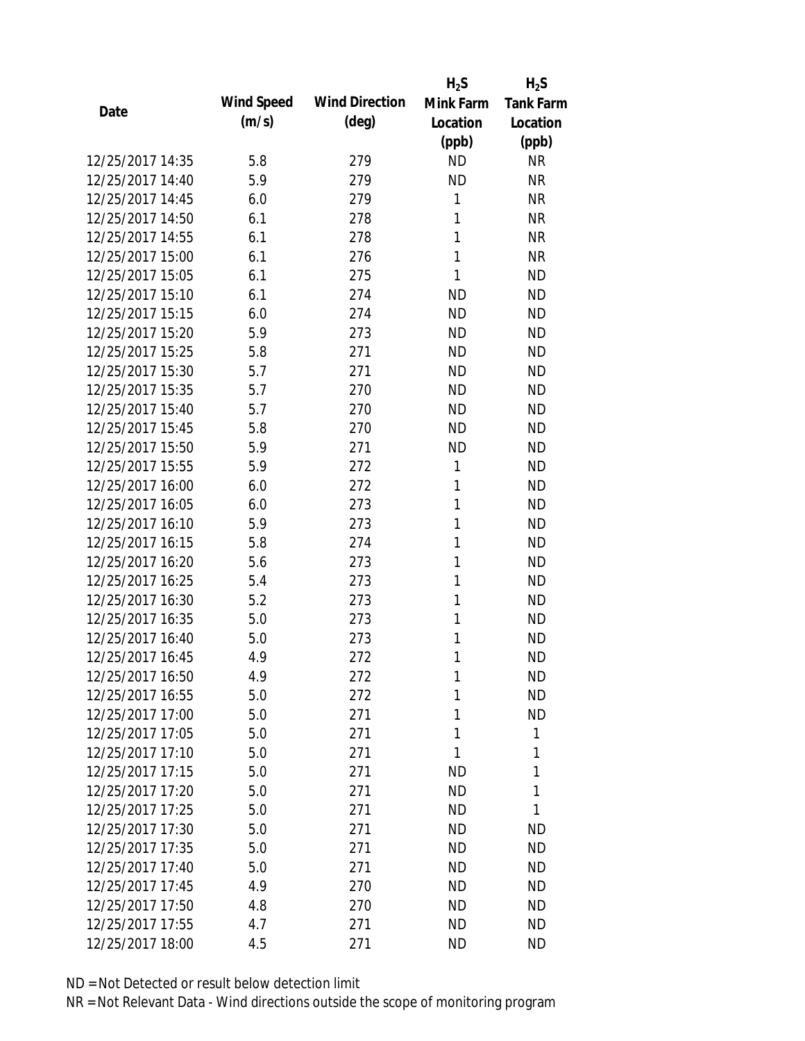| Date | Wind Speed (m/s) | Wind Direction (deg) | $H_2S$ Mink Farm Location (ppb) | $H_2S$ Tank Farm Location (ppb) |
|---|---|---|---|---|
| 12/25/2017 14:35 | 5.8 | 279 | ND | NR |
| 12/25/2017 14:40 | 5.9 | 279 | ND | NR |
| 12/25/2017 14:45 | 6.0 | 279 | 1 | NR |
| 12/25/2017 14:50 | 6.1 | 278 | 1 | NR |
| 12/25/2017 14:55 | 6.1 | 278 | 1 | NR |
| 12/25/2017 15:00 | 6.1 | 276 | 1 | NR |
| 12/25/2017 15:05 | 6.1 | 275 | 1 | ND |
| 12/25/2017 15:10 | 6.1 | 274 | ND | ND |
| 12/25/2017 15:15 | 6.0 | 274 | ND | ND |
| 12/25/2017 15:20 | 5.9 | 273 | ND | ND |
| 12/25/2017 15:25 | 5.8 | 271 | ND | ND |
| 12/25/2017 15:30 | 5.7 | 271 | ND | ND |
| 12/25/2017 15:35 | 5.7 | 270 | ND | ND |
| 12/25/2017 15:40 | 5.7 | 270 | ND | ND |
| 12/25/2017 15:45 | 5.8 | 270 | ND | ND |
| 12/25/2017 15:50 | 5.9 | 271 | ND | ND |
| 12/25/2017 15:55 | 5.9 | 272 | 1 | ND |
| 12/25/2017 16:00 | 6.0 | 272 | 1 | ND |
| 12/25/2017 16:05 | 6.0 | 273 | 1 | ND |
| 12/25/2017 16:10 | 5.9 | 273 | 1 | ND |
| 12/25/2017 16:15 | 5.8 | 274 | 1 | ND |
| 12/25/2017 16:20 | 5.6 | 273 | 1 | ND |
| 12/25/2017 16:25 | 5.4 | 273 | 1 | ND |
| 12/25/2017 16:30 | 5.2 | 273 | 1 | ND |
| 12/25/2017 16:35 | 5.0 | 273 | 1 | ND |
| 12/25/2017 16:40 | 5.0 | 273 | 1 | ND |
| 12/25/2017 16:45 | 4.9 | 272 | 1 | ND |
| 12/25/2017 16:50 | 4.9 | 272 | 1 | ND |
| 12/25/2017 16:55 | 5.0 | 272 | 1 | ND |
| 12/25/2017 17:00 | 5.0 | 271 | 1 | ND |
| 12/25/2017 17:05 | 5.0 | 271 | 1 | 1 |
| 12/25/2017 17:10 | 5.0 | 271 | 1 | 1 |
| 12/25/2017 17:15 | 5.0 | 271 | ND | 1 |
| 12/25/2017 17:20 | 5.0 | 271 | ND | 1 |
| 12/25/2017 17:25 | 5.0 | 271 | ND | 1 |
| 12/25/2017 17:30 | 5.0 | 271 | ND | ND |
| 12/25/2017 17:35 | 5.0 | 271 | ND | ND |
| 12/25/2017 17:40 | 5.0 | 271 | ND | ND |
| 12/25/2017 17:45 | 4.9 | 270 | ND | ND |
| 12/25/2017 17:50 | 4.8 | 270 | ND | ND |
| 12/25/2017 17:55 | 4.7 | 271 | ND | ND |
| 12/25/2017 18:00 | 4.5 | 271 | ND | ND |

ND = Not Detected or result below detection limit

NR = Not Relevant Data - Wind directions outside the scope of monitoring program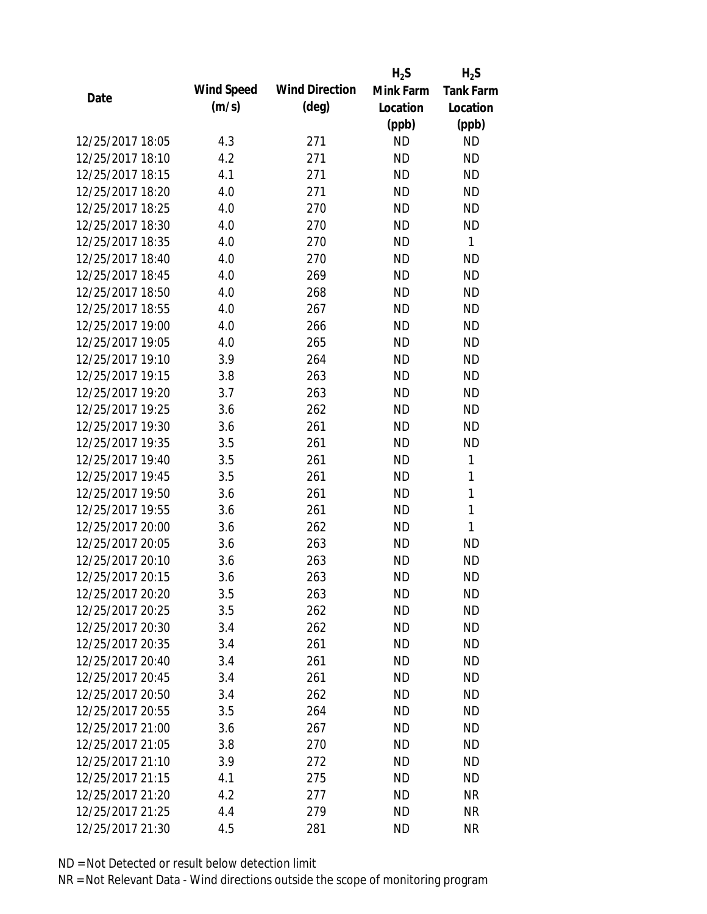| Date | Wind Speed (m/s) | Wind Direction (deg) | $H_2S$ Mink Farm Location (ppb) | $H_2S$ Tank Farm Location (ppb) |
|---|---|---|---|---|
| 12/25/2017 18:05 | 4.3 | 271 | ND | ND |
| 12/25/2017 18:10 | 4.2 | 271 | ND | ND |
| 12/25/2017 18:15 | 4.1 | 271 | ND | ND |
| 12/25/2017 18:20 | 4.0 | 271 | ND | ND |
| 12/25/2017 18:25 | 4.0 | 270 | ND | ND |
| 12/25/2017 18:30 | 4.0 | 270 | ND | ND |
| 12/25/2017 18:35 | 4.0 | 270 | ND | 1 |
| 12/25/2017 18:40 | 4.0 | 270 | ND | ND |
| 12/25/2017 18:45 | 4.0 | 269 | ND | ND |
| 12/25/2017 18:50 | 4.0 | 268 | ND | ND |
| 12/25/2017 18:55 | 4.0 | 267 | ND | ND |
| 12/25/2017 19:00 | 4.0 | 266 | ND | ND |
| 12/25/2017 19:05 | 4.0 | 265 | ND | ND |
| 12/25/2017 19:10 | 3.9 | 264 | ND | ND |
| 12/25/2017 19:15 | 3.8 | 263 | ND | ND |
| 12/25/2017 19:20 | 3.7 | 263 | ND | ND |
| 12/25/2017 19:25 | 3.6 | 262 | ND | ND |
| 12/25/2017 19:30 | 3.6 | 261 | ND | ND |
| 12/25/2017 19:35 | 3.5 | 261 | ND | ND |
| 12/25/2017 19:40 | 3.5 | 261 | ND | 1 |
| 12/25/2017 19:45 | 3.5 | 261 | ND | 1 |
| 12/25/2017 19:50 | 3.6 | 261 | ND | 1 |
| 12/25/2017 19:55 | 3.6 | 261 | ND | 1 |
| 12/25/2017 20:00 | 3.6 | 262 | ND | 1 |
| 12/25/2017 20:05 | 3.6 | 263 | ND | ND |
| 12/25/2017 20:10 | 3.6 | 263 | ND | ND |
| 12/25/2017 20:15 | 3.6 | 263 | ND | ND |
| 12/25/2017 20:20 | 3.5 | 263 | ND | ND |
| 12/25/2017 20:25 | 3.5 | 262 | ND | ND |
| 12/25/2017 20:30 | 3.4 | 262 | ND | ND |
| 12/25/2017 20:35 | 3.4 | 261 | ND | ND |
| 12/25/2017 20:40 | 3.4 | 261 | ND | ND |
| 12/25/2017 20:45 | 3.4 | 261 | ND | ND |
| 12/25/2017 20:50 | 3.4 | 262 | ND | ND |
| 12/25/2017 20:55 | 3.5 | 264 | ND | ND |
| 12/25/2017 21:00 | 3.6 | 267 | ND | ND |
| 12/25/2017 21:05 | 3.8 | 270 | ND | ND |
| 12/25/2017 21:10 | 3.9 | 272 | ND | ND |
| 12/25/2017 21:15 | 4.1 | 275 | ND | ND |
| 12/25/2017 21:20 | 4.2 | 277 | ND | NR |
| 12/25/2017 21:25 | 4.4 | 279 | ND | NR |
| 12/25/2017 21:30 | 4.5 | 281 | ND | NR |

ND = Not Detected or result below detection limit

NR = Not Relevant Data - Wind directions outside the scope of monitoring program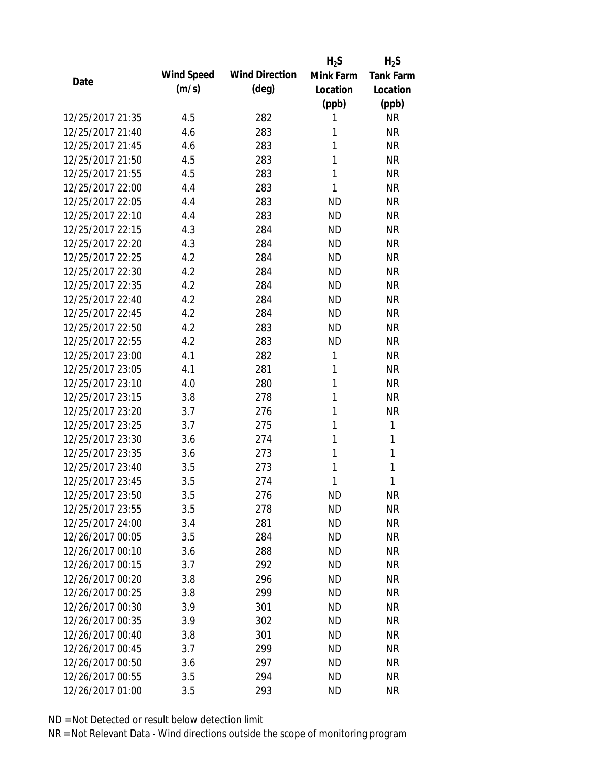| Date | Wind Speed (m/s) | Wind Direction (deg) | $H_2S$ Mink Farm Location (ppb) | $H_2S$ Tank Farm Location (ppb) |
|---|---|---|---|---|
| 12/25/2017 21:35 | 4.5 | 282 | 1 | NR |
| 12/25/2017 21:40 | 4.6 | 283 | 1 | NR |
| 12/25/2017 21:45 | 4.6 | 283 | 1 | NR |
| 12/25/2017 21:50 | 4.5 | 283 | 1 | NR |
| 12/25/2017 21:55 | 4.5 | 283 | 1 | NR |
| 12/25/2017 22:00 | 4.4 | 283 | 1 | NR |
| 12/25/2017 22:05 | 4.4 | 283 | ND | NR |
| 12/25/2017 22:10 | 4.4 | 283 | ND | NR |
| 12/25/2017 22:15 | 4.3 | 284 | ND | NR |
| 12/25/2017 22:20 | 4.3 | 284 | ND | NR |
| 12/25/2017 22:25 | 4.2 | 284 | ND | NR |
| 12/25/2017 22:30 | 4.2 | 284 | ND | NR |
| 12/25/2017 22:35 | 4.2 | 284 | ND | NR |
| 12/25/2017 22:40 | 4.2 | 284 | ND | NR |
| 12/25/2017 22:45 | 4.2 | 284 | ND | NR |
| 12/25/2017 22:50 | 4.2 | 283 | ND | NR |
| 12/25/2017 22:55 | 4.2 | 283 | ND | NR |
| 12/25/2017 23:00 | 4.1 | 282 | 1 | NR |
| 12/25/2017 23:05 | 4.1 | 281 | 1 | NR |
| 12/25/2017 23:10 | 4.0 | 280 | 1 | NR |
| 12/25/2017 23:15 | 3.8 | 278 | 1 | NR |
| 12/25/2017 23:20 | 3.7 | 276 | 1 | NR |
| 12/25/2017 23:25 | 3.7 | 275 | 1 | 1 |
| 12/25/2017 23:30 | 3.6 | 274 | 1 | 1 |
| 12/25/2017 23:35 | 3.6 | 273 | 1 | 1 |
| 12/25/2017 23:40 | 3.5 | 273 | 1 | 1 |
| 12/25/2017 23:45 | 3.5 | 274 | 1 | 1 |
| 12/25/2017 23:50 | 3.5 | 276 | ND | NR |
| 12/25/2017 23:55 | 3.5 | 278 | ND | NR |
| 12/25/2017 24:00 | 3.4 | 281 | ND | NR |
| 12/26/2017 00:05 | 3.5 | 284 | ND | NR |
| 12/26/2017 00:10 | 3.6 | 288 | ND | NR |
| 12/26/2017 00:15 | 3.7 | 292 | ND | NR |
| 12/26/2017 00:20 | 3.8 | 296 | ND | NR |
| 12/26/2017 00:25 | 3.8 | 299 | ND | NR |
| 12/26/2017 00:30 | 3.9 | 301 | ND | NR |
| 12/26/2017 00:35 | 3.9 | 302 | ND | NR |
| 12/26/2017 00:40 | 3.8 | 301 | ND | NR |
| 12/26/2017 00:45 | 3.7 | 299 | ND | NR |
| 12/26/2017 00:50 | 3.6 | 297 | ND | NR |
| 12/26/2017 00:55 | 3.5 | 294 | ND | NR |
| 12/26/2017 01:00 | 3.5 | 293 | ND | NR |

ND = Not Detected or result below detection limit

NR = Not Relevant Data - Wind directions outside the scope of monitoring program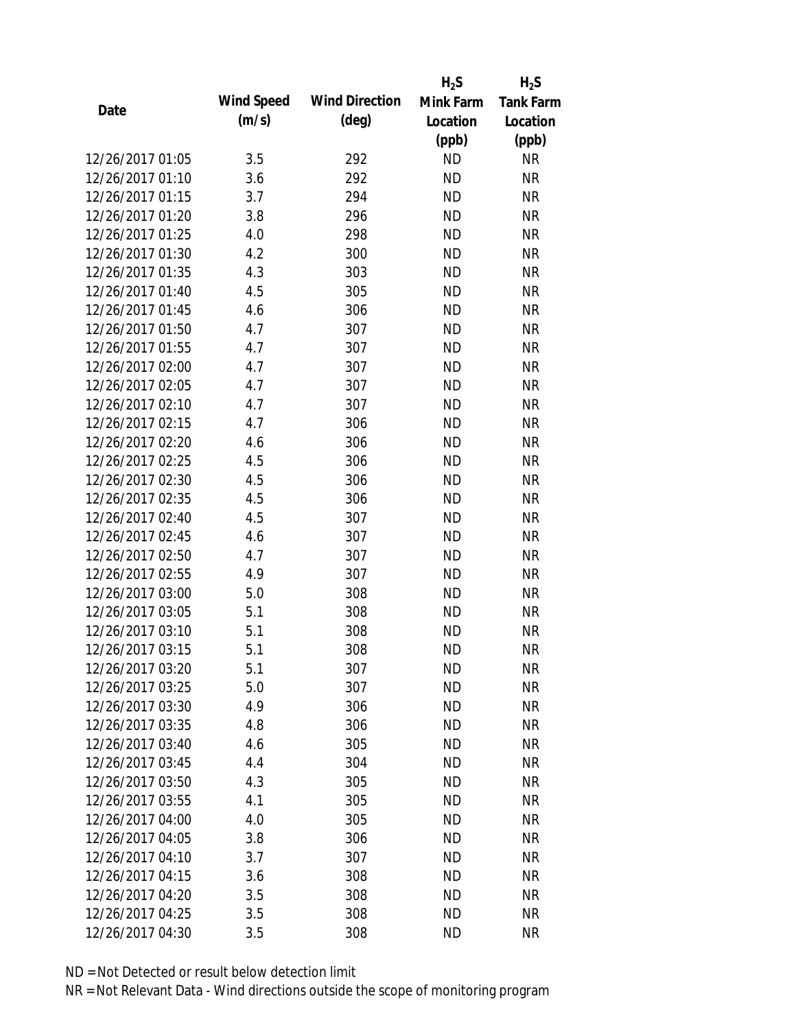| Date | Wind Speed (m/s) | Wind Direction (deg) | $H_2S$ Mink Farm Location (ppb) | $H_2S$ Tank Farm Location (ppb) |
|---|---|---|---|---|
| 12/26/2017 01:05 | 3.5 | 292 | ND | NR |
| 12/26/2017 01:10 | 3.6 | 292 | ND | NR |
| 12/26/2017 01:15 | 3.7 | 294 | ND | NR |
| 12/26/2017 01:20 | 3.8 | 296 | ND | NR |
| 12/26/2017 01:25 | 4.0 | 298 | ND | NR |
| 12/26/2017 01:30 | 4.2 | 300 | ND | NR |
| 12/26/2017 01:35 | 4.3 | 303 | ND | NR |
| 12/26/2017 01:40 | 4.5 | 305 | ND | NR |
| 12/26/2017 01:45 | 4.6 | 306 | ND | NR |
| 12/26/2017 01:50 | 4.7 | 307 | ND | NR |
| 12/26/2017 01:55 | 4.7 | 307 | ND | NR |
| 12/26/2017 02:00 | 4.7 | 307 | ND | NR |
| 12/26/2017 02:05 | 4.7 | 307 | ND | NR |
| 12/26/2017 02:10 | 4.7 | 307 | ND | NR |
| 12/26/2017 02:15 | 4.7 | 306 | ND | NR |
| 12/26/2017 02:20 | 4.6 | 306 | ND | NR |
| 12/26/2017 02:25 | 4.5 | 306 | ND | NR |
| 12/26/2017 02:30 | 4.5 | 306 | ND | NR |
| 12/26/2017 02:35 | 4.5 | 306 | ND | NR |
| 12/26/2017 02:40 | 4.5 | 307 | ND | NR |
| 12/26/2017 02:45 | 4.6 | 307 | ND | NR |
| 12/26/2017 02:50 | 4.7 | 307 | ND | NR |
| 12/26/2017 02:55 | 4.9 | 307 | ND | NR |
| 12/26/2017 03:00 | 5.0 | 308 | ND | NR |
| 12/26/2017 03:05 | 5.1 | 308 | ND | NR |
| 12/26/2017 03:10 | 5.1 | 308 | ND | NR |
| 12/26/2017 03:15 | 5.1 | 308 | ND | NR |
| 12/26/2017 03:20 | 5.1 | 307 | ND | NR |
| 12/26/2017 03:25 | 5.0 | 307 | ND | NR |
| 12/26/2017 03:30 | 4.9 | 306 | ND | NR |
| 12/26/2017 03:35 | 4.8 | 306 | ND | NR |
| 12/26/2017 03:40 | 4.6 | 305 | ND | NR |
| 12/26/2017 03:45 | 4.4 | 304 | ND | NR |
| 12/26/2017 03:50 | 4.3 | 305 | ND | NR |
| 12/26/2017 03:55 | 4.1 | 305 | ND | NR |
| 12/26/2017 04:00 | 4.0 | 305 | ND | NR |
| 12/26/2017 04:05 | 3.8 | 306 | ND | NR |
| 12/26/2017 04:10 | 3.7 | 307 | ND | NR |
| 12/26/2017 04:15 | 3.6 | 308 | ND | NR |
| 12/26/2017 04:20 | 3.5 | 308 | ND | NR |
| 12/26/2017 04:25 | 3.5 | 308 | ND | NR |
| 12/26/2017 04:30 | 3.5 | 308 | ND | NR |

ND = Not Detected or result below detection limit

NR = Not Relevant Data - Wind directions outside the scope of monitoring program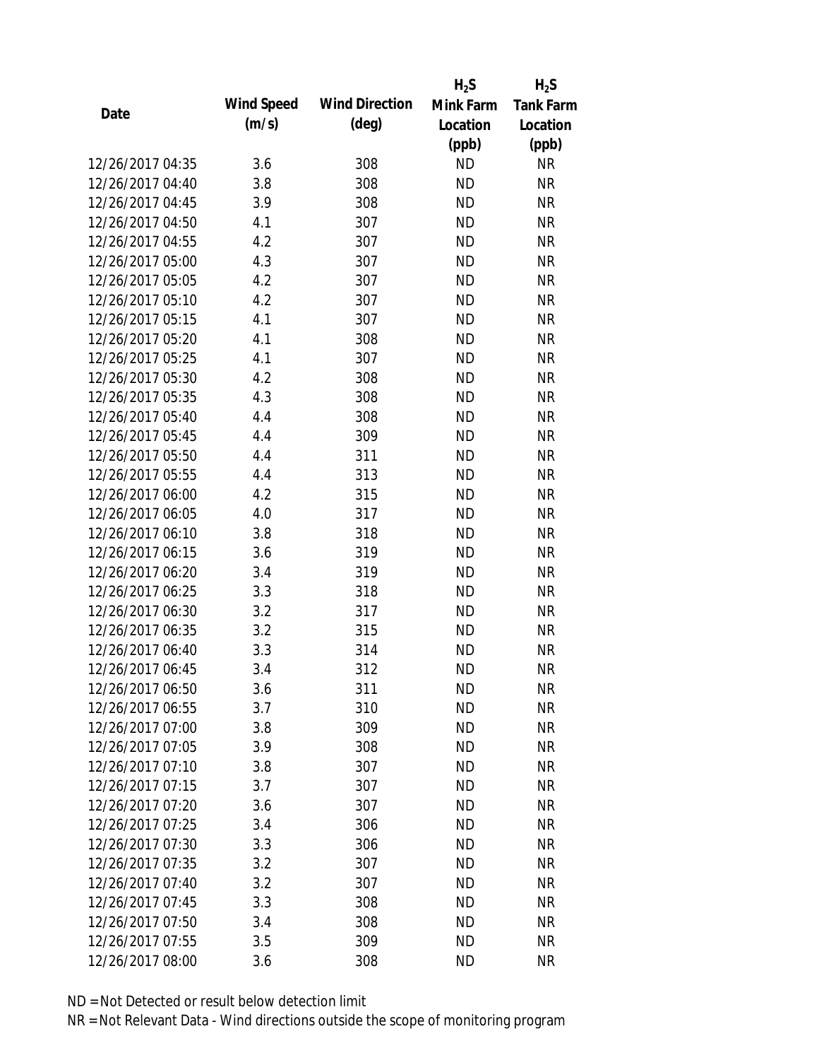| Date | Wind Speed (m/s) | Wind Direction (deg) | $H_2S$ Mink Farm Location (ppb) | $H_2S$ Tank Farm Location (ppb) |
|---|---|---|---|---|
| 12/26/2017 04:35 | 3.6 | 308 | ND | NR |
| 12/26/2017 04:40 | 3.8 | 308 | ND | NR |
| 12/26/2017 04:45 | 3.9 | 308 | ND | NR |
| 12/26/2017 04:50 | 4.1 | 307 | ND | NR |
| 12/26/2017 04:55 | 4.2 | 307 | ND | NR |
| 12/26/2017 05:00 | 4.3 | 307 | ND | NR |
| 12/26/2017 05:05 | 4.2 | 307 | ND | NR |
| 12/26/2017 05:10 | 4.2 | 307 | ND | NR |
| 12/26/2017 05:15 | 4.1 | 307 | ND | NR |
| 12/26/2017 05:20 | 4.1 | 308 | ND | NR |
| 12/26/2017 05:25 | 4.1 | 307 | ND | NR |
| 12/26/2017 05:30 | 4.2 | 308 | ND | NR |
| 12/26/2017 05:35 | 4.3 | 308 | ND | NR |
| 12/26/2017 05:40 | 4.4 | 308 | ND | NR |
| 12/26/2017 05:45 | 4.4 | 309 | ND | NR |
| 12/26/2017 05:50 | 4.4 | 311 | ND | NR |
| 12/26/2017 05:55 | 4.4 | 313 | ND | NR |
| 12/26/2017 06:00 | 4.2 | 315 | ND | NR |
| 12/26/2017 06:05 | 4.0 | 317 | ND | NR |
| 12/26/2017 06:10 | 3.8 | 318 | ND | NR |
| 12/26/2017 06:15 | 3.6 | 319 | ND | NR |
| 12/26/2017 06:20 | 3.4 | 319 | ND | NR |
| 12/26/2017 06:25 | 3.3 | 318 | ND | NR |
| 12/26/2017 06:30 | 3.2 | 317 | ND | NR |
| 12/26/2017 06:35 | 3.2 | 315 | ND | NR |
| 12/26/2017 06:40 | 3.3 | 314 | ND | NR |
| 12/26/2017 06:45 | 3.4 | 312 | ND | NR |
| 12/26/2017 06:50 | 3.6 | 311 | ND | NR |
| 12/26/2017 06:55 | 3.7 | 310 | ND | NR |
| 12/26/2017 07:00 | 3.8 | 309 | ND | NR |
| 12/26/2017 07:05 | 3.9 | 308 | ND | NR |
| 12/26/2017 07:10 | 3.8 | 307 | ND | NR |
| 12/26/2017 07:15 | 3.7 | 307 | ND | NR |
| 12/26/2017 07:20 | 3.6 | 307 | ND | NR |
| 12/26/2017 07:25 | 3.4 | 306 | ND | NR |
| 12/26/2017 07:30 | 3.3 | 306 | ND | NR |
| 12/26/2017 07:35 | 3.2 | 307 | ND | NR |
| 12/26/2017 07:40 | 3.2 | 307 | ND | NR |
| 12/26/2017 07:45 | 3.3 | 308 | ND | NR |
| 12/26/2017 07:50 | 3.4 | 308 | ND | NR |
| 12/26/2017 07:55 | 3.5 | 309 | ND | NR |
| 12/26/2017 08:00 | 3.6 | 308 | ND | NR |

ND = Not Detected or result below detection limit

NR = Not Relevant Data - Wind directions outside the scope of monitoring program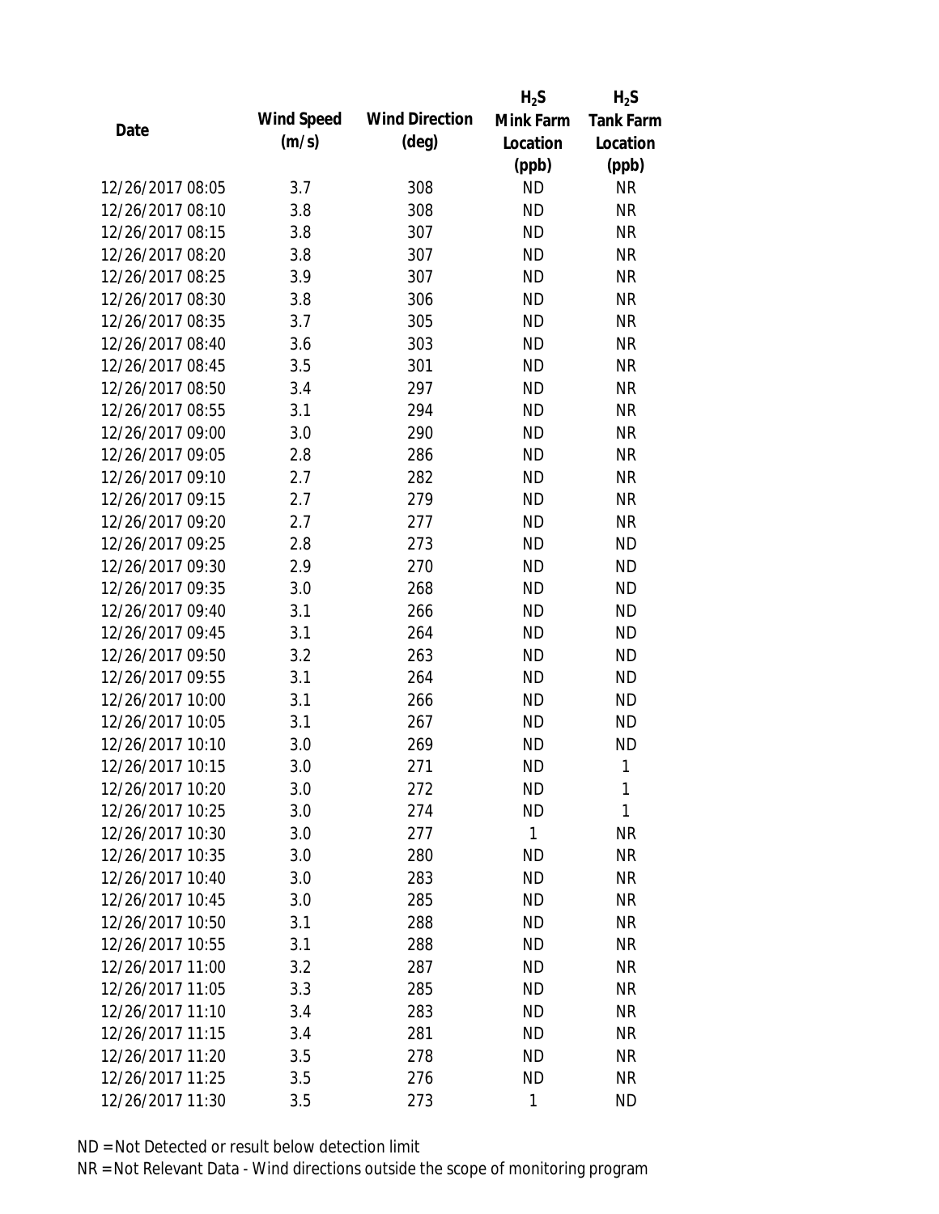| Date | Wind Speed (m/s) | Wind Direction (deg) | $H_2S$ Mink Farm Location (ppb) | $H_2S$ Tank Farm Location (ppb) |
|---|---|---|---|---|
| 12/26/2017 08:05 | 3.7 | 308 | ND | NR |
| 12/26/2017 08:10 | 3.8 | 308 | ND | NR |
| 12/26/2017 08:15 | 3.8 | 307 | ND | NR |
| 12/26/2017 08:20 | 3.8 | 307 | ND | NR |
| 12/26/2017 08:25 | 3.9 | 307 | ND | NR |
| 12/26/2017 08:30 | 3.8 | 306 | ND | NR |
| 12/26/2017 08:35 | 3.7 | 305 | ND | NR |
| 12/26/2017 08:40 | 3.6 | 303 | ND | NR |
| 12/26/2017 08:45 | 3.5 | 301 | ND | NR |
| 12/26/2017 08:50 | 3.4 | 297 | ND | NR |
| 12/26/2017 08:55 | 3.1 | 294 | ND | NR |
| 12/26/2017 09:00 | 3.0 | 290 | ND | NR |
| 12/26/2017 09:05 | 2.8 | 286 | ND | NR |
| 12/26/2017 09:10 | 2.7 | 282 | ND | NR |
| 12/26/2017 09:15 | 2.7 | 279 | ND | NR |
| 12/26/2017 09:20 | 2.7 | 277 | ND | NR |
| 12/26/2017 09:25 | 2.8 | 273 | ND | ND |
| 12/26/2017 09:30 | 2.9 | 270 | ND | ND |
| 12/26/2017 09:35 | 3.0 | 268 | ND | ND |
| 12/26/2017 09:40 | 3.1 | 266 | ND | ND |
| 12/26/2017 09:45 | 3.1 | 264 | ND | ND |
| 12/26/2017 09:50 | 3.2 | 263 | ND | ND |
| 12/26/2017 09:55 | 3.1 | 264 | ND | ND |
| 12/26/2017 10:00 | 3.1 | 266 | ND | ND |
| 12/26/2017 10:05 | 3.1 | 267 | ND | ND |
| 12/26/2017 10:10 | 3.0 | 269 | ND | ND |
| 12/26/2017 10:15 | 3.0 | 271 | ND | 1 |
| 12/26/2017 10:20 | 3.0 | 272 | ND | 1 |
| 12/26/2017 10:25 | 3.0 | 274 | ND | 1 |
| 12/26/2017 10:30 | 3.0 | 277 | 1 | NR |
| 12/26/2017 10:35 | 3.0 | 280 | ND | NR |
| 12/26/2017 10:40 | 3.0 | 283 | ND | NR |
| 12/26/2017 10:45 | 3.0 | 285 | ND | NR |
| 12/26/2017 10:50 | 3.1 | 288 | ND | NR |
| 12/26/2017 10:55 | 3.1 | 288 | ND | NR |
| 12/26/2017 11:00 | 3.2 | 287 | ND | NR |
| 12/26/2017 11:05 | 3.3 | 285 | ND | NR |
| 12/26/2017 11:10 | 3.4 | 283 | ND | NR |
| 12/26/2017 11:15 | 3.4 | 281 | ND | NR |
| 12/26/2017 11:20 | 3.5 | 278 | ND | NR |
| 12/26/2017 11:25 | 3.5 | 276 | ND | NR |
| 12/26/2017 11:30 | 3.5 | 273 | 1 | ND |

ND = Not Detected or result below detection limit

NR = Not Relevant Data - Wind directions outside the scope of monitoring program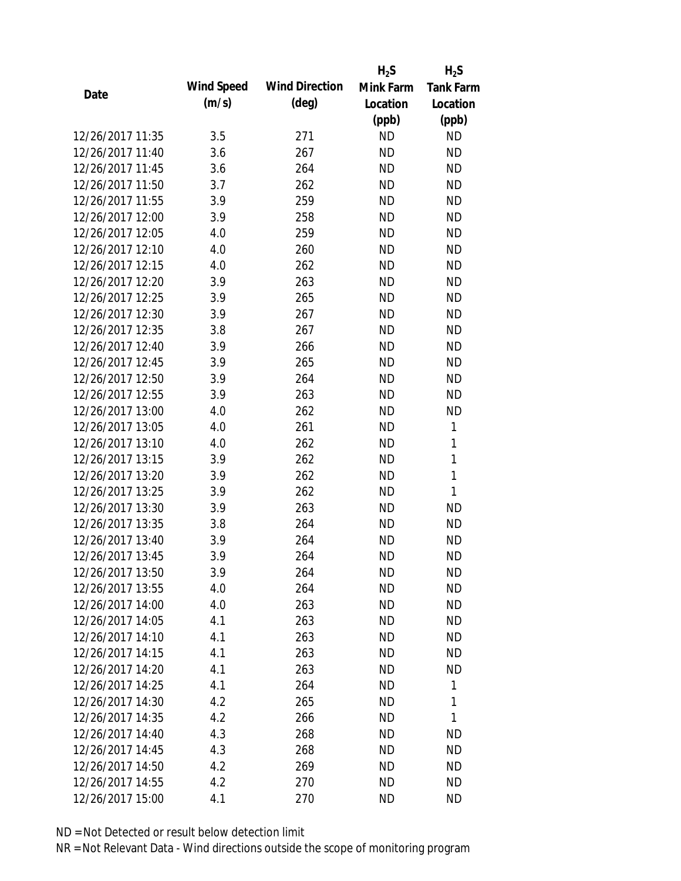| Date | Wind Speed (m/s) | Wind Direction (deg) | $H_2S$ Mink Farm Location (ppb) | $H_2S$ Tank Farm Location (ppb) |
|---|---|---|---|---|
| 12/26/2017 11:35 | 3.5 | 271 | ND | ND |
| 12/26/2017 11:40 | 3.6 | 267 | ND | ND |
| 12/26/2017 11:45 | 3.6 | 264 | ND | ND |
| 12/26/2017 11:50 | 3.7 | 262 | ND | ND |
| 12/26/2017 11:55 | 3.9 | 259 | ND | ND |
| 12/26/2017 12:00 | 3.9 | 258 | ND | ND |
| 12/26/2017 12:05 | 4.0 | 259 | ND | ND |
| 12/26/2017 12:10 | 4.0 | 260 | ND | ND |
| 12/26/2017 12:15 | 4.0 | 262 | ND | ND |
| 12/26/2017 12:20 | 3.9 | 263 | ND | ND |
| 12/26/2017 12:25 | 3.9 | 265 | ND | ND |
| 12/26/2017 12:30 | 3.9 | 267 | ND | ND |
| 12/26/2017 12:35 | 3.8 | 267 | ND | ND |
| 12/26/2017 12:40 | 3.9 | 266 | ND | ND |
| 12/26/2017 12:45 | 3.9 | 265 | ND | ND |
| 12/26/2017 12:50 | 3.9 | 264 | ND | ND |
| 12/26/2017 12:55 | 3.9 | 263 | ND | ND |
| 12/26/2017 13:00 | 4.0 | 262 | ND | ND |
| 12/26/2017 13:05 | 4.0 | 261 | ND | 1 |
| 12/26/2017 13:10 | 4.0 | 262 | ND | 1 |
| 12/26/2017 13:15 | 3.9 | 262 | ND | 1 |
| 12/26/2017 13:20 | 3.9 | 262 | ND | 1 |
| 12/26/2017 13:25 | 3.9 | 262 | ND | 1 |
| 12/26/2017 13:30 | 3.9 | 263 | ND | ND |
| 12/26/2017 13:35 | 3.8 | 264 | ND | ND |
| 12/26/2017 13:40 | 3.9 | 264 | ND | ND |
| 12/26/2017 13:45 | 3.9 | 264 | ND | ND |
| 12/26/2017 13:50 | 3.9 | 264 | ND | ND |
| 12/26/2017 13:55 | 4.0 | 264 | ND | ND |
| 12/26/2017 14:00 | 4.0 | 263 | ND | ND |
| 12/26/2017 14:05 | 4.1 | 263 | ND | ND |
| 12/26/2017 14:10 | 4.1 | 263 | ND | ND |
| 12/26/2017 14:15 | 4.1 | 263 | ND | ND |
| 12/26/2017 14:20 | 4.1 | 263 | ND | ND |
| 12/26/2017 14:25 | 4.1 | 264 | ND | 1 |
| 12/26/2017 14:30 | 4.2 | 265 | ND | 1 |
| 12/26/2017 14:35 | 4.2 | 266 | ND | 1 |
| 12/26/2017 14:40 | 4.3 | 268 | ND | ND |
| 12/26/2017 14:45 | 4.3 | 268 | ND | ND |
| 12/26/2017 14:50 | 4.2 | 269 | ND | ND |
| 12/26/2017 14:55 | 4.2 | 270 | ND | ND |
| 12/26/2017 15:00 | 4.1 | 270 | ND | ND |

ND = Not Detected or result below detection limit

NR = Not Relevant Data - Wind directions outside the scope of monitoring program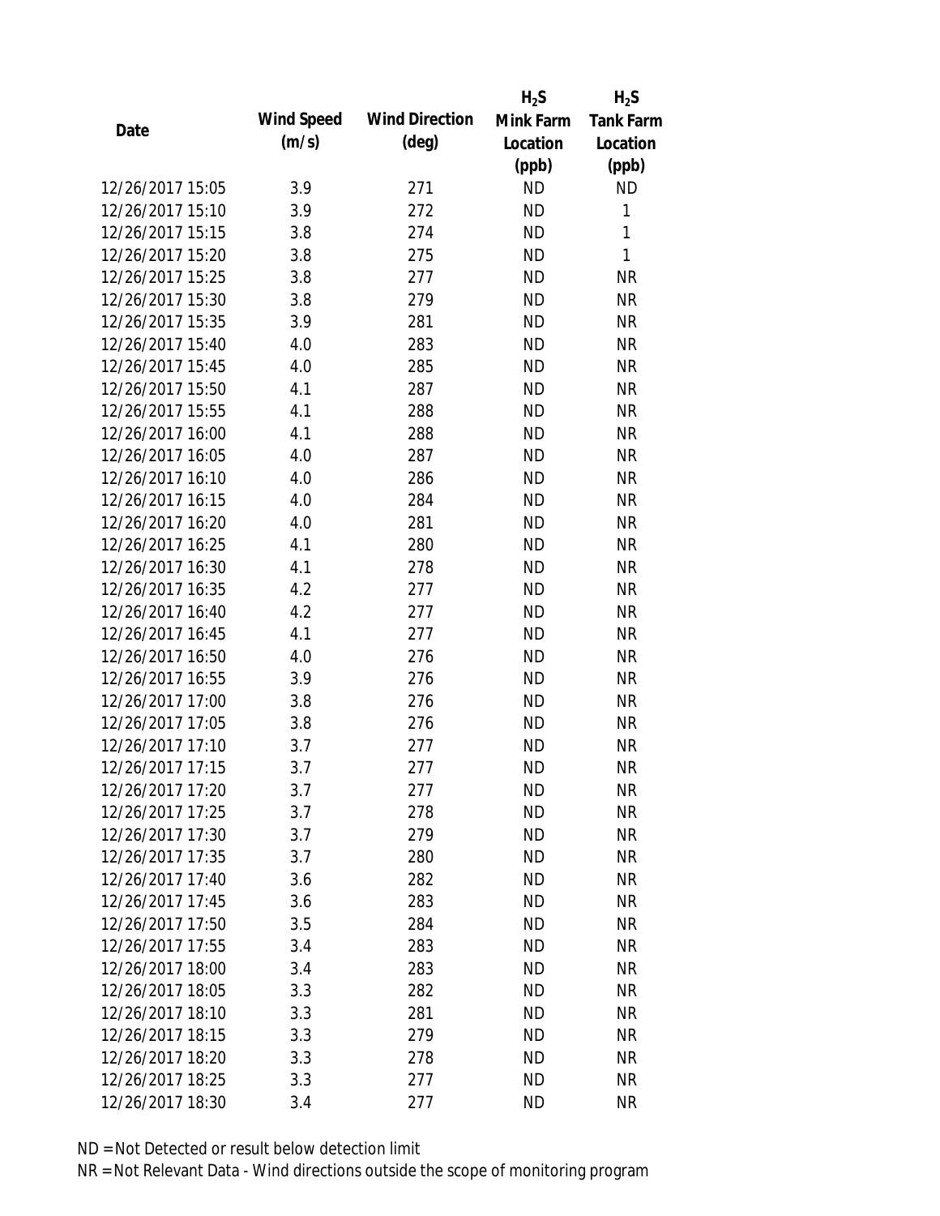| Date | Wind Speed (m/s) | Wind Direction (deg) | $H_2S$ Mink Farm Location (ppb) | $H_2S$ Tank Farm Location (ppb) |
|---|---|---|---|---|
| 12/26/2017 15:05 | 3.9 | 271 | ND | ND |
| 12/26/2017 15:10 | 3.9 | 272 | ND | 1 |
| 12/26/2017 15:15 | 3.8 | 274 | ND | 1 |
| 12/26/2017 15:20 | 3.8 | 275 | ND | 1 |
| 12/26/2017 15:25 | 3.8 | 277 | ND | NR |
| 12/26/2017 15:30 | 3.8 | 279 | ND | NR |
| 12/26/2017 15:35 | 3.9 | 281 | ND | NR |
| 12/26/2017 15:40 | 4.0 | 283 | ND | NR |
| 12/26/2017 15:45 | 4.0 | 285 | ND | NR |
| 12/26/2017 15:50 | 4.1 | 287 | ND | NR |
| 12/26/2017 15:55 | 4.1 | 288 | ND | NR |
| 12/26/2017 16:00 | 4.1 | 288 | ND | NR |
| 12/26/2017 16:05 | 4.0 | 287 | ND | NR |
| 12/26/2017 16:10 | 4.0 | 286 | ND | NR |
| 12/26/2017 16:15 | 4.0 | 284 | ND | NR |
| 12/26/2017 16:20 | 4.0 | 281 | ND | NR |
| 12/26/2017 16:25 | 4.1 | 280 | ND | NR |
| 12/26/2017 16:30 | 4.1 | 278 | ND | NR |
| 12/26/2017 16:35 | 4.2 | 277 | ND | NR |
| 12/26/2017 16:40 | 4.2 | 277 | ND | NR |
| 12/26/2017 16:45 | 4.1 | 277 | ND | NR |
| 12/26/2017 16:50 | 4.0 | 276 | ND | NR |
| 12/26/2017 16:55 | 3.9 | 276 | ND | NR |
| 12/26/2017 17:00 | 3.8 | 276 | ND | NR |
| 12/26/2017 17:05 | 3.8 | 276 | ND | NR |
| 12/26/2017 17:10 | 3.7 | 277 | ND | NR |
| 12/26/2017 17:15 | 3.7 | 277 | ND | NR |
| 12/26/2017 17:20 | 3.7 | 277 | ND | NR |
| 12/26/2017 17:25 | 3.7 | 278 | ND | NR |
| 12/26/2017 17:30 | 3.7 | 279 | ND | NR |
| 12/26/2017 17:35 | 3.7 | 280 | ND | NR |
| 12/26/2017 17:40 | 3.6 | 282 | ND | NR |
| 12/26/2017 17:45 | 3.6 | 283 | ND | NR |
| 12/26/2017 17:50 | 3.5 | 284 | ND | NR |
| 12/26/2017 17:55 | 3.4 | 283 | ND | NR |
| 12/26/2017 18:00 | 3.4 | 283 | ND | NR |
| 12/26/2017 18:05 | 3.3 | 282 | ND | NR |
| 12/26/2017 18:10 | 3.3 | 281 | ND | NR |
| 12/26/2017 18:15 | 3.3 | 279 | ND | NR |
| 12/26/2017 18:20 | 3.3 | 278 | ND | NR |
| 12/26/2017 18:25 | 3.3 | 277 | ND | NR |
| 12/26/2017 18:30 | 3.4 | 277 | ND | NR |

ND = Not Detected or result below detection limit

NR = Not Relevant Data - Wind directions outside the scope of monitoring program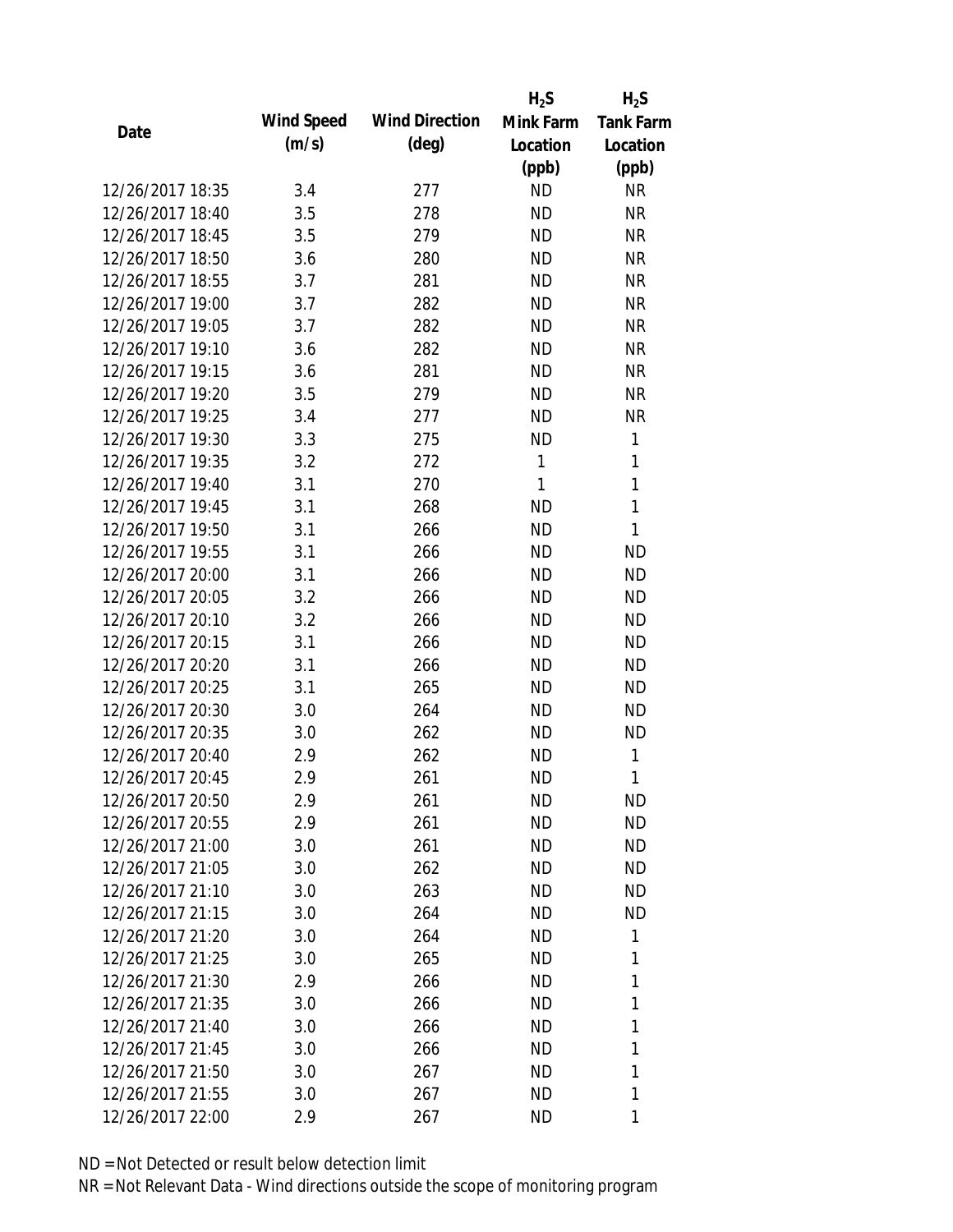| Date | Wind Speed (m/s) | Wind Direction (deg) | $H_2S$ Mink Farm Location (ppb) | $H_2S$ Tank Farm Location (ppb) |
|---|---|---|---|---|
| 12/26/2017 18:35 | 3.4 | 277 | ND | NR |
| 12/26/2017 18:40 | 3.5 | 278 | ND | NR |
| 12/26/2017 18:45 | 3.5 | 279 | ND | NR |
| 12/26/2017 18:50 | 3.6 | 280 | ND | NR |
| 12/26/2017 18:55 | 3.7 | 281 | ND | NR |
| 12/26/2017 19:00 | 3.7 | 282 | ND | NR |
| 12/26/2017 19:05 | 3.7 | 282 | ND | NR |
| 12/26/2017 19:10 | 3.6 | 282 | ND | NR |
| 12/26/2017 19:15 | 3.6 | 281 | ND | NR |
| 12/26/2017 19:20 | 3.5 | 279 | ND | NR |
| 12/26/2017 19:25 | 3.4 | 277 | ND | NR |
| 12/26/2017 19:30 | 3.3 | 275 | ND | 1 |
| 12/26/2017 19:35 | 3.2 | 272 | 1 | 1 |
| 12/26/2017 19:40 | 3.1 | 270 | 1 | 1 |
| 12/26/2017 19:45 | 3.1 | 268 | ND | 1 |
| 12/26/2017 19:50 | 3.1 | 266 | ND | 1 |
| 12/26/2017 19:55 | 3.1 | 266 | ND | ND |
| 12/26/2017 20:00 | 3.1 | 266 | ND | ND |
| 12/26/2017 20:05 | 3.2 | 266 | ND | ND |
| 12/26/2017 20:10 | 3.2 | 266 | ND | ND |
| 12/26/2017 20:15 | 3.1 | 266 | ND | ND |
| 12/26/2017 20:20 | 3.1 | 266 | ND | ND |
| 12/26/2017 20:25 | 3.1 | 265 | ND | ND |
| 12/26/2017 20:30 | 3.0 | 264 | ND | ND |
| 12/26/2017 20:35 | 3.0 | 262 | ND | ND |
| 12/26/2017 20:40 | 2.9 | 262 | ND | 1 |
| 12/26/2017 20:45 | 2.9 | 261 | ND | 1 |
| 12/26/2017 20:50 | 2.9 | 261 | ND | ND |
| 12/26/2017 20:55 | 2.9 | 261 | ND | ND |
| 12/26/2017 21:00 | 3.0 | 261 | ND | ND |
| 12/26/2017 21:05 | 3.0 | 262 | ND | ND |
| 12/26/2017 21:10 | 3.0 | 263 | ND | ND |
| 12/26/2017 21:15 | 3.0 | 264 | ND | ND |
| 12/26/2017 21:20 | 3.0 | 264 | ND | 1 |
| 12/26/2017 21:25 | 3.0 | 265 | ND | 1 |
| 12/26/2017 21:30 | 2.9 | 266 | ND | 1 |
| 12/26/2017 21:35 | 3.0 | 266 | ND | 1 |
| 12/26/2017 21:40 | 3.0 | 266 | ND | 1 |
| 12/26/2017 21:45 | 3.0 | 266 | ND | 1 |
| 12/26/2017 21:50 | 3.0 | 267 | ND | 1 |
| 12/26/2017 21:55 | 3.0 | 267 | ND | 1 |
| 12/26/2017 22:00 | 2.9 | 267 | ND | 1 |

ND = Not Detected or result below detection limit

NR = Not Relevant Data - Wind directions outside the scope of monitoring program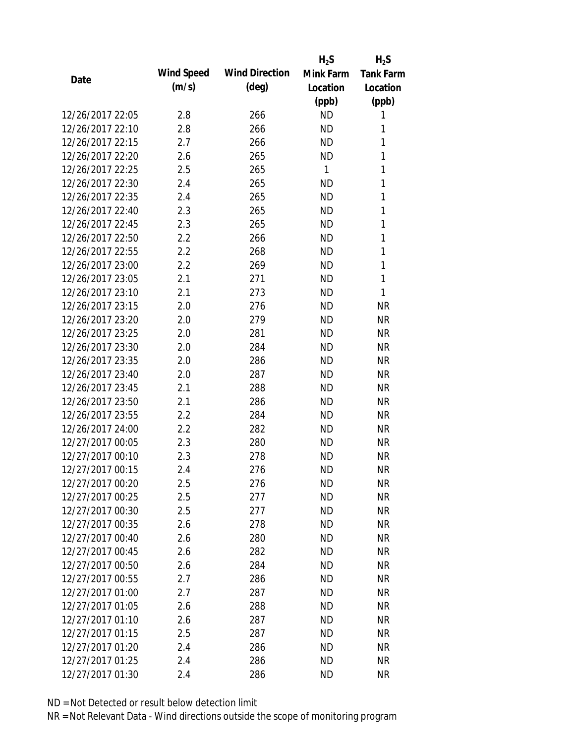| Date | Wind Speed (m/s) | Wind Direction (deg) | $H_2S$ Mink Farm Location (ppb) | $H_2S$ Tank Farm Location (ppb) |
|---|---|---|---|---|
| 12/26/2017 22:05 | 2.8 | 266 | ND | 1 |
| 12/26/2017 22:10 | 2.8 | 266 | ND | 1 |
| 12/26/2017 22:15 | 2.7 | 266 | ND | 1 |
| 12/26/2017 22:20 | 2.6 | 265 | ND | 1 |
| 12/26/2017 22:25 | 2.5 | 265 | 1 | 1 |
| 12/26/2017 22:30 | 2.4 | 265 | ND | 1 |
| 12/26/2017 22:35 | 2.4 | 265 | ND | 1 |
| 12/26/2017 22:40 | 2.3 | 265 | ND | 1 |
| 12/26/2017 22:45 | 2.3 | 265 | ND | 1 |
| 12/26/2017 22:50 | 2.2 | 266 | ND | 1 |
| 12/26/2017 22:55 | 2.2 | 268 | ND | 1 |
| 12/26/2017 23:00 | 2.2 | 269 | ND | 1 |
| 12/26/2017 23:05 | 2.1 | 271 | ND | 1 |
| 12/26/2017 23:10 | 2.1 | 273 | ND | 1 |
| 12/26/2017 23:15 | 2.0 | 276 | ND | NR |
| 12/26/2017 23:20 | 2.0 | 279 | ND | NR |
| 12/26/2017 23:25 | 2.0 | 281 | ND | NR |
| 12/26/2017 23:30 | 2.0 | 284 | ND | NR |
| 12/26/2017 23:35 | 2.0 | 286 | ND | NR |
| 12/26/2017 23:40 | 2.0 | 287 | ND | NR |
| 12/26/2017 23:45 | 2.1 | 288 | ND | NR |
| 12/26/2017 23:50 | 2.1 | 286 | ND | NR |
| 12/26/2017 23:55 | 2.2 | 284 | ND | NR |
| 12/26/2017 24:00 | 2.2 | 282 | ND | NR |
| 12/27/2017 00:05 | 2.3 | 280 | ND | NR |
| 12/27/2017 00:10 | 2.3 | 278 | ND | NR |
| 12/27/2017 00:15 | 2.4 | 276 | ND | NR |
| 12/27/2017 00:20 | 2.5 | 276 | ND | NR |
| 12/27/2017 00:25 | 2.5 | 277 | ND | NR |
| 12/27/2017 00:30 | 2.5 | 277 | ND | NR |
| 12/27/2017 00:35 | 2.6 | 278 | ND | NR |
| 12/27/2017 00:40 | 2.6 | 280 | ND | NR |
| 12/27/2017 00:45 | 2.6 | 282 | ND | NR |
| 12/27/2017 00:50 | 2.6 | 284 | ND | NR |
| 12/27/2017 00:55 | 2.7 | 286 | ND | NR |
| 12/27/2017 01:00 | 2.7 | 287 | ND | NR |
| 12/27/2017 01:05 | 2.6 | 288 | ND | NR |
| 12/27/2017 01:10 | 2.6 | 287 | ND | NR |
| 12/27/2017 01:15 | 2.5 | 287 | ND | NR |
| 12/27/2017 01:20 | 2.4 | 286 | ND | NR |
| 12/27/2017 01:25 | 2.4 | 286 | ND | NR |
| 12/27/2017 01:30 | 2.4 | 286 | ND | NR |

ND = Not Detected or result below detection limit

NR = Not Relevant Data - Wind directions outside the scope of monitoring program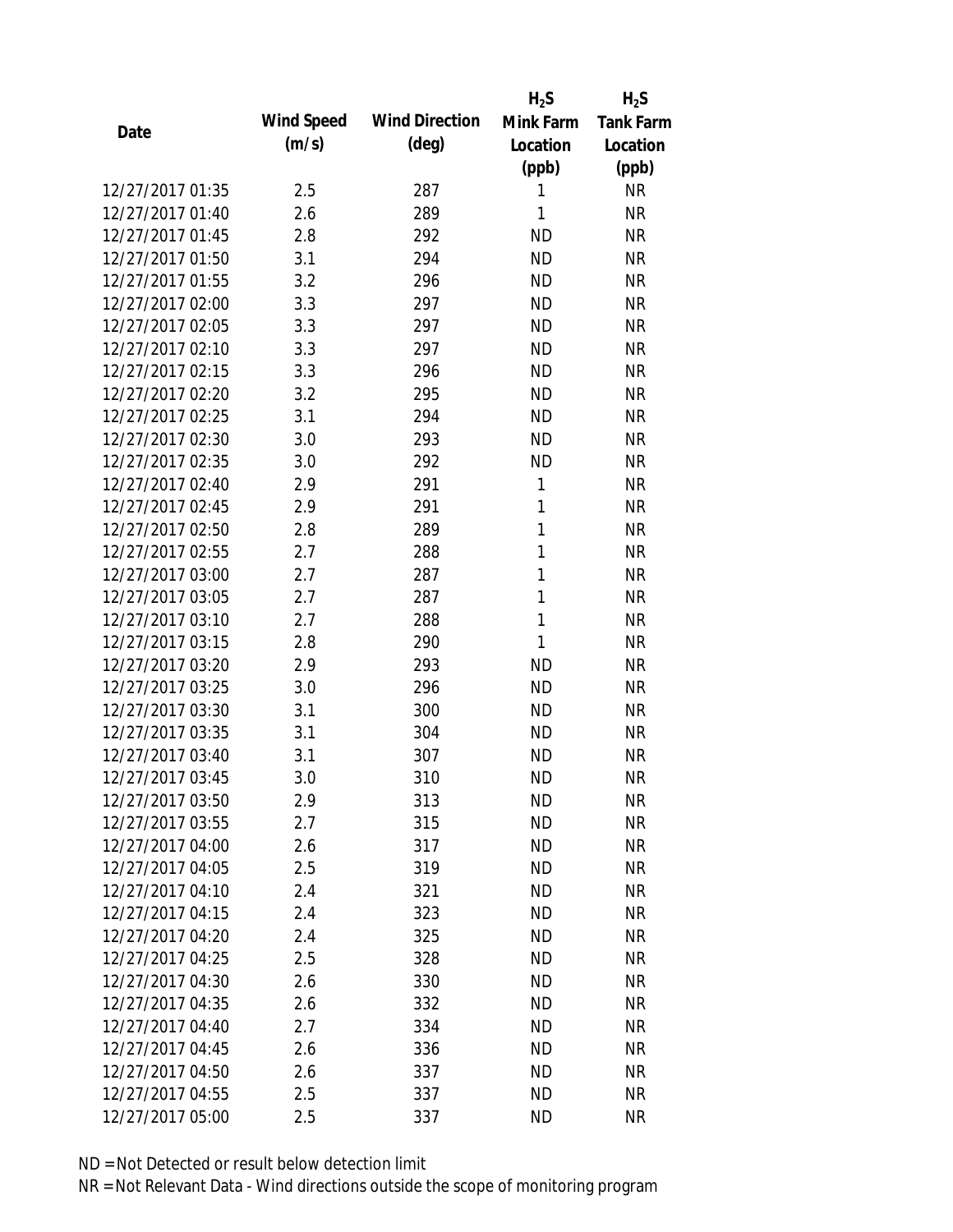| Date | Wind Speed (m/s) | Wind Direction (deg) | $H_2S$ Mink Farm Location (ppb) | $H_2S$ Tank Farm Location (ppb) |
|---|---|---|---|---|
| 12/27/2017 01:35 | 2.5 | 287 | 1 | NR |
| 12/27/2017 01:40 | 2.6 | 289 | 1 | NR |
| 12/27/2017 01:45 | 2.8 | 292 | ND | NR |
| 12/27/2017 01:50 | 3.1 | 294 | ND | NR |
| 12/27/2017 01:55 | 3.2 | 296 | ND | NR |
| 12/27/2017 02:00 | 3.3 | 297 | ND | NR |
| 12/27/2017 02:05 | 3.3 | 297 | ND | NR |
| 12/27/2017 02:10 | 3.3 | 297 | ND | NR |
| 12/27/2017 02:15 | 3.3 | 296 | ND | NR |
| 12/27/2017 02:20 | 3.2 | 295 | ND | NR |
| 12/27/2017 02:25 | 3.1 | 294 | ND | NR |
| 12/27/2017 02:30 | 3.0 | 293 | ND | NR |
| 12/27/2017 02:35 | 3.0 | 292 | ND | NR |
| 12/27/2017 02:40 | 2.9 | 291 | 1 | NR |
| 12/27/2017 02:45 | 2.9 | 291 | 1 | NR |
| 12/27/2017 02:50 | 2.8 | 289 | 1 | NR |
| 12/27/2017 02:55 | 2.7 | 288 | 1 | NR |
| 12/27/2017 03:00 | 2.7 | 287 | 1 | NR |
| 12/27/2017 03:05 | 2.7 | 287 | 1 | NR |
| 12/27/2017 03:10 | 2.7 | 288 | 1 | NR |
| 12/27/2017 03:15 | 2.8 | 290 | 1 | NR |
| 12/27/2017 03:20 | 2.9 | 293 | ND | NR |
| 12/27/2017 03:25 | 3.0 | 296 | ND | NR |
| 12/27/2017 03:30 | 3.1 | 300 | ND | NR |
| 12/27/2017 03:35 | 3.1 | 304 | ND | NR |
| 12/27/2017 03:40 | 3.1 | 307 | ND | NR |
| 12/27/2017 03:45 | 3.0 | 310 | ND | NR |
| 12/27/2017 03:50 | 2.9 | 313 | ND | NR |
| 12/27/2017 03:55 | 2.7 | 315 | ND | NR |
| 12/27/2017 04:00 | 2.6 | 317 | ND | NR |
| 12/27/2017 04:05 | 2.5 | 319 | ND | NR |
| 12/27/2017 04:10 | 2.4 | 321 | ND | NR |
| 12/27/2017 04:15 | 2.4 | 323 | ND | NR |
| 12/27/2017 04:20 | 2.4 | 325 | ND | NR |
| 12/27/2017 04:25 | 2.5 | 328 | ND | NR |
| 12/27/2017 04:30 | 2.6 | 330 | ND | NR |
| 12/27/2017 04:35 | 2.6 | 332 | ND | NR |
| 12/27/2017 04:40 | 2.7 | 334 | ND | NR |
| 12/27/2017 04:45 | 2.6 | 336 | ND | NR |
| 12/27/2017 04:50 | 2.6 | 337 | ND | NR |
| 12/27/2017 04:55 | 2.5 | 337 | ND | NR |
| 12/27/2017 05:00 | 2.5 | 337 | ND | NR |

ND = Not Detected or result below detection limit

NR = Not Relevant Data - Wind directions outside the scope of monitoring program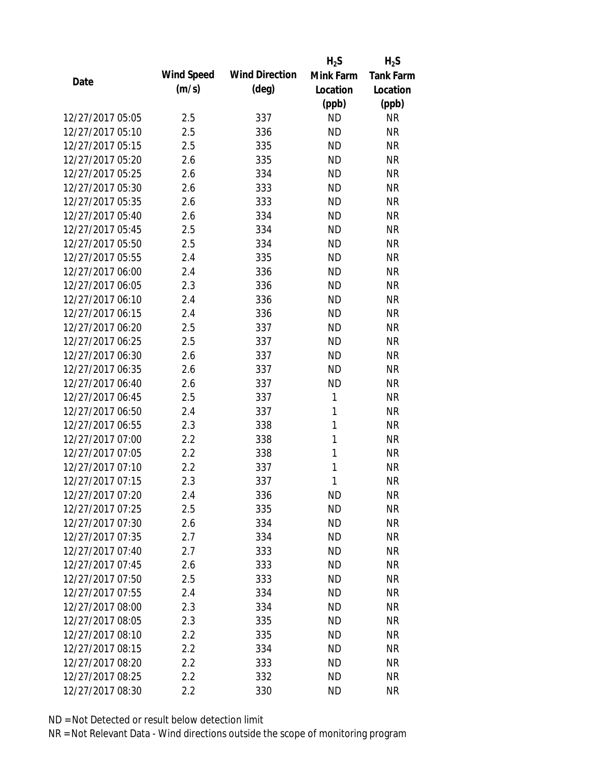| Date | Wind Speed (m/s) | Wind Direction (deg) | $H_2S$ Mink Farm Location (ppb) | $H_2S$ Tank Farm Location (ppb) |
|---|---|---|---|---|
| 12/27/2017 05:05 | 2.5 | 337 | ND | NR |
| 12/27/2017 05:10 | 2.5 | 336 | ND | NR |
| 12/27/2017 05:15 | 2.5 | 335 | ND | NR |
| 12/27/2017 05:20 | 2.6 | 335 | ND | NR |
| 12/27/2017 05:25 | 2.6 | 334 | ND | NR |
| 12/27/2017 05:30 | 2.6 | 333 | ND | NR |
| 12/27/2017 05:35 | 2.6 | 333 | ND | NR |
| 12/27/2017 05:40 | 2.6 | 334 | ND | NR |
| 12/27/2017 05:45 | 2.5 | 334 | ND | NR |
| 12/27/2017 05:50 | 2.5 | 334 | ND | NR |
| 12/27/2017 05:55 | 2.4 | 335 | ND | NR |
| 12/27/2017 06:00 | 2.4 | 336 | ND | NR |
| 12/27/2017 06:05 | 2.3 | 336 | ND | NR |
| 12/27/2017 06:10 | 2.4 | 336 | ND | NR |
| 12/27/2017 06:15 | 2.4 | 336 | ND | NR |
| 12/27/2017 06:20 | 2.5 | 337 | ND | NR |
| 12/27/2017 06:25 | 2.5 | 337 | ND | NR |
| 12/27/2017 06:30 | 2.6 | 337 | ND | NR |
| 12/27/2017 06:35 | 2.6 | 337 | ND | NR |
| 12/27/2017 06:40 | 2.6 | 337 | ND | NR |
| 12/27/2017 06:45 | 2.5 | 337 | 1 | NR |
| 12/27/2017 06:50 | 2.4 | 337 | 1 | NR |
| 12/27/2017 06:55 | 2.3 | 338 | 1 | NR |
| 12/27/2017 07:00 | 2.2 | 338 | 1 | NR |
| 12/27/2017 07:05 | 2.2 | 338 | 1 | NR |
| 12/27/2017 07:10 | 2.2 | 337 | 1 | NR |
| 12/27/2017 07:15 | 2.3 | 337 | 1 | NR |
| 12/27/2017 07:20 | 2.4 | 336 | ND | NR |
| 12/27/2017 07:25 | 2.5 | 335 | ND | NR |
| 12/27/2017 07:30 | 2.6 | 334 | ND | NR |
| 12/27/2017 07:35 | 2.7 | 334 | ND | NR |
| 12/27/2017 07:40 | 2.7 | 333 | ND | NR |
| 12/27/2017 07:45 | 2.6 | 333 | ND | NR |
| 12/27/2017 07:50 | 2.5 | 333 | ND | NR |
| 12/27/2017 07:55 | 2.4 | 334 | ND | NR |
| 12/27/2017 08:00 | 2.3 | 334 | ND | NR |
| 12/27/2017 08:05 | 2.3 | 335 | ND | NR |
| 12/27/2017 08:10 | 2.2 | 335 | ND | NR |
| 12/27/2017 08:15 | 2.2 | 334 | ND | NR |
| 12/27/2017 08:20 | 2.2 | 333 | ND | NR |
| 12/27/2017 08:25 | 2.2 | 332 | ND | NR |
| 12/27/2017 08:30 | 2.2 | 330 | ND | NR |

ND = Not Detected or result below detection limit

NR = Not Relevant Data - Wind directions outside the scope of monitoring program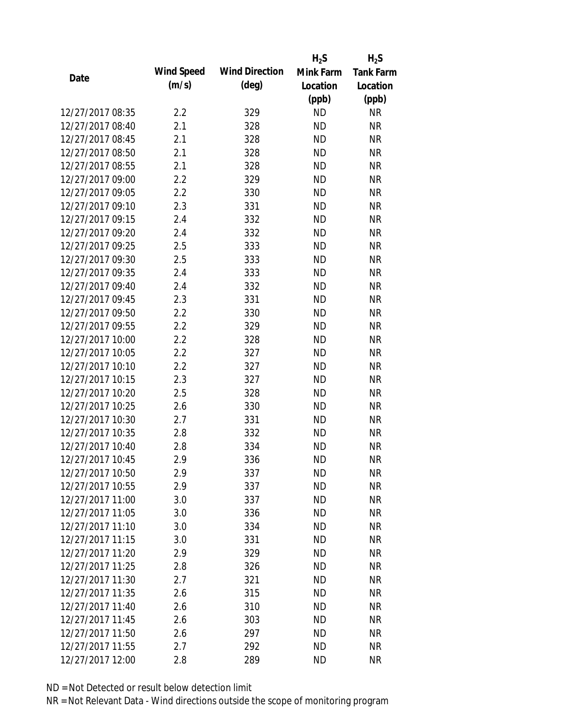| Date | Wind Speed (m/s) | Wind Direction (deg) | $H_2S$ Mink Farm Location (ppb) | $H_2S$ Tank Farm Location (ppb) |
|---|---|---|---|---|
| 12/27/2017 08:35 | 2.2 | 329 | ND | NR |
| 12/27/2017 08:40 | 2.1 | 328 | ND | NR |
| 12/27/2017 08:45 | 2.1 | 328 | ND | NR |
| 12/27/2017 08:50 | 2.1 | 328 | ND | NR |
| 12/27/2017 08:55 | 2.1 | 328 | ND | NR |
| 12/27/2017 09:00 | 2.2 | 329 | ND | NR |
| 12/27/2017 09:05 | 2.2 | 330 | ND | NR |
| 12/27/2017 09:10 | 2.3 | 331 | ND | NR |
| 12/27/2017 09:15 | 2.4 | 332 | ND | NR |
| 12/27/2017 09:20 | 2.4 | 332 | ND | NR |
| 12/27/2017 09:25 | 2.5 | 333 | ND | NR |
| 12/27/2017 09:30 | 2.5 | 333 | ND | NR |
| 12/27/2017 09:35 | 2.4 | 333 | ND | NR |
| 12/27/2017 09:40 | 2.4 | 332 | ND | NR |
| 12/27/2017 09:45 | 2.3 | 331 | ND | NR |
| 12/27/2017 09:50 | 2.2 | 330 | ND | NR |
| 12/27/2017 09:55 | 2.2 | 329 | ND | NR |
| 12/27/2017 10:00 | 2.2 | 328 | ND | NR |
| 12/27/2017 10:05 | 2.2 | 327 | ND | NR |
| 12/27/2017 10:10 | 2.2 | 327 | ND | NR |
| 12/27/2017 10:15 | 2.3 | 327 | ND | NR |
| 12/27/2017 10:20 | 2.5 | 328 | ND | NR |
| 12/27/2017 10:25 | 2.6 | 330 | ND | NR |
| 12/27/2017 10:30 | 2.7 | 331 | ND | NR |
| 12/27/2017 10:35 | 2.8 | 332 | ND | NR |
| 12/27/2017 10:40 | 2.8 | 334 | ND | NR |
| 12/27/2017 10:45 | 2.9 | 336 | ND | NR |
| 12/27/2017 10:50 | 2.9 | 337 | ND | NR |
| 12/27/2017 10:55 | 2.9 | 337 | ND | NR |
| 12/27/2017 11:00 | 3.0 | 337 | ND | NR |
| 12/27/2017 11:05 | 3.0 | 336 | ND | NR |
| 12/27/2017 11:10 | 3.0 | 334 | ND | NR |
| 12/27/2017 11:15 | 3.0 | 331 | ND | NR |
| 12/27/2017 11:20 | 2.9 | 329 | ND | NR |
| 12/27/2017 11:25 | 2.8 | 326 | ND | NR |
| 12/27/2017 11:30 | 2.7 | 321 | ND | NR |
| 12/27/2017 11:35 | 2.6 | 315 | ND | NR |
| 12/27/2017 11:40 | 2.6 | 310 | ND | NR |
| 12/27/2017 11:45 | 2.6 | 303 | ND | NR |
| 12/27/2017 11:50 | 2.6 | 297 | ND | NR |
| 12/27/2017 11:55 | 2.7 | 292 | ND | NR |
| 12/27/2017 12:00 | 2.8 | 289 | ND | NR |

ND = Not Detected or result below detection limit

NR = Not Relevant Data - Wind directions outside the scope of monitoring program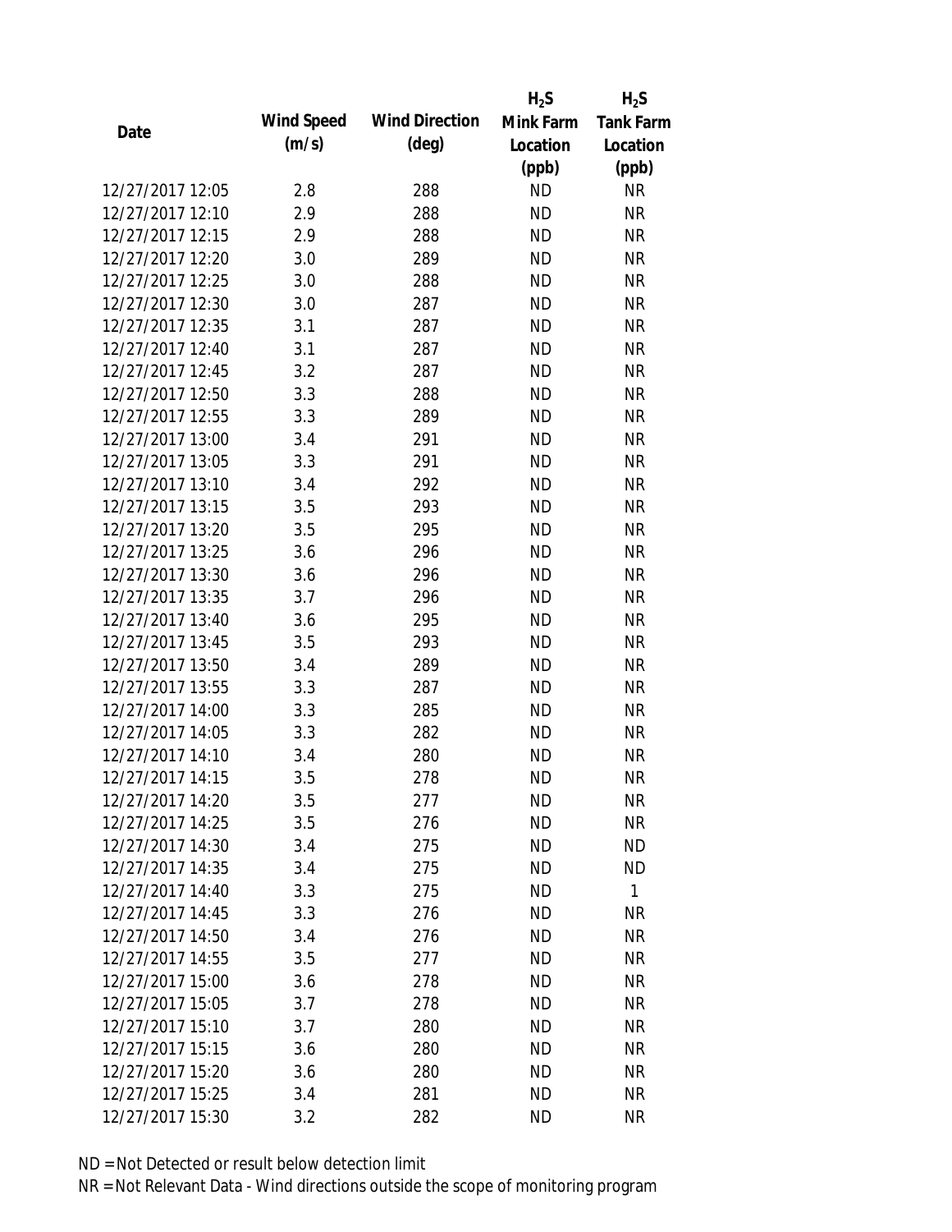| Date | Wind Speed (m/s) | Wind Direction (deg) | $H_2S$ Mink Farm Location (ppb) | $H_2S$ Tank Farm Location (ppb) |
|---|---|---|---|---|
| 12/27/2017 12:05 | 2.8 | 288 | ND | NR |
| 12/27/2017 12:10 | 2.9 | 288 | ND | NR |
| 12/27/2017 12:15 | 2.9 | 288 | ND | NR |
| 12/27/2017 12:20 | 3.0 | 289 | ND | NR |
| 12/27/2017 12:25 | 3.0 | 288 | ND | NR |
| 12/27/2017 12:30 | 3.0 | 287 | ND | NR |
| 12/27/2017 12:35 | 3.1 | 287 | ND | NR |
| 12/27/2017 12:40 | 3.1 | 287 | ND | NR |
| 12/27/2017 12:45 | 3.2 | 287 | ND | NR |
| 12/27/2017 12:50 | 3.3 | 288 | ND | NR |
| 12/27/2017 12:55 | 3.3 | 289 | ND | NR |
| 12/27/2017 13:00 | 3.4 | 291 | ND | NR |
| 12/27/2017 13:05 | 3.3 | 291 | ND | NR |
| 12/27/2017 13:10 | 3.4 | 292 | ND | NR |
| 12/27/2017 13:15 | 3.5 | 293 | ND | NR |
| 12/27/2017 13:20 | 3.5 | 295 | ND | NR |
| 12/27/2017 13:25 | 3.6 | 296 | ND | NR |
| 12/27/2017 13:30 | 3.6 | 296 | ND | NR |
| 12/27/2017 13:35 | 3.7 | 296 | ND | NR |
| 12/27/2017 13:40 | 3.6 | 295 | ND | NR |
| 12/27/2017 13:45 | 3.5 | 293 | ND | NR |
| 12/27/2017 13:50 | 3.4 | 289 | ND | NR |
| 12/27/2017 13:55 | 3.3 | 287 | ND | NR |
| 12/27/2017 14:00 | 3.3 | 285 | ND | NR |
| 12/27/2017 14:05 | 3.3 | 282 | ND | NR |
| 12/27/2017 14:10 | 3.4 | 280 | ND | NR |
| 12/27/2017 14:15 | 3.5 | 278 | ND | NR |
| 12/27/2017 14:20 | 3.5 | 277 | ND | NR |
| 12/27/2017 14:25 | 3.5 | 276 | ND | NR |
| 12/27/2017 14:30 | 3.4 | 275 | ND | ND |
| 12/27/2017 14:35 | 3.4 | 275 | ND | ND |
| 12/27/2017 14:40 | 3.3 | 275 | ND | 1 |
| 12/27/2017 14:45 | 3.3 | 276 | ND | NR |
| 12/27/2017 14:50 | 3.4 | 276 | ND | NR |
| 12/27/2017 14:55 | 3.5 | 277 | ND | NR |
| 12/27/2017 15:00 | 3.6 | 278 | ND | NR |
| 12/27/2017 15:05 | 3.7 | 278 | ND | NR |
| 12/27/2017 15:10 | 3.7 | 280 | ND | NR |
| 12/27/2017 15:15 | 3.6 | 280 | ND | NR |
| 12/27/2017 15:20 | 3.6 | 280 | ND | NR |
| 12/27/2017 15:25 | 3.4 | 281 | ND | NR |
| 12/27/2017 15:30 | 3.2 | 282 | ND | NR |

ND = Not Detected or result below detection limit

NR = Not Relevant Data - Wind directions outside the scope of monitoring program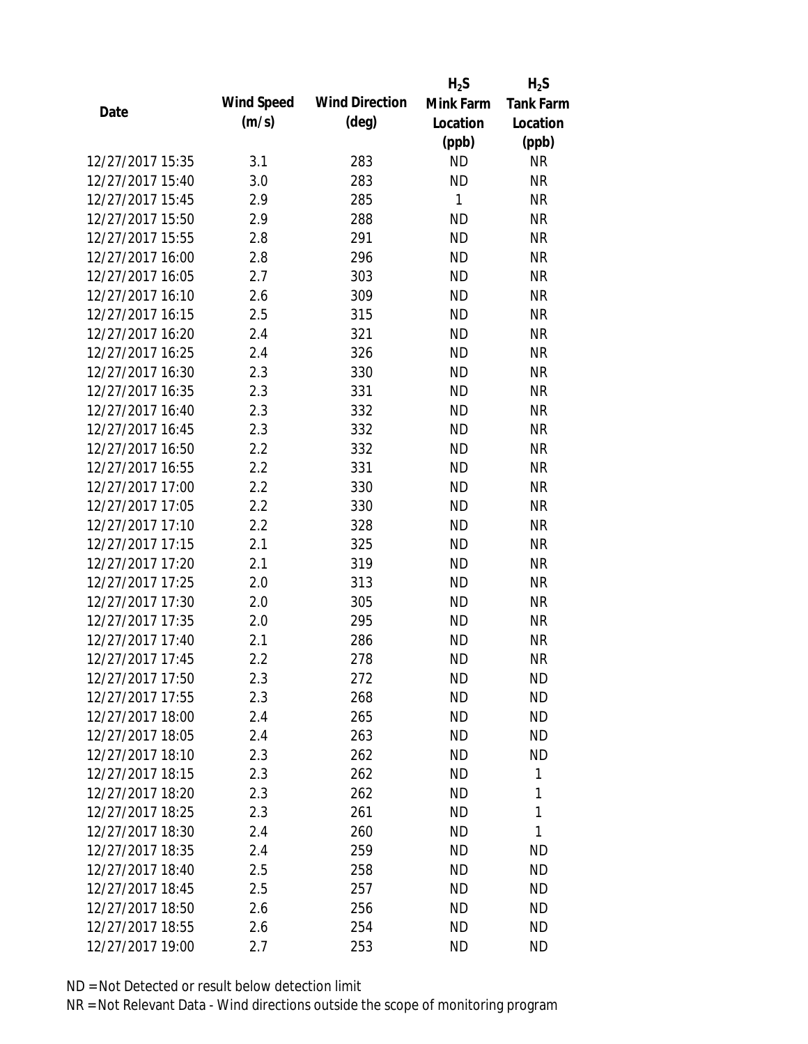| Date | Wind Speed (m/s) | Wind Direction (deg) | $H_2S$ Mink Farm Location (ppb) | $H_2S$ Tank Farm Location (ppb) |
|---|---|---|---|---|
| 12/27/2017 15:35 | 3.1 | 283 | ND | NR |
| 12/27/2017 15:40 | 3.0 | 283 | ND | NR |
| 12/27/2017 15:45 | 2.9 | 285 | 1 | NR |
| 12/27/2017 15:50 | 2.9 | 288 | ND | NR |
| 12/27/2017 15:55 | 2.8 | 291 | ND | NR |
| 12/27/2017 16:00 | 2.8 | 296 | ND | NR |
| 12/27/2017 16:05 | 2.7 | 303 | ND | NR |
| 12/27/2017 16:10 | 2.6 | 309 | ND | NR |
| 12/27/2017 16:15 | 2.5 | 315 | ND | NR |
| 12/27/2017 16:20 | 2.4 | 321 | ND | NR |
| 12/27/2017 16:25 | 2.4 | 326 | ND | NR |
| 12/27/2017 16:30 | 2.3 | 330 | ND | NR |
| 12/27/2017 16:35 | 2.3 | 331 | ND | NR |
| 12/27/2017 16:40 | 2.3 | 332 | ND | NR |
| 12/27/2017 16:45 | 2.3 | 332 | ND | NR |
| 12/27/2017 16:50 | 2.2 | 332 | ND | NR |
| 12/27/2017 16:55 | 2.2 | 331 | ND | NR |
| 12/27/2017 17:00 | 2.2 | 330 | ND | NR |
| 12/27/2017 17:05 | 2.2 | 330 | ND | NR |
| 12/27/2017 17:10 | 2.2 | 328 | ND | NR |
| 12/27/2017 17:15 | 2.1 | 325 | ND | NR |
| 12/27/2017 17:20 | 2.1 | 319 | ND | NR |
| 12/27/2017 17:25 | 2.0 | 313 | ND | NR |
| 12/27/2017 17:30 | 2.0 | 305 | ND | NR |
| 12/27/2017 17:35 | 2.0 | 295 | ND | NR |
| 12/27/2017 17:40 | 2.1 | 286 | ND | NR |
| 12/27/2017 17:45 | 2.2 | 278 | ND | NR |
| 12/27/2017 17:50 | 2.3 | 272 | ND | ND |
| 12/27/2017 17:55 | 2.3 | 268 | ND | ND |
| 12/27/2017 18:00 | 2.4 | 265 | ND | ND |
| 12/27/2017 18:05 | 2.4 | 263 | ND | ND |
| 12/27/2017 18:10 | 2.3 | 262 | ND | ND |
| 12/27/2017 18:15 | 2.3 | 262 | ND | 1 |
| 12/27/2017 18:20 | 2.3 | 262 | ND | 1 |
| 12/27/2017 18:25 | 2.3 | 261 | ND | 1 |
| 12/27/2017 18:30 | 2.4 | 260 | ND | 1 |
| 12/27/2017 18:35 | 2.4 | 259 | ND | ND |
| 12/27/2017 18:40 | 2.5 | 258 | ND | ND |
| 12/27/2017 18:45 | 2.5 | 257 | ND | ND |
| 12/27/2017 18:50 | 2.6 | 256 | ND | ND |
| 12/27/2017 18:55 | 2.6 | 254 | ND | ND |
| 12/27/2017 19:00 | 2.7 | 253 | ND | ND |

ND = Not Detected or result below detection limit

NR = Not Relevant Data - Wind directions outside the scope of monitoring program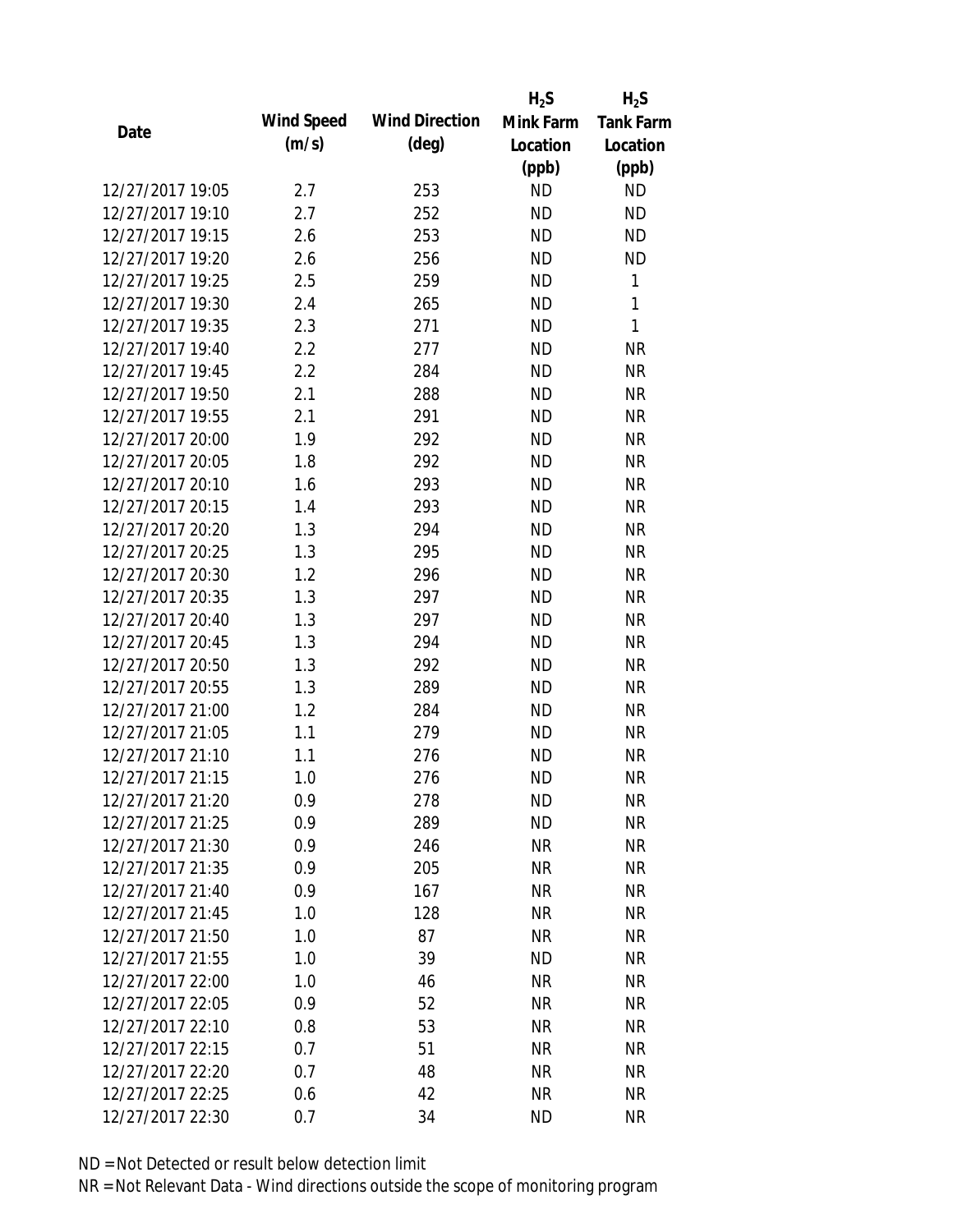| Date | Wind Speed (m/s) | Wind Direction (deg) | $H_2S$ Mink Farm Location (ppb) | $H_2S$ Tank Farm Location (ppb) |
|---|---|---|---|---|
| 12/27/2017 19:05 | 2.7 | 253 | ND | ND |
| 12/27/2017 19:10 | 2.7 | 252 | ND | ND |
| 12/27/2017 19:15 | 2.6 | 253 | ND | ND |
| 12/27/2017 19:20 | 2.6 | 256 | ND | ND |
| 12/27/2017 19:25 | 2.5 | 259 | ND | 1 |
| 12/27/2017 19:30 | 2.4 | 265 | ND | 1 |
| 12/27/2017 19:35 | 2.3 | 271 | ND | 1 |
| 12/27/2017 19:40 | 2.2 | 277 | ND | NR |
| 12/27/2017 19:45 | 2.2 | 284 | ND | NR |
| 12/27/2017 19:50 | 2.1 | 288 | ND | NR |
| 12/27/2017 19:55 | 2.1 | 291 | ND | NR |
| 12/27/2017 20:00 | 1.9 | 292 | ND | NR |
| 12/27/2017 20:05 | 1.8 | 292 | ND | NR |
| 12/27/2017 20:10 | 1.6 | 293 | ND | NR |
| 12/27/2017 20:15 | 1.4 | 293 | ND | NR |
| 12/27/2017 20:20 | 1.3 | 294 | ND | NR |
| 12/27/2017 20:25 | 1.3 | 295 | ND | NR |
| 12/27/2017 20:30 | 1.2 | 296 | ND | NR |
| 12/27/2017 20:35 | 1.3 | 297 | ND | NR |
| 12/27/2017 20:40 | 1.3 | 297 | ND | NR |
| 12/27/2017 20:45 | 1.3 | 294 | ND | NR |
| 12/27/2017 20:50 | 1.3 | 292 | ND | NR |
| 12/27/2017 20:55 | 1.3 | 289 | ND | NR |
| 12/27/2017 21:00 | 1.2 | 284 | ND | NR |
| 12/27/2017 21:05 | 1.1 | 279 | ND | NR |
| 12/27/2017 21:10 | 1.1 | 276 | ND | NR |
| 12/27/2017 21:15 | 1.0 | 276 | ND | NR |
| 12/27/2017 21:20 | 0.9 | 278 | ND | NR |
| 12/27/2017 21:25 | 0.9 | 289 | ND | NR |
| 12/27/2017 21:30 | 0.9 | 246 | NR | NR |
| 12/27/2017 21:35 | 0.9 | 205 | NR | NR |
| 12/27/2017 21:40 | 0.9 | 167 | NR | NR |
| 12/27/2017 21:45 | 1.0 | 128 | NR | NR |
| 12/27/2017 21:50 | 1.0 | 87 | NR | NR |
| 12/27/2017 21:55 | 1.0 | 39 | ND | NR |
| 12/27/2017 22:00 | 1.0 | 46 | NR | NR |
| 12/27/2017 22:05 | 0.9 | 52 | NR | NR |
| 12/27/2017 22:10 | 0.8 | 53 | NR | NR |
| 12/27/2017 22:15 | 0.7 | 51 | NR | NR |
| 12/27/2017 22:20 | 0.7 | 48 | NR | NR |
| 12/27/2017 22:25 | 0.6 | 42 | NR | NR |
| 12/27/2017 22:30 | 0.7 | 34 | ND | NR |

ND = Not Detected or result below detection limit

NR = Not Relevant Data - Wind directions outside the scope of monitoring program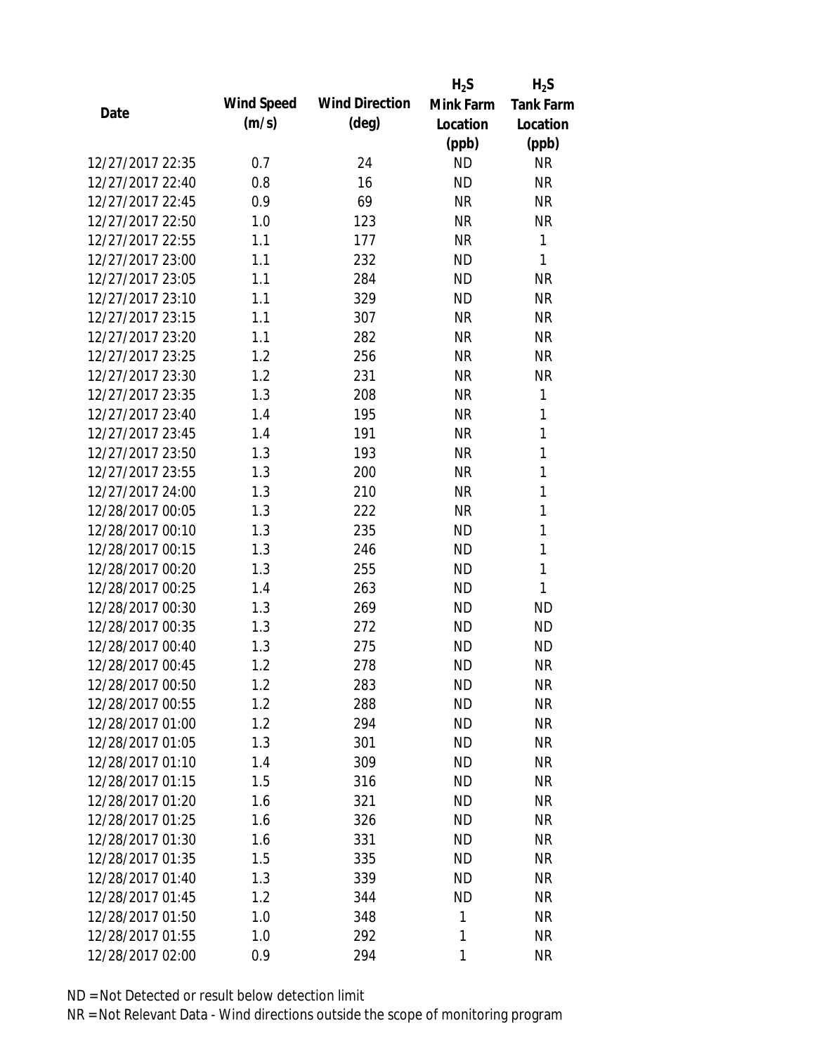| Date | Wind Speed (m/s) | Wind Direction (deg) | $H_2S$ Mink Farm Location (ppb) | $H_2S$ Tank Farm Location (ppb) |
|---|---|---|---|---|
| 12/27/2017 22:35 | 0.7 | 24 | ND | NR |
| 12/27/2017 22:40 | 0.8 | 16 | ND | NR |
| 12/27/2017 22:45 | 0.9 | 69 | NR | NR |
| 12/27/2017 22:50 | 1.0 | 123 | NR | NR |
| 12/27/2017 22:55 | 1.1 | 177 | NR | 1 |
| 12/27/2017 23:00 | 1.1 | 232 | ND | 1 |
| 12/27/2017 23:05 | 1.1 | 284 | ND | NR |
| 12/27/2017 23:10 | 1.1 | 329 | ND | NR |
| 12/27/2017 23:15 | 1.1 | 307 | NR | NR |
| 12/27/2017 23:20 | 1.1 | 282 | NR | NR |
| 12/27/2017 23:25 | 1.2 | 256 | NR | NR |
| 12/27/2017 23:30 | 1.2 | 231 | NR | NR |
| 12/27/2017 23:35 | 1.3 | 208 | NR | 1 |
| 12/27/2017 23:40 | 1.4 | 195 | NR | 1 |
| 12/27/2017 23:45 | 1.4 | 191 | NR | 1 |
| 12/27/2017 23:50 | 1.3 | 193 | NR | 1 |
| 12/27/2017 23:55 | 1.3 | 200 | NR | 1 |
| 12/27/2017 24:00 | 1.3 | 210 | NR | 1 |
| 12/28/2017 00:05 | 1.3 | 222 | NR | 1 |
| 12/28/2017 00:10 | 1.3 | 235 | ND | 1 |
| 12/28/2017 00:15 | 1.3 | 246 | ND | 1 |
| 12/28/2017 00:20 | 1.3 | 255 | ND | 1 |
| 12/28/2017 00:25 | 1.4 | 263 | ND | 1 |
| 12/28/2017 00:30 | 1.3 | 269 | ND | ND |
| 12/28/2017 00:35 | 1.3 | 272 | ND | ND |
| 12/28/2017 00:40 | 1.3 | 275 | ND | ND |
| 12/28/2017 00:45 | 1.2 | 278 | ND | NR |
| 12/28/2017 00:50 | 1.2 | 283 | ND | NR |
| 12/28/2017 00:55 | 1.2 | 288 | ND | NR |
| 12/28/2017 01:00 | 1.2 | 294 | ND | NR |
| 12/28/2017 01:05 | 1.3 | 301 | ND | NR |
| 12/28/2017 01:10 | 1.4 | 309 | ND | NR |
| 12/28/2017 01:15 | 1.5 | 316 | ND | NR |
| 12/28/2017 01:20 | 1.6 | 321 | ND | NR |
| 12/28/2017 01:25 | 1.6 | 326 | ND | NR |
| 12/28/2017 01:30 | 1.6 | 331 | ND | NR |
| 12/28/2017 01:35 | 1.5 | 335 | ND | NR |
| 12/28/2017 01:40 | 1.3 | 339 | ND | NR |
| 12/28/2017 01:45 | 1.2 | 344 | ND | NR |
| 12/28/2017 01:50 | 1.0 | 348 | 1 | NR |
| 12/28/2017 01:55 | 1.0 | 292 | 1 | NR |
| 12/28/2017 02:00 | 0.9 | 294 | 1 | NR |

ND = Not Detected or result below detection limit

NR = Not Relevant Data - Wind directions outside the scope of monitoring program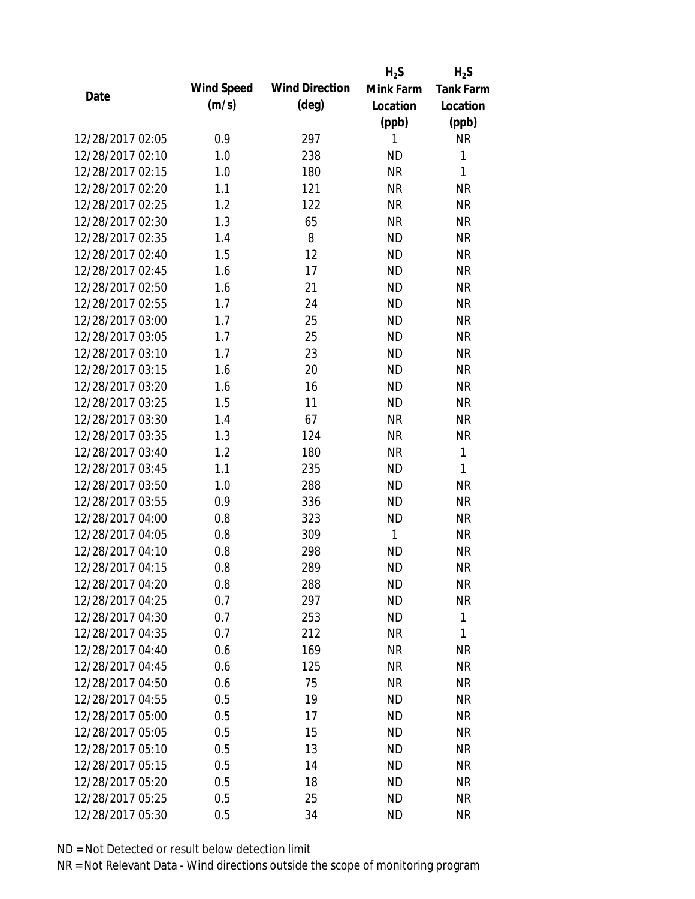| Date | Wind Speed (m/s) | Wind Direction (deg) | $H_2S$ Mink Farm Location (ppb) | $H_2S$ Tank Farm Location (ppb) |
|---|---|---|---|---|
| 12/28/2017 02:05 | 0.9 | 297 | 1 | NR |
| 12/28/2017 02:10 | 1.0 | 238 | ND | 1 |
| 12/28/2017 02:15 | 1.0 | 180 | NR | 1 |
| 12/28/2017 02:20 | 1.1 | 121 | NR | NR |
| 12/28/2017 02:25 | 1.2 | 122 | NR | NR |
| 12/28/2017 02:30 | 1.3 | 65 | NR | NR |
| 12/28/2017 02:35 | 1.4 | 8 | ND | NR |
| 12/28/2017 02:40 | 1.5 | 12 | ND | NR |
| 12/28/2017 02:45 | 1.6 | 17 | ND | NR |
| 12/28/2017 02:50 | 1.6 | 21 | ND | NR |
| 12/28/2017 02:55 | 1.7 | 24 | ND | NR |
| 12/28/2017 03:00 | 1.7 | 25 | ND | NR |
| 12/28/2017 03:05 | 1.7 | 25 | ND | NR |
| 12/28/2017 03:10 | 1.7 | 23 | ND | NR |
| 12/28/2017 03:15 | 1.6 | 20 | ND | NR |
| 12/28/2017 03:20 | 1.6 | 16 | ND | NR |
| 12/28/2017 03:25 | 1.5 | 11 | ND | NR |
| 12/28/2017 03:30 | 1.4 | 67 | NR | NR |
| 12/28/2017 03:35 | 1.3 | 124 | NR | NR |
| 12/28/2017 03:40 | 1.2 | 180 | NR | 1 |
| 12/28/2017 03:45 | 1.1 | 235 | ND | 1 |
| 12/28/2017 03:50 | 1.0 | 288 | ND | NR |
| 12/28/2017 03:55 | 0.9 | 336 | ND | NR |
| 12/28/2017 04:00 | 0.8 | 323 | ND | NR |
| 12/28/2017 04:05 | 0.8 | 309 | 1 | NR |
| 12/28/2017 04:10 | 0.8 | 298 | ND | NR |
| 12/28/2017 04:15 | 0.8 | 289 | ND | NR |
| 12/28/2017 04:20 | 0.8 | 288 | ND | NR |
| 12/28/2017 04:25 | 0.7 | 297 | ND | NR |
| 12/28/2017 04:30 | 0.7 | 253 | ND | 1 |
| 12/28/2017 04:35 | 0.7 | 212 | NR | 1 |
| 12/28/2017 04:40 | 0.6 | 169 | NR | NR |
| 12/28/2017 04:45 | 0.6 | 125 | NR | NR |
| 12/28/2017 04:50 | 0.6 | 75 | NR | NR |
| 12/28/2017 04:55 | 0.5 | 19 | ND | NR |
| 12/28/2017 05:00 | 0.5 | 17 | ND | NR |
| 12/28/2017 05:05 | 0.5 | 15 | ND | NR |
| 12/28/2017 05:10 | 0.5 | 13 | ND | NR |
| 12/28/2017 05:15 | 0.5 | 14 | ND | NR |
| 12/28/2017 05:20 | 0.5 | 18 | ND | NR |
| 12/28/2017 05:25 | 0.5 | 25 | ND | NR |
| 12/28/2017 05:30 | 0.5 | 34 | ND | NR |

ND = Not Detected or result below detection limit

NR = Not Relevant Data - Wind directions outside the scope of monitoring program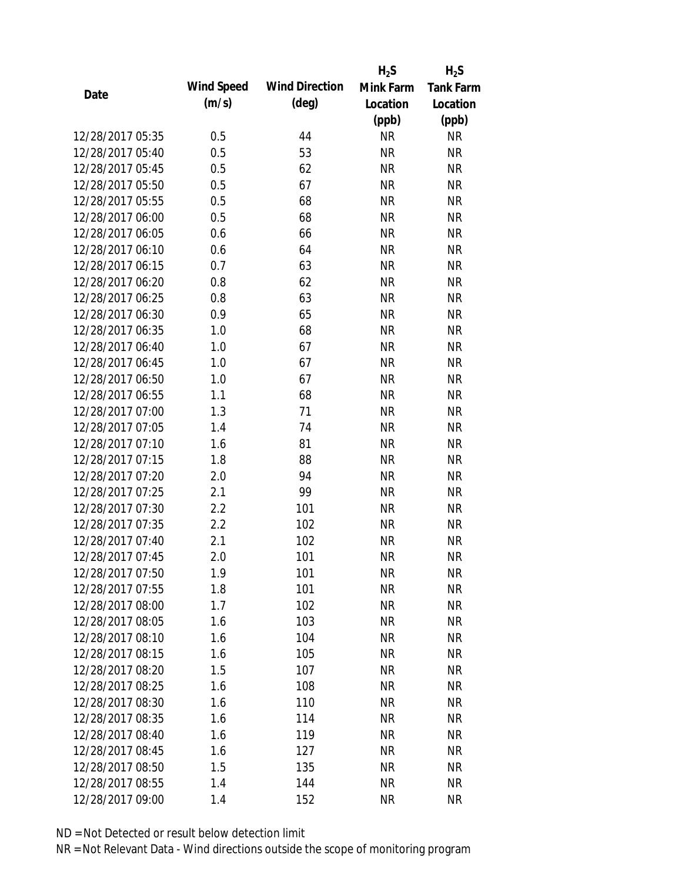| Date | Wind Speed (m/s) | Wind Direction (deg) | $H_2S$ Mink Farm Location (ppb) | $H_2S$ Tank Farm Location (ppb) |
|---|---|---|---|---|
| 12/28/2017 05:35 | 0.5 | 44 | NR | NR |
| 12/28/2017 05:40 | 0.5 | 53 | NR | NR |
| 12/28/2017 05:45 | 0.5 | 62 | NR | NR |
| 12/28/2017 05:50 | 0.5 | 67 | NR | NR |
| 12/28/2017 05:55 | 0.5 | 68 | NR | NR |
| 12/28/2017 06:00 | 0.5 | 68 | NR | NR |
| 12/28/2017 06:05 | 0.6 | 66 | NR | NR |
| 12/28/2017 06:10 | 0.6 | 64 | NR | NR |
| 12/28/2017 06:15 | 0.7 | 63 | NR | NR |
| 12/28/2017 06:20 | 0.8 | 62 | NR | NR |
| 12/28/2017 06:25 | 0.8 | 63 | NR | NR |
| 12/28/2017 06:30 | 0.9 | 65 | NR | NR |
| 12/28/2017 06:35 | 1.0 | 68 | NR | NR |
| 12/28/2017 06:40 | 1.0 | 67 | NR | NR |
| 12/28/2017 06:45 | 1.0 | 67 | NR | NR |
| 12/28/2017 06:50 | 1.0 | 67 | NR | NR |
| 12/28/2017 06:55 | 1.1 | 68 | NR | NR |
| 12/28/2017 07:00 | 1.3 | 71 | NR | NR |
| 12/28/2017 07:05 | 1.4 | 74 | NR | NR |
| 12/28/2017 07:10 | 1.6 | 81 | NR | NR |
| 12/28/2017 07:15 | 1.8 | 88 | NR | NR |
| 12/28/2017 07:20 | 2.0 | 94 | NR | NR |
| 12/28/2017 07:25 | 2.1 | 99 | NR | NR |
| 12/28/2017 07:30 | 2.2 | 101 | NR | NR |
| 12/28/2017 07:35 | 2.2 | 102 | NR | NR |
| 12/28/2017 07:40 | 2.1 | 102 | NR | NR |
| 12/28/2017 07:45 | 2.0 | 101 | NR | NR |
| 12/28/2017 07:50 | 1.9 | 101 | NR | NR |
| 12/28/2017 07:55 | 1.8 | 101 | NR | NR |
| 12/28/2017 08:00 | 1.7 | 102 | NR | NR |
| 12/28/2017 08:05 | 1.6 | 103 | NR | NR |
| 12/28/2017 08:10 | 1.6 | 104 | NR | NR |
| 12/28/2017 08:15 | 1.6 | 105 | NR | NR |
| 12/28/2017 08:20 | 1.5 | 107 | NR | NR |
| 12/28/2017 08:25 | 1.6 | 108 | NR | NR |
| 12/28/2017 08:30 | 1.6 | 110 | NR | NR |
| 12/28/2017 08:35 | 1.6 | 114 | NR | NR |
| 12/28/2017 08:40 | 1.6 | 119 | NR | NR |
| 12/28/2017 08:45 | 1.6 | 127 | NR | NR |
| 12/28/2017 08:50 | 1.5 | 135 | NR | NR |
| 12/28/2017 08:55 | 1.4 | 144 | NR | NR |
| 12/28/2017 09:00 | 1.4 | 152 | NR | NR |

ND = Not Detected or result below detection limit

NR = Not Relevant Data - Wind directions outside the scope of monitoring program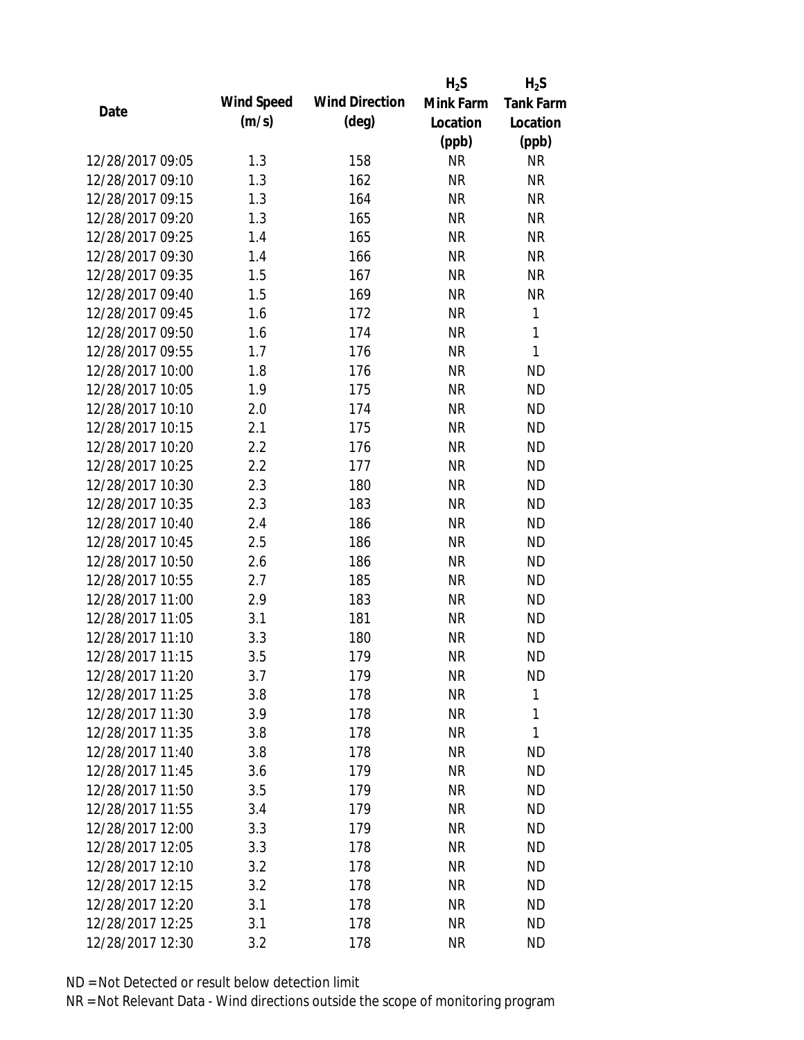| Date | Wind Speed (m/s) | Wind Direction (deg) | $H_2S$ Mink Farm Location (ppb) | $H_2S$ Tank Farm Location (ppb) |
|---|---|---|---|---|
| 12/28/2017 09:05 | 1.3 | 158 | NR | NR |
| 12/28/2017 09:10 | 1.3 | 162 | NR | NR |
| 12/28/2017 09:15 | 1.3 | 164 | NR | NR |
| 12/28/2017 09:20 | 1.3 | 165 | NR | NR |
| 12/28/2017 09:25 | 1.4 | 165 | NR | NR |
| 12/28/2017 09:30 | 1.4 | 166 | NR | NR |
| 12/28/2017 09:35 | 1.5 | 167 | NR | NR |
| 12/28/2017 09:40 | 1.5 | 169 | NR | NR |
| 12/28/2017 09:45 | 1.6 | 172 | NR | 1 |
| 12/28/2017 09:50 | 1.6 | 174 | NR | 1 |
| 12/28/2017 09:55 | 1.7 | 176 | NR | 1 |
| 12/28/2017 10:00 | 1.8 | 176 | NR | ND |
| 12/28/2017 10:05 | 1.9 | 175 | NR | ND |
| 12/28/2017 10:10 | 2.0 | 174 | NR | ND |
| 12/28/2017 10:15 | 2.1 | 175 | NR | ND |
| 12/28/2017 10:20 | 2.2 | 176 | NR | ND |
| 12/28/2017 10:25 | 2.2 | 177 | NR | ND |
| 12/28/2017 10:30 | 2.3 | 180 | NR | ND |
| 12/28/2017 10:35 | 2.3 | 183 | NR | ND |
| 12/28/2017 10:40 | 2.4 | 186 | NR | ND |
| 12/28/2017 10:45 | 2.5 | 186 | NR | ND |
| 12/28/2017 10:50 | 2.6 | 186 | NR | ND |
| 12/28/2017 10:55 | 2.7 | 185 | NR | ND |
| 12/28/2017 11:00 | 2.9 | 183 | NR | ND |
| 12/28/2017 11:05 | 3.1 | 181 | NR | ND |
| 12/28/2017 11:10 | 3.3 | 180 | NR | ND |
| 12/28/2017 11:15 | 3.5 | 179 | NR | ND |
| 12/28/2017 11:20 | 3.7 | 179 | NR | ND |
| 12/28/2017 11:25 | 3.8 | 178 | NR | 1 |
| 12/28/2017 11:30 | 3.9 | 178 | NR | 1 |
| 12/28/2017 11:35 | 3.8 | 178 | NR | 1 |
| 12/28/2017 11:40 | 3.8 | 178 | NR | ND |
| 12/28/2017 11:45 | 3.6 | 179 | NR | ND |
| 12/28/2017 11:50 | 3.5 | 179 | NR | ND |
| 12/28/2017 11:55 | 3.4 | 179 | NR | ND |
| 12/28/2017 12:00 | 3.3 | 179 | NR | ND |
| 12/28/2017 12:05 | 3.3 | 178 | NR | ND |
| 12/28/2017 12:10 | 3.2 | 178 | NR | ND |
| 12/28/2017 12:15 | 3.2 | 178 | NR | ND |
| 12/28/2017 12:20 | 3.1 | 178 | NR | ND |
| 12/28/2017 12:25 | 3.1 | 178 | NR | ND |
| 12/28/2017 12:30 | 3.2 | 178 | NR | ND |

ND = Not Detected or result below detection limit

NR = Not Relevant Data - Wind directions outside the scope of monitoring program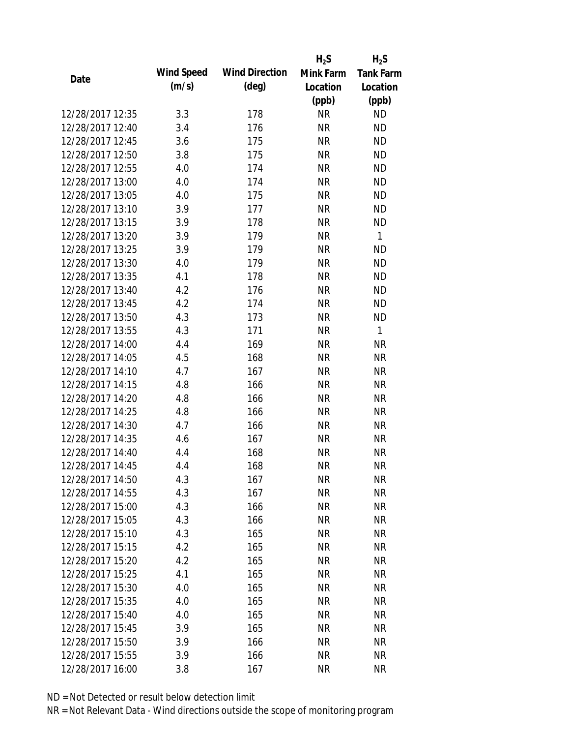| Date | Wind Speed (m/s) | Wind Direction (deg) | $H_2S$ Mink Farm Location (ppb) | $H_2S$ Tank Farm Location (ppb) |
|---|---|---|---|---|
| 12/28/2017 12:35 | 3.3 | 178 | NR | ND |
| 12/28/2017 12:40 | 3.4 | 176 | NR | ND |
| 12/28/2017 12:45 | 3.6 | 175 | NR | ND |
| 12/28/2017 12:50 | 3.8 | 175 | NR | ND |
| 12/28/2017 12:55 | 4.0 | 174 | NR | ND |
| 12/28/2017 13:00 | 4.0 | 174 | NR | ND |
| 12/28/2017 13:05 | 4.0 | 175 | NR | ND |
| 12/28/2017 13:10 | 3.9 | 177 | NR | ND |
| 12/28/2017 13:15 | 3.9 | 178 | NR | ND |
| 12/28/2017 13:20 | 3.9 | 179 | NR | 1 |
| 12/28/2017 13:25 | 3.9 | 179 | NR | ND |
| 12/28/2017 13:30 | 4.0 | 179 | NR | ND |
| 12/28/2017 13:35 | 4.1 | 178 | NR | ND |
| 12/28/2017 13:40 | 4.2 | 176 | NR | ND |
| 12/28/2017 13:45 | 4.2 | 174 | NR | ND |
| 12/28/2017 13:50 | 4.3 | 173 | NR | ND |
| 12/28/2017 13:55 | 4.3 | 171 | NR | 1 |
| 12/28/2017 14:00 | 4.4 | 169 | NR | NR |
| 12/28/2017 14:05 | 4.5 | 168 | NR | NR |
| 12/28/2017 14:10 | 4.7 | 167 | NR | NR |
| 12/28/2017 14:15 | 4.8 | 166 | NR | NR |
| 12/28/2017 14:20 | 4.8 | 166 | NR | NR |
| 12/28/2017 14:25 | 4.8 | 166 | NR | NR |
| 12/28/2017 14:30 | 4.7 | 166 | NR | NR |
| 12/28/2017 14:35 | 4.6 | 167 | NR | NR |
| 12/28/2017 14:40 | 4.4 | 168 | NR | NR |
| 12/28/2017 14:45 | 4.4 | 168 | NR | NR |
| 12/28/2017 14:50 | 4.3 | 167 | NR | NR |
| 12/28/2017 14:55 | 4.3 | 167 | NR | NR |
| 12/28/2017 15:00 | 4.3 | 166 | NR | NR |
| 12/28/2017 15:05 | 4.3 | 166 | NR | NR |
| 12/28/2017 15:10 | 4.3 | 165 | NR | NR |
| 12/28/2017 15:15 | 4.2 | 165 | NR | NR |
| 12/28/2017 15:20 | 4.2 | 165 | NR | NR |
| 12/28/2017 15:25 | 4.1 | 165 | NR | NR |
| 12/28/2017 15:30 | 4.0 | 165 | NR | NR |
| 12/28/2017 15:35 | 4.0 | 165 | NR | NR |
| 12/28/2017 15:40 | 4.0 | 165 | NR | NR |
| 12/28/2017 15:45 | 3.9 | 165 | NR | NR |
| 12/28/2017 15:50 | 3.9 | 166 | NR | NR |
| 12/28/2017 15:55 | 3.9 | 166 | NR | NR |
| 12/28/2017 16:00 | 3.8 | 167 | NR | NR |

ND = Not Detected or result below detection limit

NR = Not Relevant Data - Wind directions outside the scope of monitoring program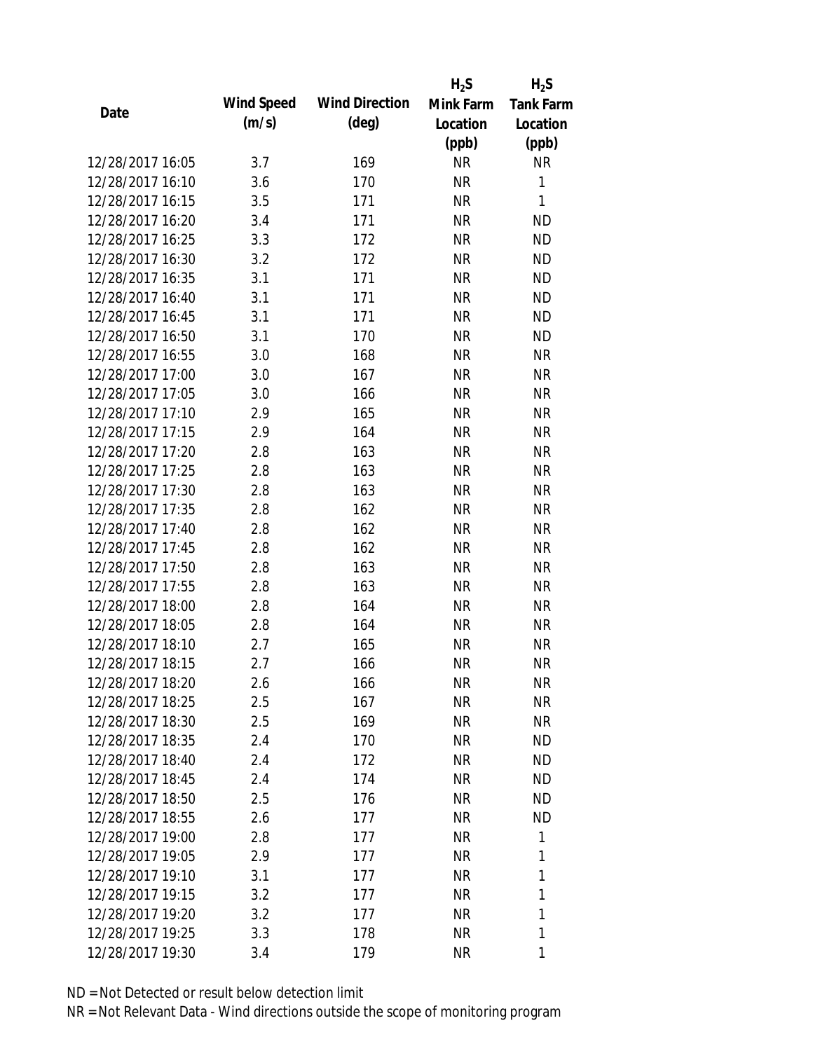| Date | Wind Speed (m/s) | Wind Direction (deg) | $H_2S$ Mink Farm Location (ppb) | $H_2S$ Tank Farm Location (ppb) |
|---|---|---|---|---|
| 12/28/2017 16:05 | 3.7 | 169 | NR | NR |
| 12/28/2017 16:10 | 3.6 | 170 | NR | 1 |
| 12/28/2017 16:15 | 3.5 | 171 | NR | 1 |
| 12/28/2017 16:20 | 3.4 | 171 | NR | ND |
| 12/28/2017 16:25 | 3.3 | 172 | NR | ND |
| 12/28/2017 16:30 | 3.2 | 172 | NR | ND |
| 12/28/2017 16:35 | 3.1 | 171 | NR | ND |
| 12/28/2017 16:40 | 3.1 | 171 | NR | ND |
| 12/28/2017 16:45 | 3.1 | 171 | NR | ND |
| 12/28/2017 16:50 | 3.1 | 170 | NR | ND |
| 12/28/2017 16:55 | 3.0 | 168 | NR | NR |
| 12/28/2017 17:00 | 3.0 | 167 | NR | NR |
| 12/28/2017 17:05 | 3.0 | 166 | NR | NR |
| 12/28/2017 17:10 | 2.9 | 165 | NR | NR |
| 12/28/2017 17:15 | 2.9 | 164 | NR | NR |
| 12/28/2017 17:20 | 2.8 | 163 | NR | NR |
| 12/28/2017 17:25 | 2.8 | 163 | NR | NR |
| 12/28/2017 17:30 | 2.8 | 163 | NR | NR |
| 12/28/2017 17:35 | 2.8 | 162 | NR | NR |
| 12/28/2017 17:40 | 2.8 | 162 | NR | NR |
| 12/28/2017 17:45 | 2.8 | 162 | NR | NR |
| 12/28/2017 17:50 | 2.8 | 163 | NR | NR |
| 12/28/2017 17:55 | 2.8 | 163 | NR | NR |
| 12/28/2017 18:00 | 2.8 | 164 | NR | NR |
| 12/28/2017 18:05 | 2.8 | 164 | NR | NR |
| 12/28/2017 18:10 | 2.7 | 165 | NR | NR |
| 12/28/2017 18:15 | 2.7 | 166 | NR | NR |
| 12/28/2017 18:20 | 2.6 | 166 | NR | NR |
| 12/28/2017 18:25 | 2.5 | 167 | NR | NR |
| 12/28/2017 18:30 | 2.5 | 169 | NR | NR |
| 12/28/2017 18:35 | 2.4 | 170 | NR | ND |
| 12/28/2017 18:40 | 2.4 | 172 | NR | ND |
| 12/28/2017 18:45 | 2.4 | 174 | NR | ND |
| 12/28/2017 18:50 | 2.5 | 176 | NR | ND |
| 12/28/2017 18:55 | 2.6 | 177 | NR | ND |
| 12/28/2017 19:00 | 2.8 | 177 | NR | 1 |
| 12/28/2017 19:05 | 2.9 | 177 | NR | 1 |
| 12/28/2017 19:10 | 3.1 | 177 | NR | 1 |
| 12/28/2017 19:15 | 3.2 | 177 | NR | 1 |
| 12/28/2017 19:20 | 3.2 | 177 | NR | 1 |
| 12/28/2017 19:25 | 3.3 | 178 | NR | 1 |
| 12/28/2017 19:30 | 3.4 | 179 | NR | 1 |

ND = Not Detected or result below detection limit

NR = Not Relevant Data - Wind directions outside the scope of monitoring program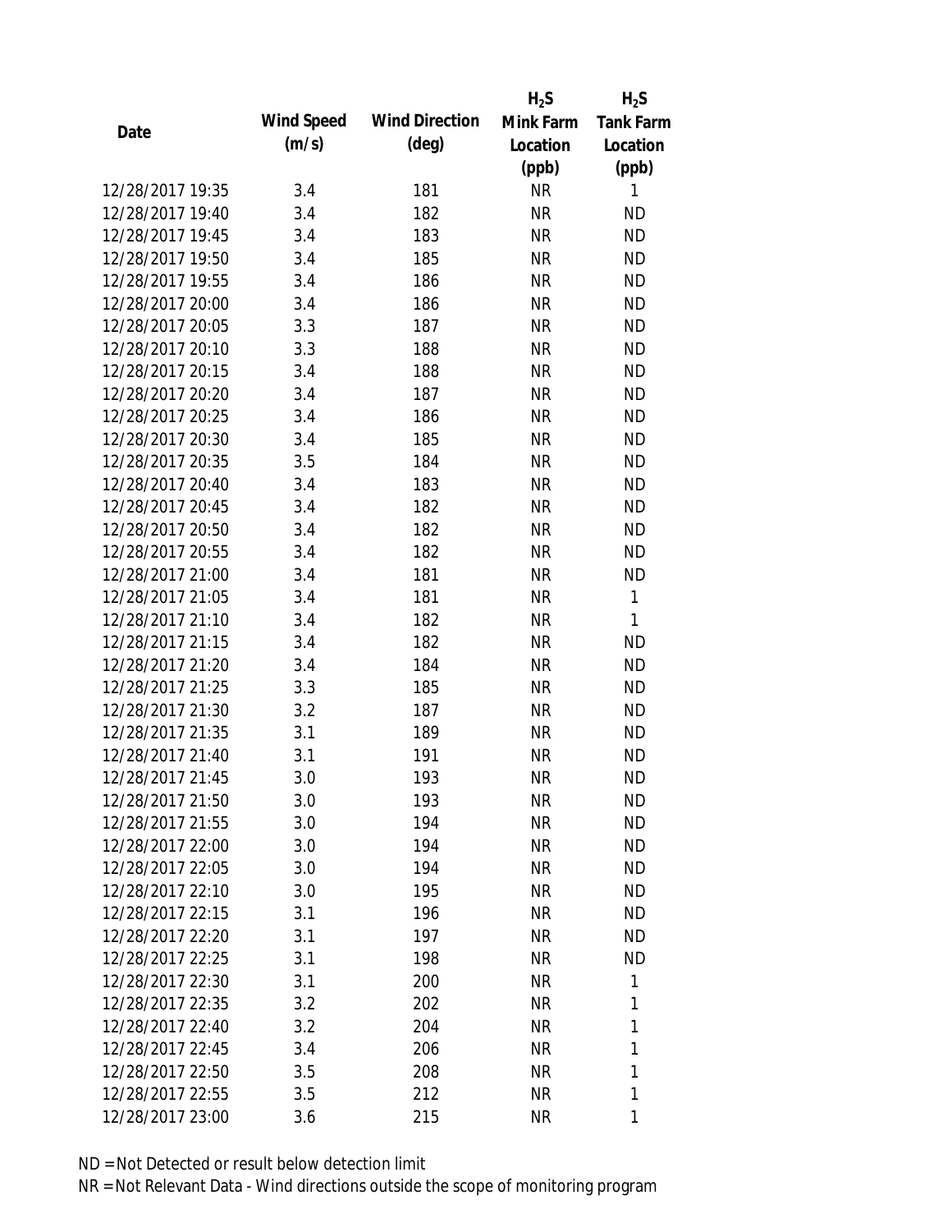| Date | Wind Speed (m/s) | Wind Direction (deg) | $H_2S$ Mink Farm Location (ppb) | $H_2S$ Tank Farm Location (ppb) |
|---|---|---|---|---|
| 12/28/2017 19:35 | 3.4 | 181 | NR | 1 |
| 12/28/2017 19:40 | 3.4 | 182 | NR | ND |
| 12/28/2017 19:45 | 3.4 | 183 | NR | ND |
| 12/28/2017 19:50 | 3.4 | 185 | NR | ND |
| 12/28/2017 19:55 | 3.4 | 186 | NR | ND |
| 12/28/2017 20:00 | 3.4 | 186 | NR | ND |
| 12/28/2017 20:05 | 3.3 | 187 | NR | ND |
| 12/28/2017 20:10 | 3.3 | 188 | NR | ND |
| 12/28/2017 20:15 | 3.4 | 188 | NR | ND |
| 12/28/2017 20:20 | 3.4 | 187 | NR | ND |
| 12/28/2017 20:25 | 3.4 | 186 | NR | ND |
| 12/28/2017 20:30 | 3.4 | 185 | NR | ND |
| 12/28/2017 20:35 | 3.5 | 184 | NR | ND |
| 12/28/2017 20:40 | 3.4 | 183 | NR | ND |
| 12/28/2017 20:45 | 3.4 | 182 | NR | ND |
| 12/28/2017 20:50 | 3.4 | 182 | NR | ND |
| 12/28/2017 20:55 | 3.4 | 182 | NR | ND |
| 12/28/2017 21:00 | 3.4 | 181 | NR | ND |
| 12/28/2017 21:05 | 3.4 | 181 | NR | 1 |
| 12/28/2017 21:10 | 3.4 | 182 | NR | 1 |
| 12/28/2017 21:15 | 3.4 | 182 | NR | ND |
| 12/28/2017 21:20 | 3.4 | 184 | NR | ND |
| 12/28/2017 21:25 | 3.3 | 185 | NR | ND |
| 12/28/2017 21:30 | 3.2 | 187 | NR | ND |
| 12/28/2017 21:35 | 3.1 | 189 | NR | ND |
| 12/28/2017 21:40 | 3.1 | 191 | NR | ND |
| 12/28/2017 21:45 | 3.0 | 193 | NR | ND |
| 12/28/2017 21:50 | 3.0 | 193 | NR | ND |
| 12/28/2017 21:55 | 3.0 | 194 | NR | ND |
| 12/28/2017 22:00 | 3.0 | 194 | NR | ND |
| 12/28/2017 22:05 | 3.0 | 194 | NR | ND |
| 12/28/2017 22:10 | 3.0 | 195 | NR | ND |
| 12/28/2017 22:15 | 3.1 | 196 | NR | ND |
| 12/28/2017 22:20 | 3.1 | 197 | NR | ND |
| 12/28/2017 22:25 | 3.1 | 198 | NR | ND |
| 12/28/2017 22:30 | 3.1 | 200 | NR | 1 |
| 12/28/2017 22:35 | 3.2 | 202 | NR | 1 |
| 12/28/2017 22:40 | 3.2 | 204 | NR | 1 |
| 12/28/2017 22:45 | 3.4 | 206 | NR | 1 |
| 12/28/2017 22:50 | 3.5 | 208 | NR | 1 |
| 12/28/2017 22:55 | 3.5 | 212 | NR | 1 |
| 12/28/2017 23:00 | 3.6 | 215 | NR | 1 |

ND = Not Detected or result below detection limit

NR = Not Relevant Data - Wind directions outside the scope of monitoring program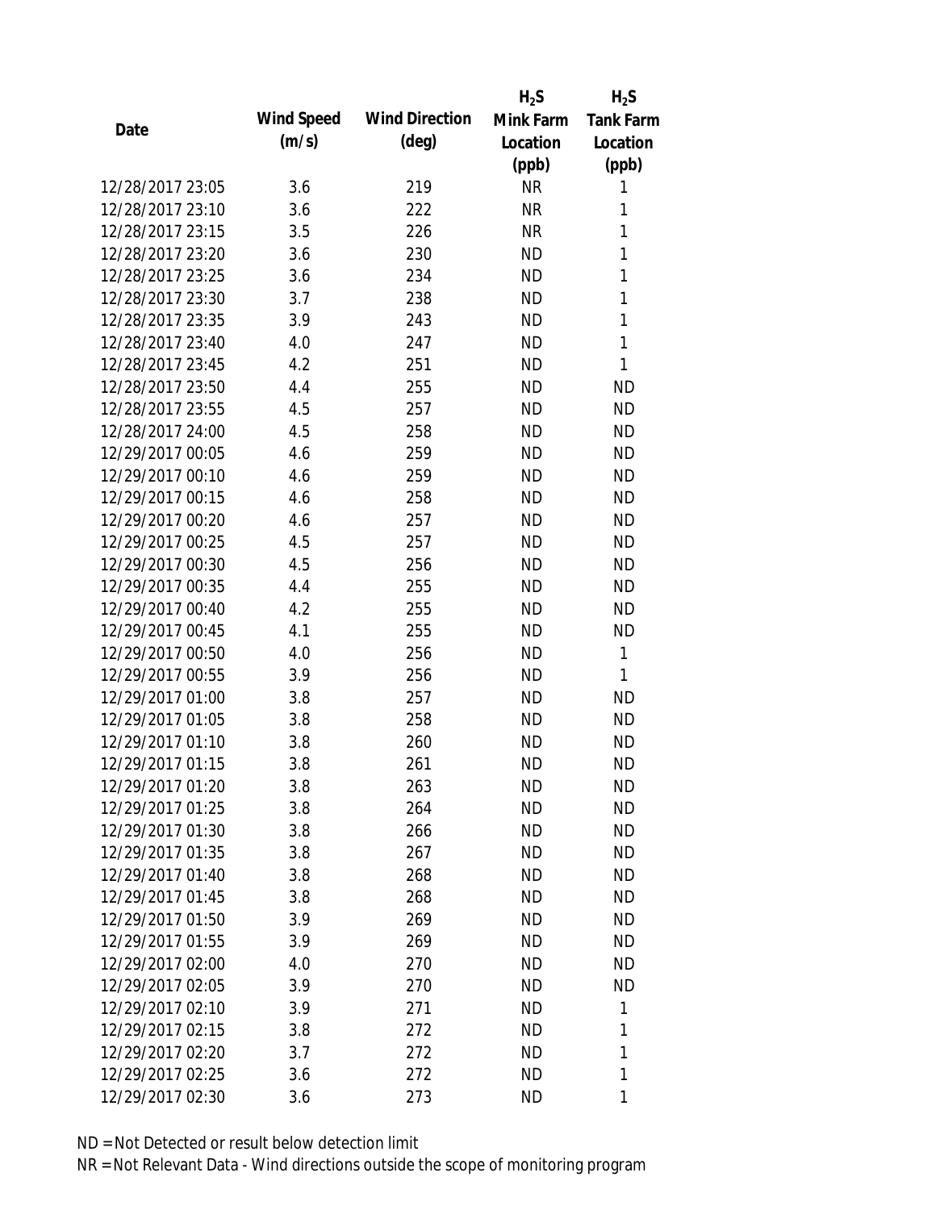| Date | Wind Speed (m/s) | Wind Direction (deg) | $H_2S$ Mink Farm Location (ppb) | $H_2S$ Tank Farm Location (ppb) |
|---|---|---|---|---|
| 12/28/2017 23:05 | 3.6 | 219 | NR | 1 |
| 12/28/2017 23:10 | 3.6 | 222 | NR | 1 |
| 12/28/2017 23:15 | 3.5 | 226 | NR | 1 |
| 12/28/2017 23:20 | 3.6 | 230 | ND | 1 |
| 12/28/2017 23:25 | 3.6 | 234 | ND | 1 |
| 12/28/2017 23:30 | 3.7 | 238 | ND | 1 |
| 12/28/2017 23:35 | 3.9 | 243 | ND | 1 |
| 12/28/2017 23:40 | 4.0 | 247 | ND | 1 |
| 12/28/2017 23:45 | 4.2 | 251 | ND | 1 |
| 12/28/2017 23:50 | 4.4 | 255 | ND | ND |
| 12/28/2017 23:55 | 4.5 | 257 | ND | ND |
| 12/28/2017 24:00 | 4.5 | 258 | ND | ND |
| 12/29/2017 00:05 | 4.6 | 259 | ND | ND |
| 12/29/2017 00:10 | 4.6 | 259 | ND | ND |
| 12/29/2017 00:15 | 4.6 | 258 | ND | ND |
| 12/29/2017 00:20 | 4.6 | 257 | ND | ND |
| 12/29/2017 00:25 | 4.5 | 257 | ND | ND |
| 12/29/2017 00:30 | 4.5 | 256 | ND | ND |
| 12/29/2017 00:35 | 4.4 | 255 | ND | ND |
| 12/29/2017 00:40 | 4.2 | 255 | ND | ND |
| 12/29/2017 00:45 | 4.1 | 255 | ND | ND |
| 12/29/2017 00:50 | 4.0 | 256 | ND | 1 |
| 12/29/2017 00:55 | 3.9 | 256 | ND | 1 |
| 12/29/2017 01:00 | 3.8 | 257 | ND | ND |
| 12/29/2017 01:05 | 3.8 | 258 | ND | ND |
| 12/29/2017 01:10 | 3.8 | 260 | ND | ND |
| 12/29/2017 01:15 | 3.8 | 261 | ND | ND |
| 12/29/2017 01:20 | 3.8 | 263 | ND | ND |
| 12/29/2017 01:25 | 3.8 | 264 | ND | ND |
| 12/29/2017 01:30 | 3.8 | 266 | ND | ND |
| 12/29/2017 01:35 | 3.8 | 267 | ND | ND |
| 12/29/2017 01:40 | 3.8 | 268 | ND | ND |
| 12/29/2017 01:45 | 3.8 | 268 | ND | ND |
| 12/29/2017 01:50 | 3.9 | 269 | ND | ND |
| 12/29/2017 01:55 | 3.9 | 269 | ND | ND |
| 12/29/2017 02:00 | 4.0 | 270 | ND | ND |
| 12/29/2017 02:05 | 3.9 | 270 | ND | ND |
| 12/29/2017 02:10 | 3.9 | 271 | ND | 1 |
| 12/29/2017 02:15 | 3.8 | 272 | ND | 1 |
| 12/29/2017 02:20 | 3.7 | 272 | ND | 1 |
| 12/29/2017 02:25 | 3.6 | 272 | ND | 1 |
| 12/29/2017 02:30 | 3.6 | 273 | ND | 1 |

ND = Not Detected or result below detection limit

NR = Not Relevant Data - Wind directions outside the scope of monitoring program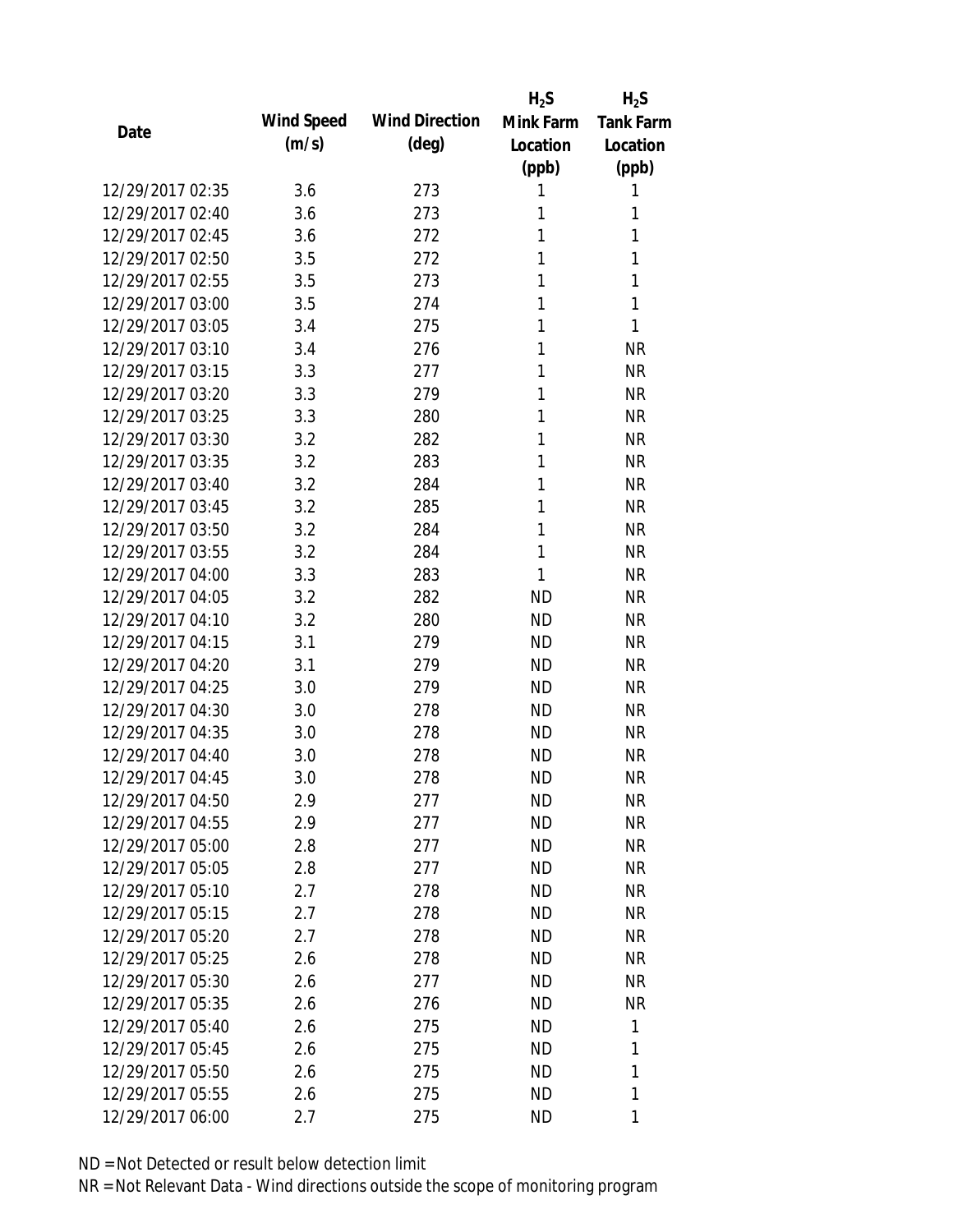| Date | Wind Speed (m/s) | Wind Direction (deg) | $H_2S$ Mink Farm Location (ppb) | $H_2S$ Tank Farm Location (ppb) |
|---|---|---|---|---|
| 12/29/2017 02:35 | 3.6 | 273 | 1 | 1 |
| 12/29/2017 02:40 | 3.6 | 273 | 1 | 1 |
| 12/29/2017 02:45 | 3.6 | 272 | 1 | 1 |
| 12/29/2017 02:50 | 3.5 | 272 | 1 | 1 |
| 12/29/2017 02:55 | 3.5 | 273 | 1 | 1 |
| 12/29/2017 03:00 | 3.5 | 274 | 1 | 1 |
| 12/29/2017 03:05 | 3.4 | 275 | 1 | 1 |
| 12/29/2017 03:10 | 3.4 | 276 | 1 | NR |
| 12/29/2017 03:15 | 3.3 | 277 | 1 | NR |
| 12/29/2017 03:20 | 3.3 | 279 | 1 | NR |
| 12/29/2017 03:25 | 3.3 | 280 | 1 | NR |
| 12/29/2017 03:30 | 3.2 | 282 | 1 | NR |
| 12/29/2017 03:35 | 3.2 | 283 | 1 | NR |
| 12/29/2017 03:40 | 3.2 | 284 | 1 | NR |
| 12/29/2017 03:45 | 3.2 | 285 | 1 | NR |
| 12/29/2017 03:50 | 3.2 | 284 | 1 | NR |
| 12/29/2017 03:55 | 3.2 | 284 | 1 | NR |
| 12/29/2017 04:00 | 3.3 | 283 | 1 | NR |
| 12/29/2017 04:05 | 3.2 | 282 | ND | NR |
| 12/29/2017 04:10 | 3.2 | 280 | ND | NR |
| 12/29/2017 04:15 | 3.1 | 279 | ND | NR |
| 12/29/2017 04:20 | 3.1 | 279 | ND | NR |
| 12/29/2017 04:25 | 3.0 | 279 | ND | NR |
| 12/29/2017 04:30 | 3.0 | 278 | ND | NR |
| 12/29/2017 04:35 | 3.0 | 278 | ND | NR |
| 12/29/2017 04:40 | 3.0 | 278 | ND | NR |
| 12/29/2017 04:45 | 3.0 | 278 | ND | NR |
| 12/29/2017 04:50 | 2.9 | 277 | ND | NR |
| 12/29/2017 04:55 | 2.9 | 277 | ND | NR |
| 12/29/2017 05:00 | 2.8 | 277 | ND | NR |
| 12/29/2017 05:05 | 2.8 | 277 | ND | NR |
| 12/29/2017 05:10 | 2.7 | 278 | ND | NR |
| 12/29/2017 05:15 | 2.7 | 278 | ND | NR |
| 12/29/2017 05:20 | 2.7 | 278 | ND | NR |
| 12/29/2017 05:25 | 2.6 | 278 | ND | NR |
| 12/29/2017 05:30 | 2.6 | 277 | ND | NR |
| 12/29/2017 05:35 | 2.6 | 276 | ND | NR |
| 12/29/2017 05:40 | 2.6 | 275 | ND | 1 |
| 12/29/2017 05:45 | 2.6 | 275 | ND | 1 |
| 12/29/2017 05:50 | 2.6 | 275 | ND | 1 |
| 12/29/2017 05:55 | 2.6 | 275 | ND | 1 |
| 12/29/2017 06:00 | 2.7 | 275 | ND | 1 |

ND = Not Detected or result below detection limit

NR = Not Relevant Data - Wind directions outside the scope of monitoring program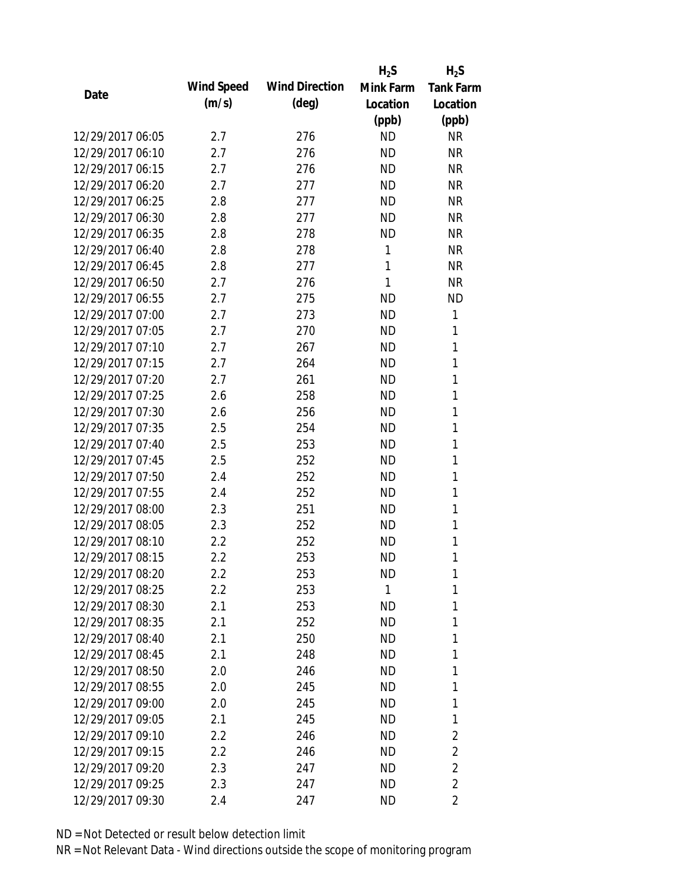| Date | Wind Speed (m/s) | Wind Direction (deg) | $H_2S$ Mink Farm Location (ppb) | $H_2S$ Tank Farm Location (ppb) |
|---|---|---|---|---|
| 12/29/2017 06:05 | 2.7 | 276 | ND | NR |
| 12/29/2017 06:10 | 2.7 | 276 | ND | NR |
| 12/29/2017 06:15 | 2.7 | 276 | ND | NR |
| 12/29/2017 06:20 | 2.7 | 277 | ND | NR |
| 12/29/2017 06:25 | 2.8 | 277 | ND | NR |
| 12/29/2017 06:30 | 2.8 | 277 | ND | NR |
| 12/29/2017 06:35 | 2.8 | 278 | ND | NR |
| 12/29/2017 06:40 | 2.8 | 278 | 1 | NR |
| 12/29/2017 06:45 | 2.8 | 277 | 1 | NR |
| 12/29/2017 06:50 | 2.7 | 276 | 1 | NR |
| 12/29/2017 06:55 | 2.7 | 275 | ND | ND |
| 12/29/2017 07:00 | 2.7 | 273 | ND | 1 |
| 12/29/2017 07:05 | 2.7 | 270 | ND | 1 |
| 12/29/2017 07:10 | 2.7 | 267 | ND | 1 |
| 12/29/2017 07:15 | 2.7 | 264 | ND | 1 |
| 12/29/2017 07:20 | 2.7 | 261 | ND | 1 |
| 12/29/2017 07:25 | 2.6 | 258 | ND | 1 |
| 12/29/2017 07:30 | 2.6 | 256 | ND | 1 |
| 12/29/2017 07:35 | 2.5 | 254 | ND | 1 |
| 12/29/2017 07:40 | 2.5 | 253 | ND | 1 |
| 12/29/2017 07:45 | 2.5 | 252 | ND | 1 |
| 12/29/2017 07:50 | 2.4 | 252 | ND | 1 |
| 12/29/2017 07:55 | 2.4 | 252 | ND | 1 |
| 12/29/2017 08:00 | 2.3 | 251 | ND | 1 |
| 12/29/2017 08:05 | 2.3 | 252 | ND | 1 |
| 12/29/2017 08:10 | 2.2 | 252 | ND | 1 |
| 12/29/2017 08:15 | 2.2 | 253 | ND | 1 |
| 12/29/2017 08:20 | 2.2 | 253 | ND | 1 |
| 12/29/2017 08:25 | 2.2 | 253 | 1 | 1 |
| 12/29/2017 08:30 | 2.1 | 253 | ND | 1 |
| 12/29/2017 08:35 | 2.1 | 252 | ND | 1 |
| 12/29/2017 08:40 | 2.1 | 250 | ND | 1 |
| 12/29/2017 08:45 | 2.1 | 248 | ND | 1 |
| 12/29/2017 08:50 | 2.0 | 246 | ND | 1 |
| 12/29/2017 08:55 | 2.0 | 245 | ND | 1 |
| 12/29/2017 09:00 | 2.0 | 245 | ND | 1 |
| 12/29/2017 09:05 | 2.1 | 245 | ND | 1 |
| 12/29/2017 09:10 | 2.2 | 246 | ND | 2 |
| 12/29/2017 09:15 | 2.2 | 246 | ND | 2 |
| 12/29/2017 09:20 | 2.3 | 247 | ND | 2 |
| 12/29/2017 09:25 | 2.3 | 247 | ND | 2 |
| 12/29/2017 09:30 | 2.4 | 247 | ND | 2 |

ND = Not Detected or result below detection limit

NR = Not Relevant Data - Wind directions outside the scope of monitoring program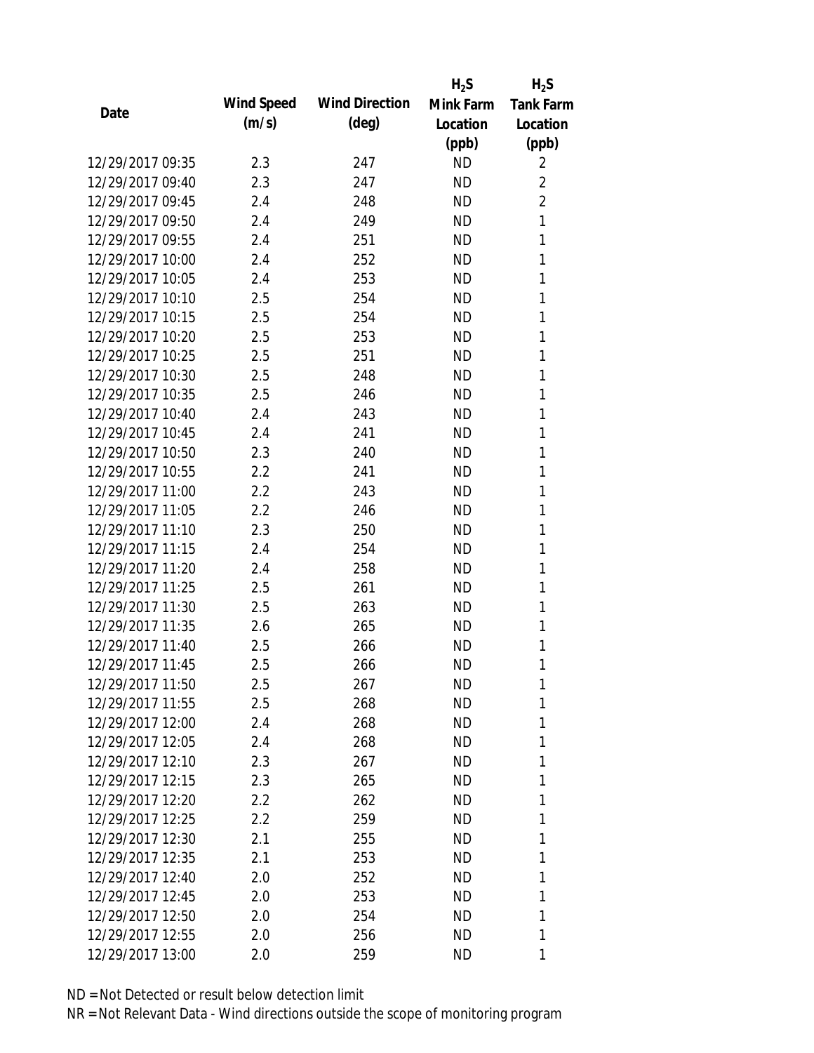| Date | Wind Speed (m/s) | Wind Direction (deg) | $H_2S$ Mink Farm Location (ppb) | $H_2S$ Tank Farm Location (ppb) |
|---|---|---|---|---|
| 12/29/2017 09:35 | 2.3 | 247 | ND | 2 |
| 12/29/2017 09:40 | 2.3 | 247 | ND | 2 |
| 12/29/2017 09:45 | 2.4 | 248 | ND | 2 |
| 12/29/2017 09:50 | 2.4 | 249 | ND | 1 |
| 12/29/2017 09:55 | 2.4 | 251 | ND | 1 |
| 12/29/2017 10:00 | 2.4 | 252 | ND | 1 |
| 12/29/2017 10:05 | 2.4 | 253 | ND | 1 |
| 12/29/2017 10:10 | 2.5 | 254 | ND | 1 |
| 12/29/2017 10:15 | 2.5 | 254 | ND | 1 |
| 12/29/2017 10:20 | 2.5 | 253 | ND | 1 |
| 12/29/2017 10:25 | 2.5 | 251 | ND | 1 |
| 12/29/2017 10:30 | 2.5 | 248 | ND | 1 |
| 12/29/2017 10:35 | 2.5 | 246 | ND | 1 |
| 12/29/2017 10:40 | 2.4 | 243 | ND | 1 |
| 12/29/2017 10:45 | 2.4 | 241 | ND | 1 |
| 12/29/2017 10:50 | 2.3 | 240 | ND | 1 |
| 12/29/2017 10:55 | 2.2 | 241 | ND | 1 |
| 12/29/2017 11:00 | 2.2 | 243 | ND | 1 |
| 12/29/2017 11:05 | 2.2 | 246 | ND | 1 |
| 12/29/2017 11:10 | 2.3 | 250 | ND | 1 |
| 12/29/2017 11:15 | 2.4 | 254 | ND | 1 |
| 12/29/2017 11:20 | 2.4 | 258 | ND | 1 |
| 12/29/2017 11:25 | 2.5 | 261 | ND | 1 |
| 12/29/2017 11:30 | 2.5 | 263 | ND | 1 |
| 12/29/2017 11:35 | 2.6 | 265 | ND | 1 |
| 12/29/2017 11:40 | 2.5 | 266 | ND | 1 |
| 12/29/2017 11:45 | 2.5 | 266 | ND | 1 |
| 12/29/2017 11:50 | 2.5 | 267 | ND | 1 |
| 12/29/2017 11:55 | 2.5 | 268 | ND | 1 |
| 12/29/2017 12:00 | 2.4 | 268 | ND | 1 |
| 12/29/2017 12:05 | 2.4 | 268 | ND | 1 |
| 12/29/2017 12:10 | 2.3 | 267 | ND | 1 |
| 12/29/2017 12:15 | 2.3 | 265 | ND | 1 |
| 12/29/2017 12:20 | 2.2 | 262 | ND | 1 |
| 12/29/2017 12:25 | 2.2 | 259 | ND | 1 |
| 12/29/2017 12:30 | 2.1 | 255 | ND | 1 |
| 12/29/2017 12:35 | 2.1 | 253 | ND | 1 |
| 12/29/2017 12:40 | 2.0 | 252 | ND | 1 |
| 12/29/2017 12:45 | 2.0 | 253 | ND | 1 |
| 12/29/2017 12:50 | 2.0 | 254 | ND | 1 |
| 12/29/2017 12:55 | 2.0 | 256 | ND | 1 |
| 12/29/2017 13:00 | 2.0 | 259 | ND | 1 |

ND = Not Detected or result below detection limit

NR = Not Relevant Data - Wind directions outside the scope of monitoring program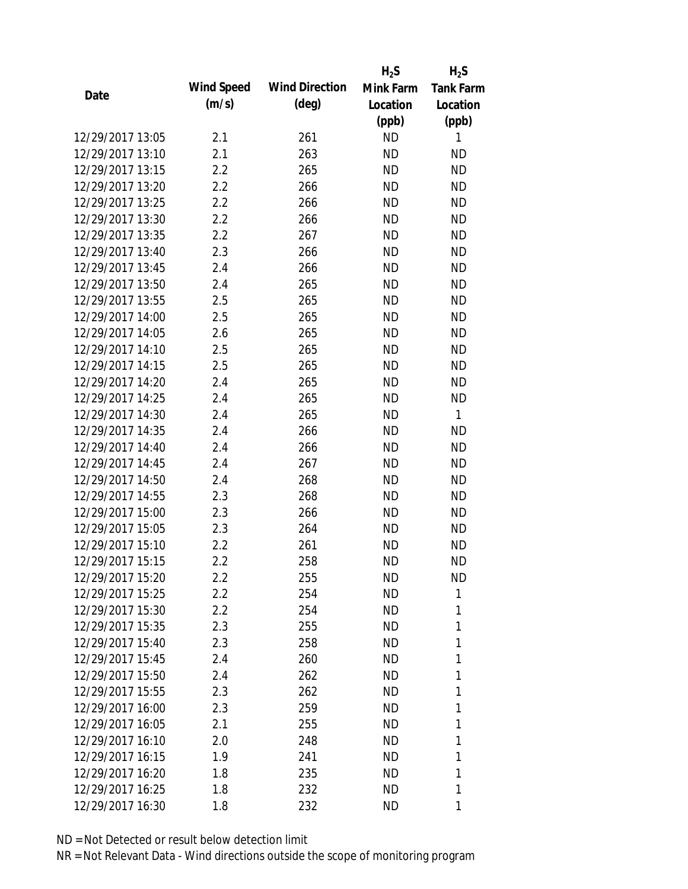| Date | Wind Speed (m/s) | Wind Direction (deg) | $H_2S$ Mink Farm Location (ppb) | $H_2S$ Tank Farm Location (ppb) |
|---|---|---|---|---|
| 12/29/2017 13:05 | 2.1 | 261 | ND | 1 |
| 12/29/2017 13:10 | 2.1 | 263 | ND | ND |
| 12/29/2017 13:15 | 2.2 | 265 | ND | ND |
| 12/29/2017 13:20 | 2.2 | 266 | ND | ND |
| 12/29/2017 13:25 | 2.2 | 266 | ND | ND |
| 12/29/2017 13:30 | 2.2 | 266 | ND | ND |
| 12/29/2017 13:35 | 2.2 | 267 | ND | ND |
| 12/29/2017 13:40 | 2.3 | 266 | ND | ND |
| 12/29/2017 13:45 | 2.4 | 266 | ND | ND |
| 12/29/2017 13:50 | 2.4 | 265 | ND | ND |
| 12/29/2017 13:55 | 2.5 | 265 | ND | ND |
| 12/29/2017 14:00 | 2.5 | 265 | ND | ND |
| 12/29/2017 14:05 | 2.6 | 265 | ND | ND |
| 12/29/2017 14:10 | 2.5 | 265 | ND | ND |
| 12/29/2017 14:15 | 2.5 | 265 | ND | ND |
| 12/29/2017 14:20 | 2.4 | 265 | ND | ND |
| 12/29/2017 14:25 | 2.4 | 265 | ND | ND |
| 12/29/2017 14:30 | 2.4 | 265 | ND | 1 |
| 12/29/2017 14:35 | 2.4 | 266 | ND | ND |
| 12/29/2017 14:40 | 2.4 | 266 | ND | ND |
| 12/29/2017 14:45 | 2.4 | 267 | ND | ND |
| 12/29/2017 14:50 | 2.4 | 268 | ND | ND |
| 12/29/2017 14:55 | 2.3 | 268 | ND | ND |
| 12/29/2017 15:00 | 2.3 | 266 | ND | ND |
| 12/29/2017 15:05 | 2.3 | 264 | ND | ND |
| 12/29/2017 15:10 | 2.2 | 261 | ND | ND |
| 12/29/2017 15:15 | 2.2 | 258 | ND | ND |
| 12/29/2017 15:20 | 2.2 | 255 | ND | ND |
| 12/29/2017 15:25 | 2.2 | 254 | ND | 1 |
| 12/29/2017 15:30 | 2.2 | 254 | ND | 1 |
| 12/29/2017 15:35 | 2.3 | 255 | ND | 1 |
| 12/29/2017 15:40 | 2.3 | 258 | ND | 1 |
| 12/29/2017 15:45 | 2.4 | 260 | ND | 1 |
| 12/29/2017 15:50 | 2.4 | 262 | ND | 1 |
| 12/29/2017 15:55 | 2.3 | 262 | ND | 1 |
| 12/29/2017 16:00 | 2.3 | 259 | ND | 1 |
| 12/29/2017 16:05 | 2.1 | 255 | ND | 1 |
| 12/29/2017 16:10 | 2.0 | 248 | ND | 1 |
| 12/29/2017 16:15 | 1.9 | 241 | ND | 1 |
| 12/29/2017 16:20 | 1.8 | 235 | ND | 1 |
| 12/29/2017 16:25 | 1.8 | 232 | ND | 1 |
| 12/29/2017 16:30 | 1.8 | 232 | ND | 1 |

ND = Not Detected or result below detection limit

NR = Not Relevant Data - Wind directions outside the scope of monitoring program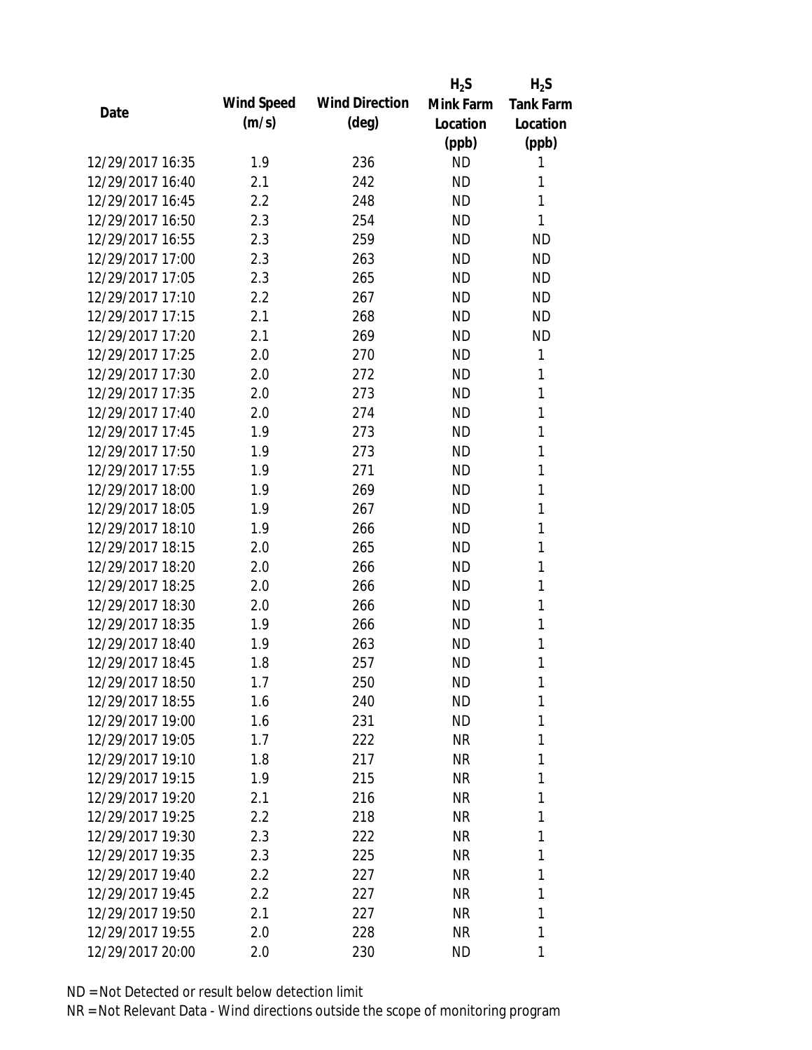| Date | Wind Speed (m/s) | Wind Direction (deg) | $H_2S$ Mink Farm Location (ppb) | $H_2S$ Tank Farm Location (ppb) |
|---|---|---|---|---|
| 12/29/2017 16:35 | 1.9 | 236 | ND | 1 |
| 12/29/2017 16:40 | 2.1 | 242 | ND | 1 |
| 12/29/2017 16:45 | 2.2 | 248 | ND | 1 |
| 12/29/2017 16:50 | 2.3 | 254 | ND | 1 |
| 12/29/2017 16:55 | 2.3 | 259 | ND | ND |
| 12/29/2017 17:00 | 2.3 | 263 | ND | ND |
| 12/29/2017 17:05 | 2.3 | 265 | ND | ND |
| 12/29/2017 17:10 | 2.2 | 267 | ND | ND |
| 12/29/2017 17:15 | 2.1 | 268 | ND | ND |
| 12/29/2017 17:20 | 2.1 | 269 | ND | ND |
| 12/29/2017 17:25 | 2.0 | 270 | ND | 1 |
| 12/29/2017 17:30 | 2.0 | 272 | ND | 1 |
| 12/29/2017 17:35 | 2.0 | 273 | ND | 1 |
| 12/29/2017 17:40 | 2.0 | 274 | ND | 1 |
| 12/29/2017 17:45 | 1.9 | 273 | ND | 1 |
| 12/29/2017 17:50 | 1.9 | 273 | ND | 1 |
| 12/29/2017 17:55 | 1.9 | 271 | ND | 1 |
| 12/29/2017 18:00 | 1.9 | 269 | ND | 1 |
| 12/29/2017 18:05 | 1.9 | 267 | ND | 1 |
| 12/29/2017 18:10 | 1.9 | 266 | ND | 1 |
| 12/29/2017 18:15 | 2.0 | 265 | ND | 1 |
| 12/29/2017 18:20 | 2.0 | 266 | ND | 1 |
| 12/29/2017 18:25 | 2.0 | 266 | ND | 1 |
| 12/29/2017 18:30 | 2.0 | 266 | ND | 1 |
| 12/29/2017 18:35 | 1.9 | 266 | ND | 1 |
| 12/29/2017 18:40 | 1.9 | 263 | ND | 1 |
| 12/29/2017 18:45 | 1.8 | 257 | ND | 1 |
| 12/29/2017 18:50 | 1.7 | 250 | ND | 1 |
| 12/29/2017 18:55 | 1.6 | 240 | ND | 1 |
| 12/29/2017 19:00 | 1.6 | 231 | ND | 1 |
| 12/29/2017 19:05 | 1.7 | 222 | NR | 1 |
| 12/29/2017 19:10 | 1.8 | 217 | NR | 1 |
| 12/29/2017 19:15 | 1.9 | 215 | NR | 1 |
| 12/29/2017 19:20 | 2.1 | 216 | NR | 1 |
| 12/29/2017 19:25 | 2.2 | 218 | NR | 1 |
| 12/29/2017 19:30 | 2.3 | 222 | NR | 1 |
| 12/29/2017 19:35 | 2.3 | 225 | NR | 1 |
| 12/29/2017 19:40 | 2.2 | 227 | NR | 1 |
| 12/29/2017 19:45 | 2.2 | 227 | NR | 1 |
| 12/29/2017 19:50 | 2.1 | 227 | NR | 1 |
| 12/29/2017 19:55 | 2.0 | 228 | NR | 1 |
| 12/29/2017 20:00 | 2.0 | 230 | ND | 1 |

ND = Not Detected or result below detection limit

NR = Not Relevant Data - Wind directions outside the scope of monitoring program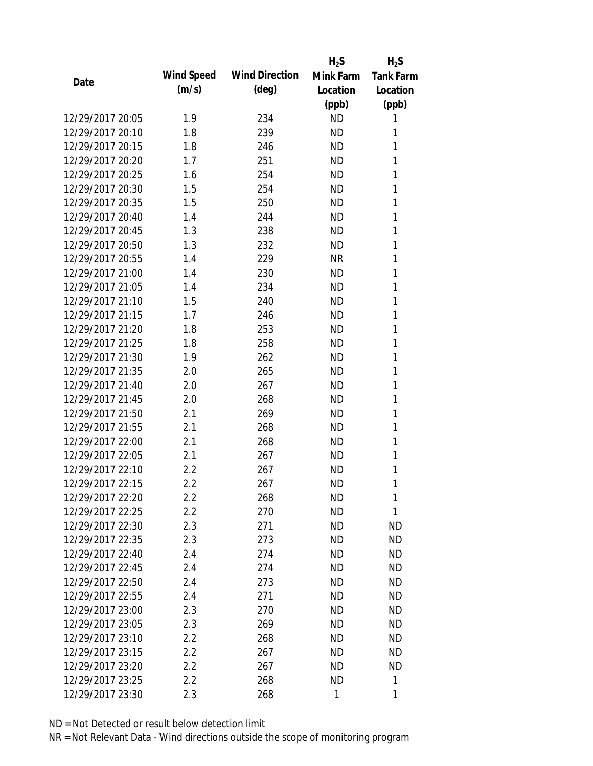| Date | Wind Speed (m/s) | Wind Direction (deg) | $H_2S$ Mink Farm Location (ppb) | $H_2S$ Tank Farm Location (ppb) |
|---|---|---|---|---|
| 12/29/2017 20:05 | 1.9 | 234 | ND | 1 |
| 12/29/2017 20:10 | 1.8 | 239 | ND | 1 |
| 12/29/2017 20:15 | 1.8 | 246 | ND | 1 |
| 12/29/2017 20:20 | 1.7 | 251 | ND | 1 |
| 12/29/2017 20:25 | 1.6 | 254 | ND | 1 |
| 12/29/2017 20:30 | 1.5 | 254 | ND | 1 |
| 12/29/2017 20:35 | 1.5 | 250 | ND | 1 |
| 12/29/2017 20:40 | 1.4 | 244 | ND | 1 |
| 12/29/2017 20:45 | 1.3 | 238 | ND | 1 |
| 12/29/2017 20:50 | 1.3 | 232 | ND | 1 |
| 12/29/2017 20:55 | 1.4 | 229 | NR | 1 |
| 12/29/2017 21:00 | 1.4 | 230 | ND | 1 |
| 12/29/2017 21:05 | 1.4 | 234 | ND | 1 |
| 12/29/2017 21:10 | 1.5 | 240 | ND | 1 |
| 12/29/2017 21:15 | 1.7 | 246 | ND | 1 |
| 12/29/2017 21:20 | 1.8 | 253 | ND | 1 |
| 12/29/2017 21:25 | 1.8 | 258 | ND | 1 |
| 12/29/2017 21:30 | 1.9 | 262 | ND | 1 |
| 12/29/2017 21:35 | 2.0 | 265 | ND | 1 |
| 12/29/2017 21:40 | 2.0 | 267 | ND | 1 |
| 12/29/2017 21:45 | 2.0 | 268 | ND | 1 |
| 12/29/2017 21:50 | 2.1 | 269 | ND | 1 |
| 12/29/2017 21:55 | 2.1 | 268 | ND | 1 |
| 12/29/2017 22:00 | 2.1 | 268 | ND | 1 |
| 12/29/2017 22:05 | 2.1 | 267 | ND | 1 |
| 12/29/2017 22:10 | 2.2 | 267 | ND | 1 |
| 12/29/2017 22:15 | 2.2 | 267 | ND | 1 |
| 12/29/2017 22:20 | 2.2 | 268 | ND | 1 |
| 12/29/2017 22:25 | 2.2 | 270 | ND | 1 |
| 12/29/2017 22:30 | 2.3 | 271 | ND | ND |
| 12/29/2017 22:35 | 2.3 | 273 | ND | ND |
| 12/29/2017 22:40 | 2.4 | 274 | ND | ND |
| 12/29/2017 22:45 | 2.4 | 274 | ND | ND |
| 12/29/2017 22:50 | 2.4 | 273 | ND | ND |
| 12/29/2017 22:55 | 2.4 | 271 | ND | ND |
| 12/29/2017 23:00 | 2.3 | 270 | ND | ND |
| 12/29/2017 23:05 | 2.3 | 269 | ND | ND |
| 12/29/2017 23:10 | 2.2 | 268 | ND | ND |
| 12/29/2017 23:15 | 2.2 | 267 | ND | ND |
| 12/29/2017 23:20 | 2.2 | 267 | ND | ND |
| 12/29/2017 23:25 | 2.2 | 268 | ND | 1 |
| 12/29/2017 23:30 | 2.3 | 268 | 1 | 1 |

ND = Not Detected or result below detection limit

NR = Not Relevant Data - Wind directions outside the scope of monitoring program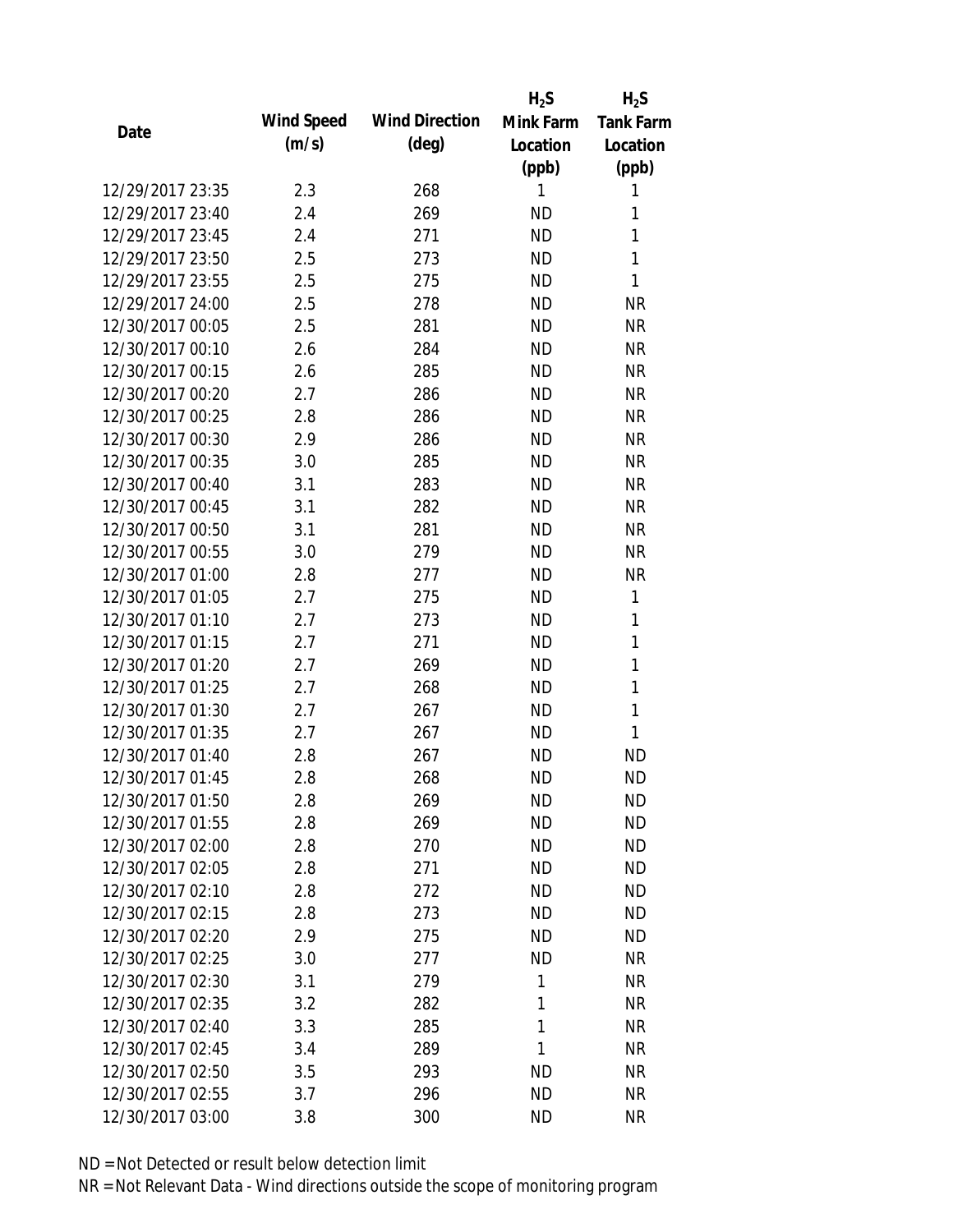| Date | Wind Speed (m/s) | Wind Direction (deg) | $H_2S$ Mink Farm Location (ppb) | $H_2S$ Tank Farm Location (ppb) |
|---|---|---|---|---|
| 12/29/2017 23:35 | 2.3 | 268 | 1 | 1 |
| 12/29/2017 23:40 | 2.4 | 269 | ND | 1 |
| 12/29/2017 23:45 | 2.4 | 271 | ND | 1 |
| 12/29/2017 23:50 | 2.5 | 273 | ND | 1 |
| 12/29/2017 23:55 | 2.5 | 275 | ND | 1 |
| 12/29/2017 24:00 | 2.5 | 278 | ND | NR |
| 12/30/2017 00:05 | 2.5 | 281 | ND | NR |
| 12/30/2017 00:10 | 2.6 | 284 | ND | NR |
| 12/30/2017 00:15 | 2.6 | 285 | ND | NR |
| 12/30/2017 00:20 | 2.7 | 286 | ND | NR |
| 12/30/2017 00:25 | 2.8 | 286 | ND | NR |
| 12/30/2017 00:30 | 2.9 | 286 | ND | NR |
| 12/30/2017 00:35 | 3.0 | 285 | ND | NR |
| 12/30/2017 00:40 | 3.1 | 283 | ND | NR |
| 12/30/2017 00:45 | 3.1 | 282 | ND | NR |
| 12/30/2017 00:50 | 3.1 | 281 | ND | NR |
| 12/30/2017 00:55 | 3.0 | 279 | ND | NR |
| 12/30/2017 01:00 | 2.8 | 277 | ND | NR |
| 12/30/2017 01:05 | 2.7 | 275 | ND | 1 |
| 12/30/2017 01:10 | 2.7 | 273 | ND | 1 |
| 12/30/2017 01:15 | 2.7 | 271 | ND | 1 |
| 12/30/2017 01:20 | 2.7 | 269 | ND | 1 |
| 12/30/2017 01:25 | 2.7 | 268 | ND | 1 |
| 12/30/2017 01:30 | 2.7 | 267 | ND | 1 |
| 12/30/2017 01:35 | 2.7 | 267 | ND | 1 |
| 12/30/2017 01:40 | 2.8 | 267 | ND | ND |
| 12/30/2017 01:45 | 2.8 | 268 | ND | ND |
| 12/30/2017 01:50 | 2.8 | 269 | ND | ND |
| 12/30/2017 01:55 | 2.8 | 269 | ND | ND |
| 12/30/2017 02:00 | 2.8 | 270 | ND | ND |
| 12/30/2017 02:05 | 2.8 | 271 | ND | ND |
| 12/30/2017 02:10 | 2.8 | 272 | ND | ND |
| 12/30/2017 02:15 | 2.8 | 273 | ND | ND |
| 12/30/2017 02:20 | 2.9 | 275 | ND | ND |
| 12/30/2017 02:25 | 3.0 | 277 | ND | NR |
| 12/30/2017 02:30 | 3.1 | 279 | 1 | NR |
| 12/30/2017 02:35 | 3.2 | 282 | 1 | NR |
| 12/30/2017 02:40 | 3.3 | 285 | 1 | NR |
| 12/30/2017 02:45 | 3.4 | 289 | 1 | NR |
| 12/30/2017 02:50 | 3.5 | 293 | ND | NR |
| 12/30/2017 02:55 | 3.7 | 296 | ND | NR |
| 12/30/2017 03:00 | 3.8 | 300 | ND | NR |

ND = Not Detected or result below detection limit

NR = Not Relevant Data - Wind directions outside the scope of monitoring program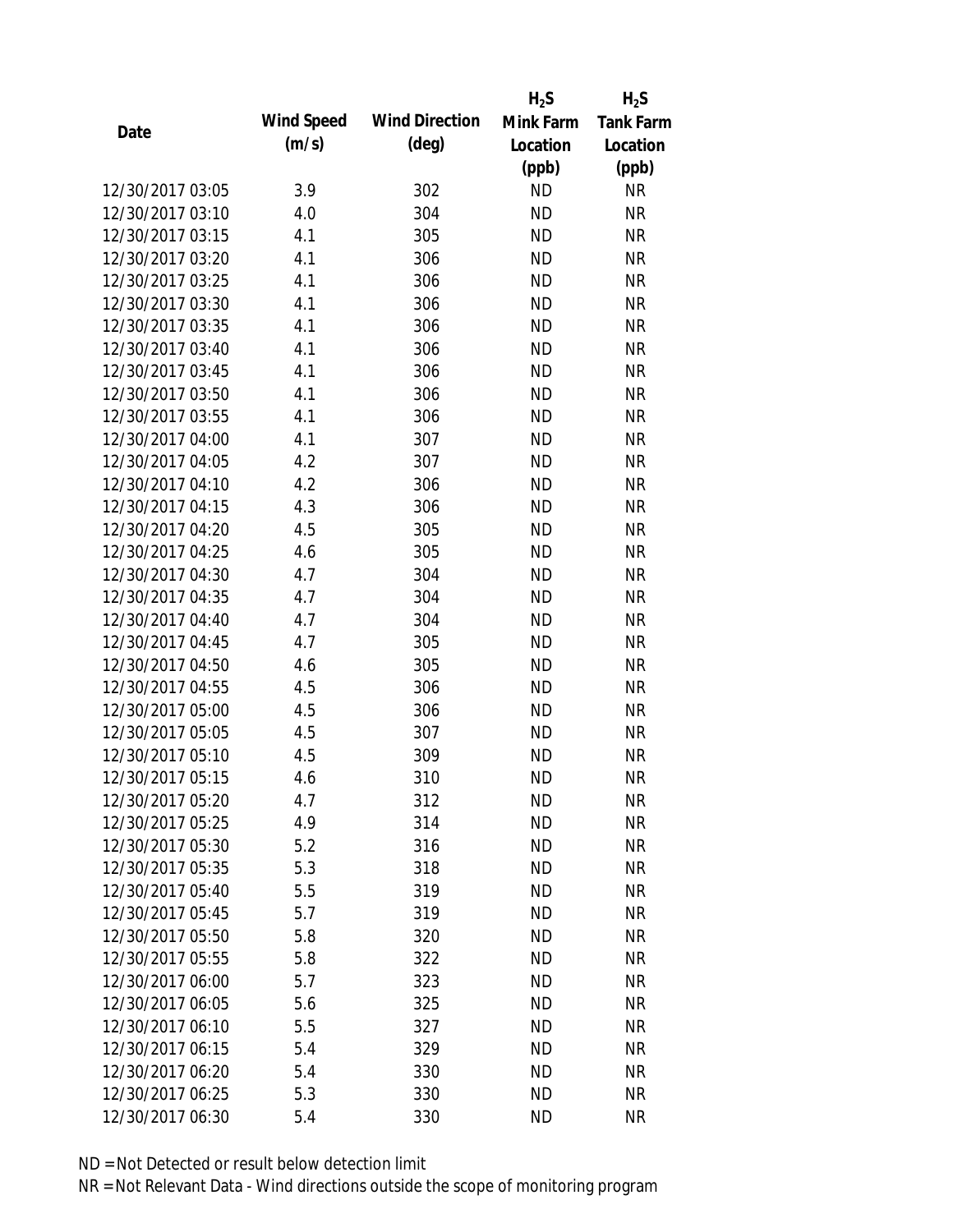| Date | Wind Speed (m/s) | Wind Direction (deg) | $H_2S$ Mink Farm Location (ppb) | $H_2S$ Tank Farm Location (ppb) |
|---|---|---|---|---|
| 12/30/2017 03:05 | 3.9 | 302 | ND | NR |
| 12/30/2017 03:10 | 4.0 | 304 | ND | NR |
| 12/30/2017 03:15 | 4.1 | 305 | ND | NR |
| 12/30/2017 03:20 | 4.1 | 306 | ND | NR |
| 12/30/2017 03:25 | 4.1 | 306 | ND | NR |
| 12/30/2017 03:30 | 4.1 | 306 | ND | NR |
| 12/30/2017 03:35 | 4.1 | 306 | ND | NR |
| 12/30/2017 03:40 | 4.1 | 306 | ND | NR |
| 12/30/2017 03:45 | 4.1 | 306 | ND | NR |
| 12/30/2017 03:50 | 4.1 | 306 | ND | NR |
| 12/30/2017 03:55 | 4.1 | 306 | ND | NR |
| 12/30/2017 04:00 | 4.1 | 307 | ND | NR |
| 12/30/2017 04:05 | 4.2 | 307 | ND | NR |
| 12/30/2017 04:10 | 4.2 | 306 | ND | NR |
| 12/30/2017 04:15 | 4.3 | 306 | ND | NR |
| 12/30/2017 04:20 | 4.5 | 305 | ND | NR |
| 12/30/2017 04:25 | 4.6 | 305 | ND | NR |
| 12/30/2017 04:30 | 4.7 | 304 | ND | NR |
| 12/30/2017 04:35 | 4.7 | 304 | ND | NR |
| 12/30/2017 04:40 | 4.7 | 304 | ND | NR |
| 12/30/2017 04:45 | 4.7 | 305 | ND | NR |
| 12/30/2017 04:50 | 4.6 | 305 | ND | NR |
| 12/30/2017 04:55 | 4.5 | 306 | ND | NR |
| 12/30/2017 05:00 | 4.5 | 306 | ND | NR |
| 12/30/2017 05:05 | 4.5 | 307 | ND | NR |
| 12/30/2017 05:10 | 4.5 | 309 | ND | NR |
| 12/30/2017 05:15 | 4.6 | 310 | ND | NR |
| 12/30/2017 05:20 | 4.7 | 312 | ND | NR |
| 12/30/2017 05:25 | 4.9 | 314 | ND | NR |
| 12/30/2017 05:30 | 5.2 | 316 | ND | NR |
| 12/30/2017 05:35 | 5.3 | 318 | ND | NR |
| 12/30/2017 05:40 | 5.5 | 319 | ND | NR |
| 12/30/2017 05:45 | 5.7 | 319 | ND | NR |
| 12/30/2017 05:50 | 5.8 | 320 | ND | NR |
| 12/30/2017 05:55 | 5.8 | 322 | ND | NR |
| 12/30/2017 06:00 | 5.7 | 323 | ND | NR |
| 12/30/2017 06:05 | 5.6 | 325 | ND | NR |
| 12/30/2017 06:10 | 5.5 | 327 | ND | NR |
| 12/30/2017 06:15 | 5.4 | 329 | ND | NR |
| 12/30/2017 06:20 | 5.4 | 330 | ND | NR |
| 12/30/2017 06:25 | 5.3 | 330 | ND | NR |
| 12/30/2017 06:30 | 5.4 | 330 | ND | NR |

ND = Not Detected or result below detection limit

NR = Not Relevant Data - Wind directions outside the scope of monitoring program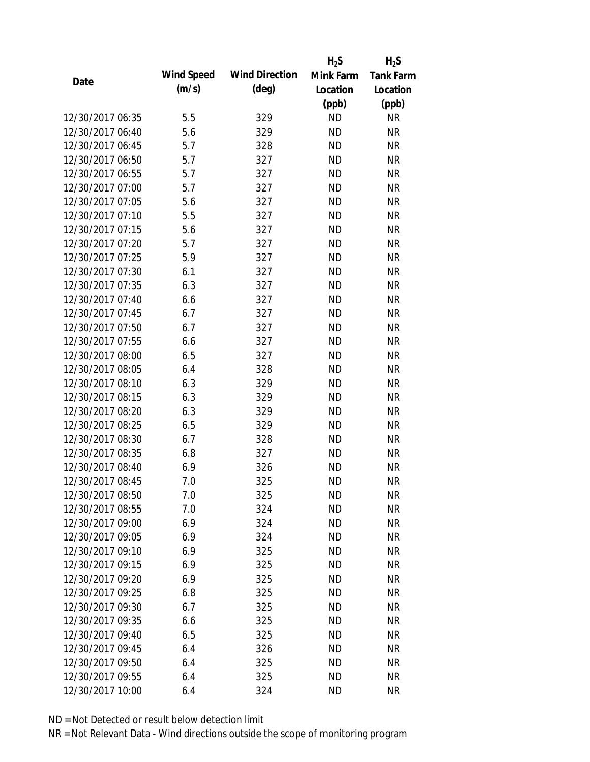| Date | Wind Speed (m/s) | Wind Direction (deg) | $H_2S$ Mink Farm Location (ppb) | $H_2S$ Tank Farm Location (ppb) |
|---|---|---|---|---|
| 12/30/2017 06:35 | 5.5 | 329 | ND | NR |
| 12/30/2017 06:40 | 5.6 | 329 | ND | NR |
| 12/30/2017 06:45 | 5.7 | 328 | ND | NR |
| 12/30/2017 06:50 | 5.7 | 327 | ND | NR |
| 12/30/2017 06:55 | 5.7 | 327 | ND | NR |
| 12/30/2017 07:00 | 5.7 | 327 | ND | NR |
| 12/30/2017 07:05 | 5.6 | 327 | ND | NR |
| 12/30/2017 07:10 | 5.5 | 327 | ND | NR |
| 12/30/2017 07:15 | 5.6 | 327 | ND | NR |
| 12/30/2017 07:20 | 5.7 | 327 | ND | NR |
| 12/30/2017 07:25 | 5.9 | 327 | ND | NR |
| 12/30/2017 07:30 | 6.1 | 327 | ND | NR |
| 12/30/2017 07:35 | 6.3 | 327 | ND | NR |
| 12/30/2017 07:40 | 6.6 | 327 | ND | NR |
| 12/30/2017 07:45 | 6.7 | 327 | ND | NR |
| 12/30/2017 07:50 | 6.7 | 327 | ND | NR |
| 12/30/2017 07:55 | 6.6 | 327 | ND | NR |
| 12/30/2017 08:00 | 6.5 | 327 | ND | NR |
| 12/30/2017 08:05 | 6.4 | 328 | ND | NR |
| 12/30/2017 08:10 | 6.3 | 329 | ND | NR |
| 12/30/2017 08:15 | 6.3 | 329 | ND | NR |
| 12/30/2017 08:20 | 6.3 | 329 | ND | NR |
| 12/30/2017 08:25 | 6.5 | 329 | ND | NR |
| 12/30/2017 08:30 | 6.7 | 328 | ND | NR |
| 12/30/2017 08:35 | 6.8 | 327 | ND | NR |
| 12/30/2017 08:40 | 6.9 | 326 | ND | NR |
| 12/30/2017 08:45 | 7.0 | 325 | ND | NR |
| 12/30/2017 08:50 | 7.0 | 325 | ND | NR |
| 12/30/2017 08:55 | 7.0 | 324 | ND | NR |
| 12/30/2017 09:00 | 6.9 | 324 | ND | NR |
| 12/30/2017 09:05 | 6.9 | 324 | ND | NR |
| 12/30/2017 09:10 | 6.9 | 325 | ND | NR |
| 12/30/2017 09:15 | 6.9 | 325 | ND | NR |
| 12/30/2017 09:20 | 6.9 | 325 | ND | NR |
| 12/30/2017 09:25 | 6.8 | 325 | ND | NR |
| 12/30/2017 09:30 | 6.7 | 325 | ND | NR |
| 12/30/2017 09:35 | 6.6 | 325 | ND | NR |
| 12/30/2017 09:40 | 6.5 | 325 | ND | NR |
| 12/30/2017 09:45 | 6.4 | 326 | ND | NR |
| 12/30/2017 09:50 | 6.4 | 325 | ND | NR |
| 12/30/2017 09:55 | 6.4 | 325 | ND | NR |
| 12/30/2017 10:00 | 6.4 | 324 | ND | NR |

ND = Not Detected or result below detection limit

NR = Not Relevant Data - Wind directions outside the scope of monitoring program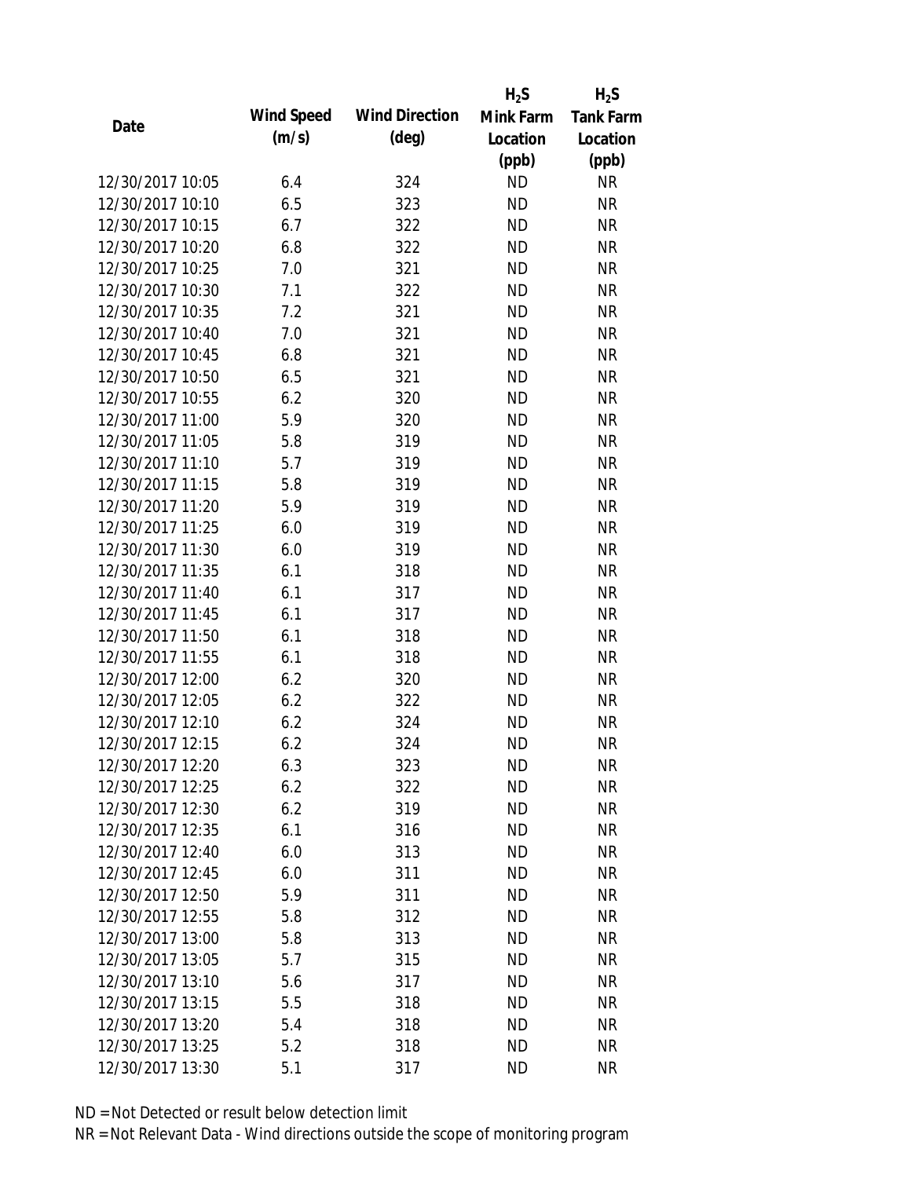| Date | Wind Speed (m/s) | Wind Direction (deg) | $H_2S$ Mink Farm Location (ppb) | $H_2S$ Tank Farm Location (ppb) |
|---|---|---|---|---|
| 12/30/2017 10:05 | 6.4 | 324 | ND | NR |
| 12/30/2017 10:10 | 6.5 | 323 | ND | NR |
| 12/30/2017 10:15 | 6.7 | 322 | ND | NR |
| 12/30/2017 10:20 | 6.8 | 322 | ND | NR |
| 12/30/2017 10:25 | 7.0 | 321 | ND | NR |
| 12/30/2017 10:30 | 7.1 | 322 | ND | NR |
| 12/30/2017 10:35 | 7.2 | 321 | ND | NR |
| 12/30/2017 10:40 | 7.0 | 321 | ND | NR |
| 12/30/2017 10:45 | 6.8 | 321 | ND | NR |
| 12/30/2017 10:50 | 6.5 | 321 | ND | NR |
| 12/30/2017 10:55 | 6.2 | 320 | ND | NR |
| 12/30/2017 11:00 | 5.9 | 320 | ND | NR |
| 12/30/2017 11:05 | 5.8 | 319 | ND | NR |
| 12/30/2017 11:10 | 5.7 | 319 | ND | NR |
| 12/30/2017 11:15 | 5.8 | 319 | ND | NR |
| 12/30/2017 11:20 | 5.9 | 319 | ND | NR |
| 12/30/2017 11:25 | 6.0 | 319 | ND | NR |
| 12/30/2017 11:30 | 6.0 | 319 | ND | NR |
| 12/30/2017 11:35 | 6.1 | 318 | ND | NR |
| 12/30/2017 11:40 | 6.1 | 317 | ND | NR |
| 12/30/2017 11:45 | 6.1 | 317 | ND | NR |
| 12/30/2017 11:50 | 6.1 | 318 | ND | NR |
| 12/30/2017 11:55 | 6.1 | 318 | ND | NR |
| 12/30/2017 12:00 | 6.2 | 320 | ND | NR |
| 12/30/2017 12:05 | 6.2 | 322 | ND | NR |
| 12/30/2017 12:10 | 6.2 | 324 | ND | NR |
| 12/30/2017 12:15 | 6.2 | 324 | ND | NR |
| 12/30/2017 12:20 | 6.3 | 323 | ND | NR |
| 12/30/2017 12:25 | 6.2 | 322 | ND | NR |
| 12/30/2017 12:30 | 6.2 | 319 | ND | NR |
| 12/30/2017 12:35 | 6.1 | 316 | ND | NR |
| 12/30/2017 12:40 | 6.0 | 313 | ND | NR |
| 12/30/2017 12:45 | 6.0 | 311 | ND | NR |
| 12/30/2017 12:50 | 5.9 | 311 | ND | NR |
| 12/30/2017 12:55 | 5.8 | 312 | ND | NR |
| 12/30/2017 13:00 | 5.8 | 313 | ND | NR |
| 12/30/2017 13:05 | 5.7 | 315 | ND | NR |
| 12/30/2017 13:10 | 5.6 | 317 | ND | NR |
| 12/30/2017 13:15 | 5.5 | 318 | ND | NR |
| 12/30/2017 13:20 | 5.4 | 318 | ND | NR |
| 12/30/2017 13:25 | 5.2 | 318 | ND | NR |
| 12/30/2017 13:30 | 5.1 | 317 | ND | NR |

ND = Not Detected or result below detection limit

NR = Not Relevant Data - Wind directions outside the scope of monitoring program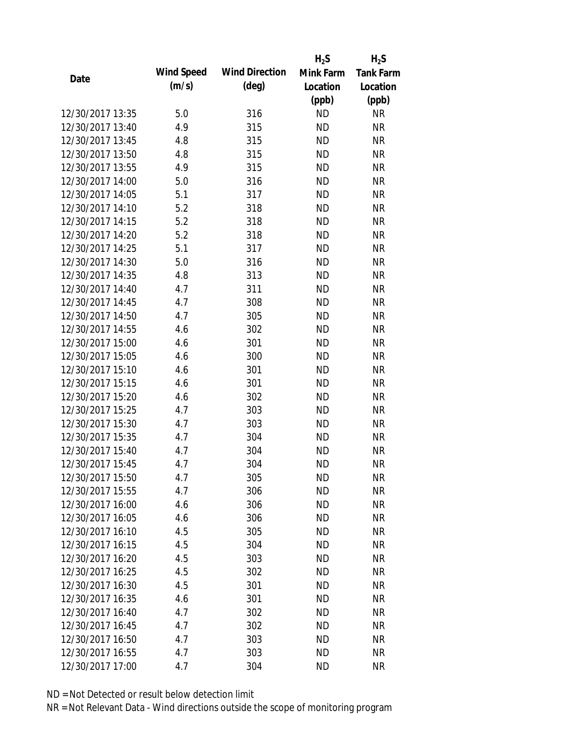| Date | Wind Speed (m/s) | Wind Direction (deg) | $H_2S$ Mink Farm Location (ppb) | $H_2S$ Tank Farm Location (ppb) |
|---|---|---|---|---|
| 12/30/2017 13:35 | 5.0 | 316 | ND | NR |
| 12/30/2017 13:40 | 4.9 | 315 | ND | NR |
| 12/30/2017 13:45 | 4.8 | 315 | ND | NR |
| 12/30/2017 13:50 | 4.8 | 315 | ND | NR |
| 12/30/2017 13:55 | 4.9 | 315 | ND | NR |
| 12/30/2017 14:00 | 5.0 | 316 | ND | NR |
| 12/30/2017 14:05 | 5.1 | 317 | ND | NR |
| 12/30/2017 14:10 | 5.2 | 318 | ND | NR |
| 12/30/2017 14:15 | 5.2 | 318 | ND | NR |
| 12/30/2017 14:20 | 5.2 | 318 | ND | NR |
| 12/30/2017 14:25 | 5.1 | 317 | ND | NR |
| 12/30/2017 14:30 | 5.0 | 316 | ND | NR |
| 12/30/2017 14:35 | 4.8 | 313 | ND | NR |
| 12/30/2017 14:40 | 4.7 | 311 | ND | NR |
| 12/30/2017 14:45 | 4.7 | 308 | ND | NR |
| 12/30/2017 14:50 | 4.7 | 305 | ND | NR |
| 12/30/2017 14:55 | 4.6 | 302 | ND | NR |
| 12/30/2017 15:00 | 4.6 | 301 | ND | NR |
| 12/30/2017 15:05 | 4.6 | 300 | ND | NR |
| 12/30/2017 15:10 | 4.6 | 301 | ND | NR |
| 12/30/2017 15:15 | 4.6 | 301 | ND | NR |
| 12/30/2017 15:20 | 4.6 | 302 | ND | NR |
| 12/30/2017 15:25 | 4.7 | 303 | ND | NR |
| 12/30/2017 15:30 | 4.7 | 303 | ND | NR |
| 12/30/2017 15:35 | 4.7 | 304 | ND | NR |
| 12/30/2017 15:40 | 4.7 | 304 | ND | NR |
| 12/30/2017 15:45 | 4.7 | 304 | ND | NR |
| 12/30/2017 15:50 | 4.7 | 305 | ND | NR |
| 12/30/2017 15:55 | 4.7 | 306 | ND | NR |
| 12/30/2017 16:00 | 4.6 | 306 | ND | NR |
| 12/30/2017 16:05 | 4.6 | 306 | ND | NR |
| 12/30/2017 16:10 | 4.5 | 305 | ND | NR |
| 12/30/2017 16:15 | 4.5 | 304 | ND | NR |
| 12/30/2017 16:20 | 4.5 | 303 | ND | NR |
| 12/30/2017 16:25 | 4.5 | 302 | ND | NR |
| 12/30/2017 16:30 | 4.5 | 301 | ND | NR |
| 12/30/2017 16:35 | 4.6 | 301 | ND | NR |
| 12/30/2017 16:40 | 4.7 | 302 | ND | NR |
| 12/30/2017 16:45 | 4.7 | 302 | ND | NR |
| 12/30/2017 16:50 | 4.7 | 303 | ND | NR |
| 12/30/2017 16:55 | 4.7 | 303 | ND | NR |
| 12/30/2017 17:00 | 4.7 | 304 | ND | NR |

ND = Not Detected or result below detection limit

NR = Not Relevant Data - Wind directions outside the scope of monitoring program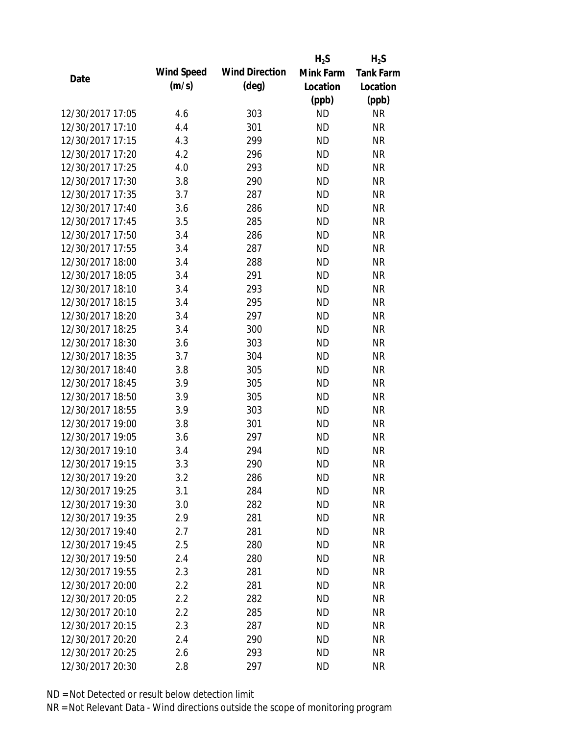| Date | Wind Speed (m/s) | Wind Direction (deg) | $H_2S$ Mink Farm Location (ppb) | $H_2S$ Tank Farm Location (ppb) |
|---|---|---|---|---|
| 12/30/2017 17:05 | 4.6 | 303 | ND | NR |
| 12/30/2017 17:10 | 4.4 | 301 | ND | NR |
| 12/30/2017 17:15 | 4.3 | 299 | ND | NR |
| 12/30/2017 17:20 | 4.2 | 296 | ND | NR |
| 12/30/2017 17:25 | 4.0 | 293 | ND | NR |
| 12/30/2017 17:30 | 3.8 | 290 | ND | NR |
| 12/30/2017 17:35 | 3.7 | 287 | ND | NR |
| 12/30/2017 17:40 | 3.6 | 286 | ND | NR |
| 12/30/2017 17:45 | 3.5 | 285 | ND | NR |
| 12/30/2017 17:50 | 3.4 | 286 | ND | NR |
| 12/30/2017 17:55 | 3.4 | 287 | ND | NR |
| 12/30/2017 18:00 | 3.4 | 288 | ND | NR |
| 12/30/2017 18:05 | 3.4 | 291 | ND | NR |
| 12/30/2017 18:10 | 3.4 | 293 | ND | NR |
| 12/30/2017 18:15 | 3.4 | 295 | ND | NR |
| 12/30/2017 18:20 | 3.4 | 297 | ND | NR |
| 12/30/2017 18:25 | 3.4 | 300 | ND | NR |
| 12/30/2017 18:30 | 3.6 | 303 | ND | NR |
| 12/30/2017 18:35 | 3.7 | 304 | ND | NR |
| 12/30/2017 18:40 | 3.8 | 305 | ND | NR |
| 12/30/2017 18:45 | 3.9 | 305 | ND | NR |
| 12/30/2017 18:50 | 3.9 | 305 | ND | NR |
| 12/30/2017 18:55 | 3.9 | 303 | ND | NR |
| 12/30/2017 19:00 | 3.8 | 301 | ND | NR |
| 12/30/2017 19:05 | 3.6 | 297 | ND | NR |
| 12/30/2017 19:10 | 3.4 | 294 | ND | NR |
| 12/30/2017 19:15 | 3.3 | 290 | ND | NR |
| 12/30/2017 19:20 | 3.2 | 286 | ND | NR |
| 12/30/2017 19:25 | 3.1 | 284 | ND | NR |
| 12/30/2017 19:30 | 3.0 | 282 | ND | NR |
| 12/30/2017 19:35 | 2.9 | 281 | ND | NR |
| 12/30/2017 19:40 | 2.7 | 281 | ND | NR |
| 12/30/2017 19:45 | 2.5 | 280 | ND | NR |
| 12/30/2017 19:50 | 2.4 | 280 | ND | NR |
| 12/30/2017 19:55 | 2.3 | 281 | ND | NR |
| 12/30/2017 20:00 | 2.2 | 281 | ND | NR |
| 12/30/2017 20:05 | 2.2 | 282 | ND | NR |
| 12/30/2017 20:10 | 2.2 | 285 | ND | NR |
| 12/30/2017 20:15 | 2.3 | 287 | ND | NR |
| 12/30/2017 20:20 | 2.4 | 290 | ND | NR |
| 12/30/2017 20:25 | 2.6 | 293 | ND | NR |
| 12/30/2017 20:30 | 2.8 | 297 | ND | NR |

ND = Not Detected or result below detection limit

NR = Not Relevant Data - Wind directions outside the scope of monitoring program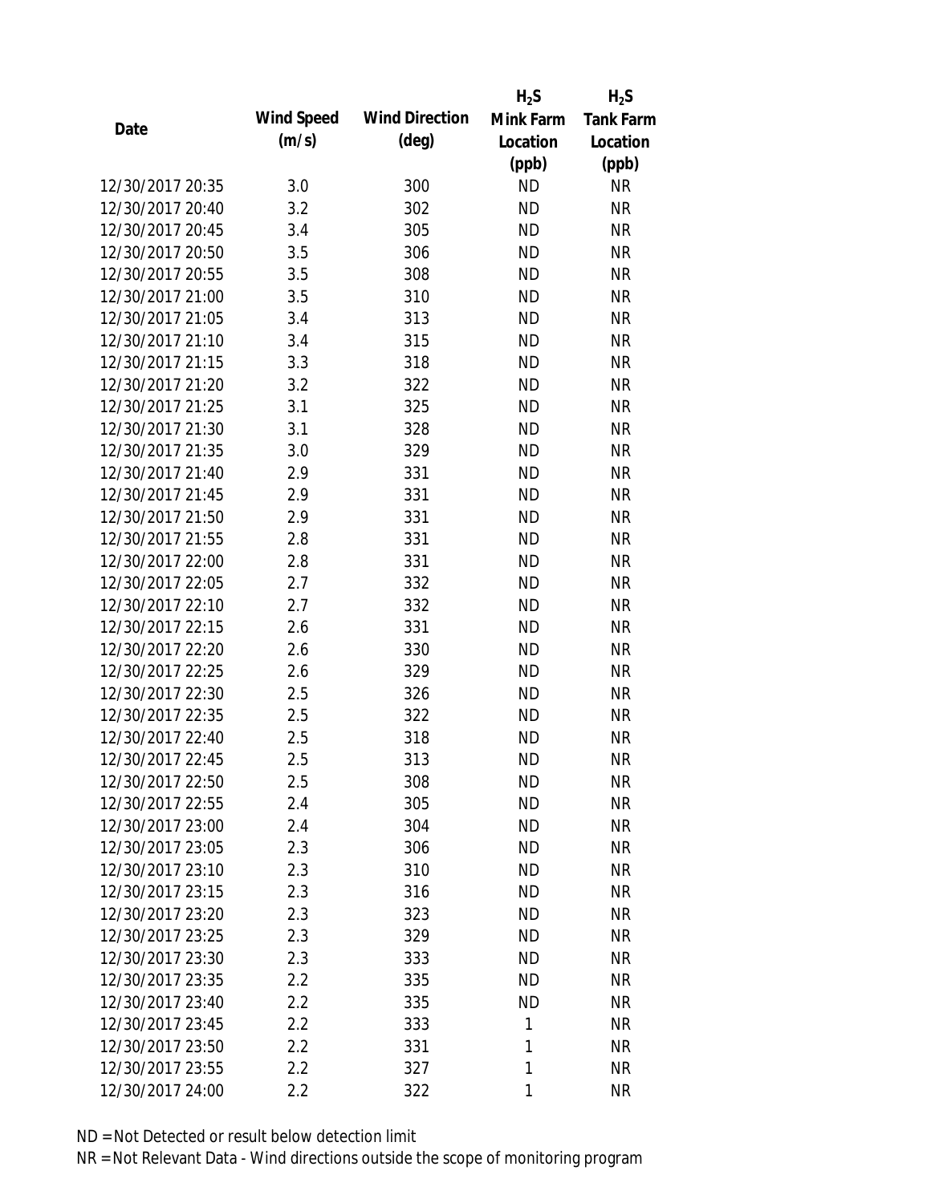| Date | Wind Speed (m/s) | Wind Direction (deg) | $H_2S$ Mink Farm Location (ppb) | $H_2S$ Tank Farm Location (ppb) |
|---|---|---|---|---|
| 12/30/2017 20:35 | 3.0 | 300 | ND | NR |
| 12/30/2017 20:40 | 3.2 | 302 | ND | NR |
| 12/30/2017 20:45 | 3.4 | 305 | ND | NR |
| 12/30/2017 20:50 | 3.5 | 306 | ND | NR |
| 12/30/2017 20:55 | 3.5 | 308 | ND | NR |
| 12/30/2017 21:00 | 3.5 | 310 | ND | NR |
| 12/30/2017 21:05 | 3.4 | 313 | ND | NR |
| 12/30/2017 21:10 | 3.4 | 315 | ND | NR |
| 12/30/2017 21:15 | 3.3 | 318 | ND | NR |
| 12/30/2017 21:20 | 3.2 | 322 | ND | NR |
| 12/30/2017 21:25 | 3.1 | 325 | ND | NR |
| 12/30/2017 21:30 | 3.1 | 328 | ND | NR |
| 12/30/2017 21:35 | 3.0 | 329 | ND | NR |
| 12/30/2017 21:40 | 2.9 | 331 | ND | NR |
| 12/30/2017 21:45 | 2.9 | 331 | ND | NR |
| 12/30/2017 21:50 | 2.9 | 331 | ND | NR |
| 12/30/2017 21:55 | 2.8 | 331 | ND | NR |
| 12/30/2017 22:00 | 2.8 | 331 | ND | NR |
| 12/30/2017 22:05 | 2.7 | 332 | ND | NR |
| 12/30/2017 22:10 | 2.7 | 332 | ND | NR |
| 12/30/2017 22:15 | 2.6 | 331 | ND | NR |
| 12/30/2017 22:20 | 2.6 | 330 | ND | NR |
| 12/30/2017 22:25 | 2.6 | 329 | ND | NR |
| 12/30/2017 22:30 | 2.5 | 326 | ND | NR |
| 12/30/2017 22:35 | 2.5 | 322 | ND | NR |
| 12/30/2017 22:40 | 2.5 | 318 | ND | NR |
| 12/30/2017 22:45 | 2.5 | 313 | ND | NR |
| 12/30/2017 22:50 | 2.5 | 308 | ND | NR |
| 12/30/2017 22:55 | 2.4 | 305 | ND | NR |
| 12/30/2017 23:00 | 2.4 | 304 | ND | NR |
| 12/30/2017 23:05 | 2.3 | 306 | ND | NR |
| 12/30/2017 23:10 | 2.3 | 310 | ND | NR |
| 12/30/2017 23:15 | 2.3 | 316 | ND | NR |
| 12/30/2017 23:20 | 2.3 | 323 | ND | NR |
| 12/30/2017 23:25 | 2.3 | 329 | ND | NR |
| 12/30/2017 23:30 | 2.3 | 333 | ND | NR |
| 12/30/2017 23:35 | 2.2 | 335 | ND | NR |
| 12/30/2017 23:40 | 2.2 | 335 | ND | NR |
| 12/30/2017 23:45 | 2.2 | 333 | 1 | NR |
| 12/30/2017 23:50 | 2.2 | 331 | 1 | NR |
| 12/30/2017 23:55 | 2.2 | 327 | 1 | NR |
| 12/30/2017 24:00 | 2.2 | 322 | 1 | NR |

ND = Not Detected or result below detection limit

NR = Not Relevant Data - Wind directions outside the scope of monitoring program